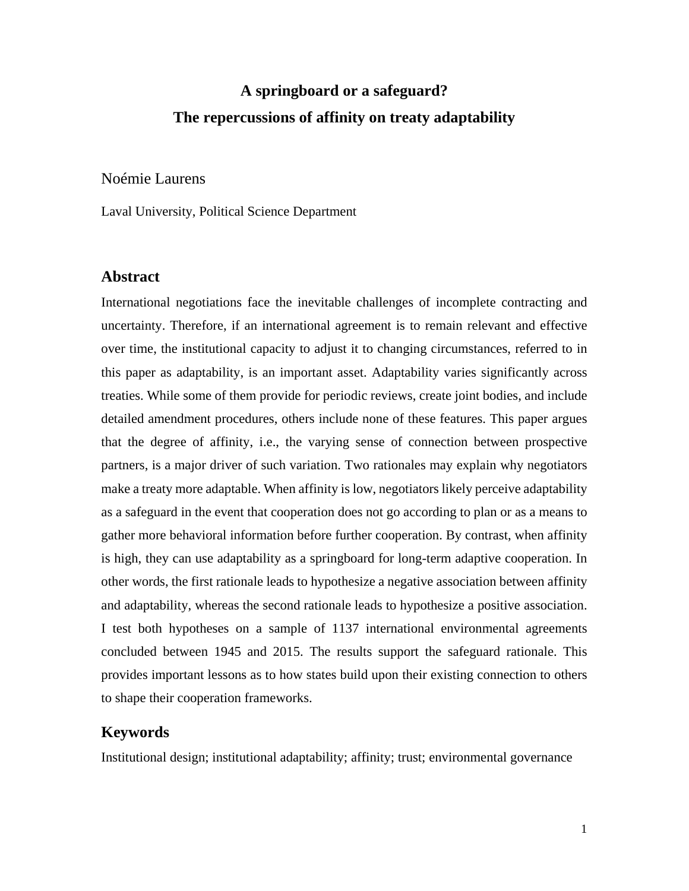# A springboard or a safeguard?
# The repercussions of affinity on treaty adaptability

Noémie Laurens

Laval University, Political Science Department

## Abstract

International negotiations face the inevitable challenges of incomplete contracting and uncertainty. Therefore, if an international agreement is to remain relevant and effective over time, the institutional capacity to adjust it to changing circumstances, referred to in this paper as adaptability, is an important asset. Adaptability varies significantly across treaties. While some of them provide for periodic reviews, create joint bodies, and include detailed amendment procedures, others include none of these features. This paper argues that the degree of affinity, i.e., the varying sense of connection between prospective partners, is a major driver of such variation. Two rationales may explain why negotiators make a treaty more adaptable. When affinity is low, negotiators likely perceive adaptability as a safeguard in the event that cooperation does not go according to plan or as a means to gather more behavioral information before further cooperation. By contrast, when affinity is high, they can use adaptability as a springboard for long-term adaptive cooperation. In other words, the first rationale leads to hypothesize a negative association between affinity and adaptability, whereas the second rationale leads to hypothesize a positive association. I test both hypotheses on a sample of 1137 international environmental agreements concluded between 1945 and 2015. The results support the safeguard rationale. This provides important lessons as to how states build upon their existing connection to others to shape their cooperation frameworks.

## Keywords

Institutional design; institutional adaptability; affinity; trust; environmental governance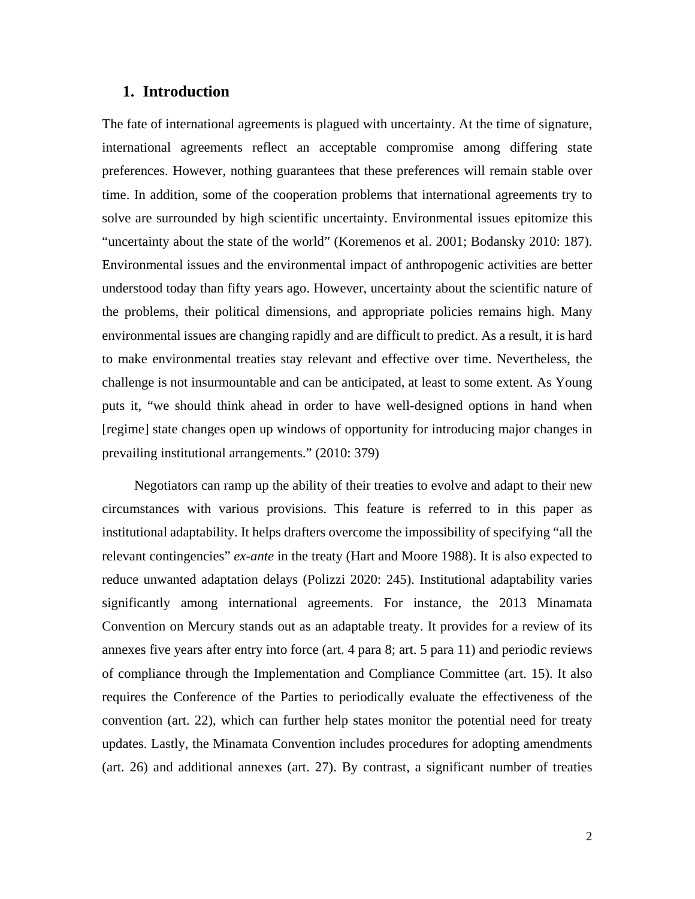## 1. Introduction

The fate of international agreements is plagued with uncertainty. At the time of signature, international agreements reflect an acceptable compromise among differing state preferences. However, nothing guarantees that these preferences will remain stable over time. In addition, some of the cooperation problems that international agreements try to solve are surrounded by high scientific uncertainty. Environmental issues epitomize this "uncertainty about the state of the world" (Koremenos et al. 2001; Bodansky 2010: 187). Environmental issues and the environmental impact of anthropogenic activities are better understood today than fifty years ago. However, uncertainty about the scientific nature of the problems, their political dimensions, and appropriate policies remains high. Many environmental issues are changing rapidly and are difficult to predict. As a result, it is hard to make environmental treaties stay relevant and effective over time. Nevertheless, the challenge is not insurmountable and can be anticipated, at least to some extent. As Young puts it, "we should think ahead in order to have well-designed options in hand when [regime] state changes open up windows of opportunity for introducing major changes in prevailing institutional arrangements." (2010: 379)

Negotiators can ramp up the ability of their treaties to evolve and adapt to their new circumstances with various provisions. This feature is referred to in this paper as institutional adaptability. It helps drafters overcome the impossibility of specifying "all the relevant contingencies" *ex-ante* in the treaty (Hart and Moore 1988). It is also expected to reduce unwanted adaptation delays (Polizzi 2020: 245). Institutional adaptability varies significantly among international agreements. For instance, the 2013 Minamata Convention on Mercury stands out as an adaptable treaty. It provides for a review of its annexes five years after entry into force (art. 4 para 8; art. 5 para 11) and periodic reviews of compliance through the Implementation and Compliance Committee (art. 15). It also requires the Conference of the Parties to periodically evaluate the effectiveness of the convention (art. 22), which can further help states monitor the potential need for treaty updates. Lastly, the Minamata Convention includes procedures for adopting amendments (art. 26) and additional annexes (art. 27). By contrast, a significant number of treaties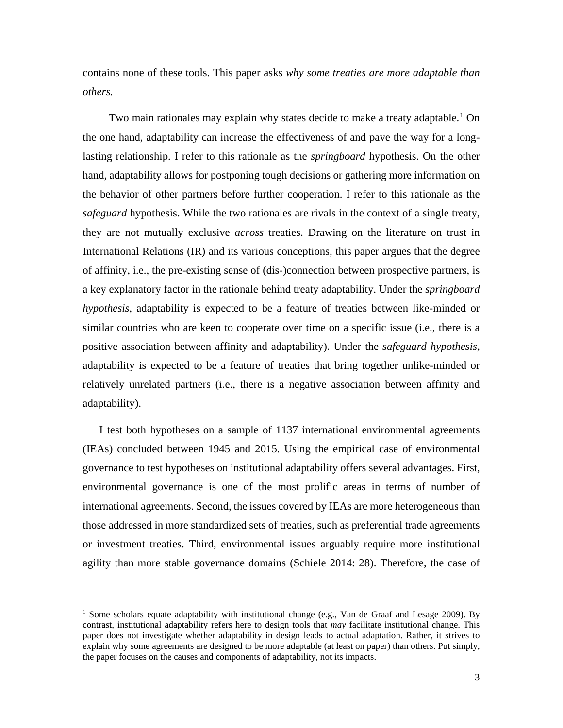contains none of these tools. This paper asks *why some treaties are more adaptable than others.*

Two main rationales may explain why states decide to make a treaty adaptable.[1] On the one hand, adaptability can increase the effectiveness of and pave the way for a long-lasting relationship. I refer to this rationale as the *springboard* hypothesis. On the other hand, adaptability allows for postponing tough decisions or gathering more information on the behavior of other partners before further cooperation. I refer to this rationale as the *safeguard* hypothesis. While the two rationales are rivals in the context of a single treaty, they are not mutually exclusive *across* treaties. Drawing on the literature on trust in International Relations (IR) and its various conceptions, this paper argues that the degree of affinity, i.e., the pre-existing sense of (dis-)connection between prospective partners, is a key explanatory factor in the rationale behind treaty adaptability. Under the *springboard hypothesis*, adaptability is expected to be a feature of treaties between like-minded or similar countries who are keen to cooperate over time on a specific issue (i.e., there is a positive association between affinity and adaptability). Under the *safeguard hypothesis*, adaptability is expected to be a feature of treaties that bring together unlike-minded or relatively unrelated partners (i.e., there is a negative association between affinity and adaptability).

I test both hypotheses on a sample of 1137 international environmental agreements (IEAs) concluded between 1945 and 2015. Using the empirical case of environmental governance to test hypotheses on institutional adaptability offers several advantages. First, environmental governance is one of the most prolific areas in terms of number of international agreements. Second, the issues covered by IEAs are more heterogeneous than those addressed in more standardized sets of treaties, such as preferential trade agreements or investment treaties. Third, environmental issues arguably require more institutional agility than more stable governance domains (Schiele 2014: 28). Therefore, the case of

[1] Some scholars equate adaptability with institutional change (e.g., Van de Graaf and Lesage 2009). By contrast, institutional adaptability refers here to design tools that *may* facilitate institutional change. This paper does not investigate whether adaptability in design leads to actual adaptation. Rather, it strives to explain why some agreements are designed to be more adaptable (at least on paper) than others. Put simply, the paper focuses on the causes and components of adaptability, not its impacts.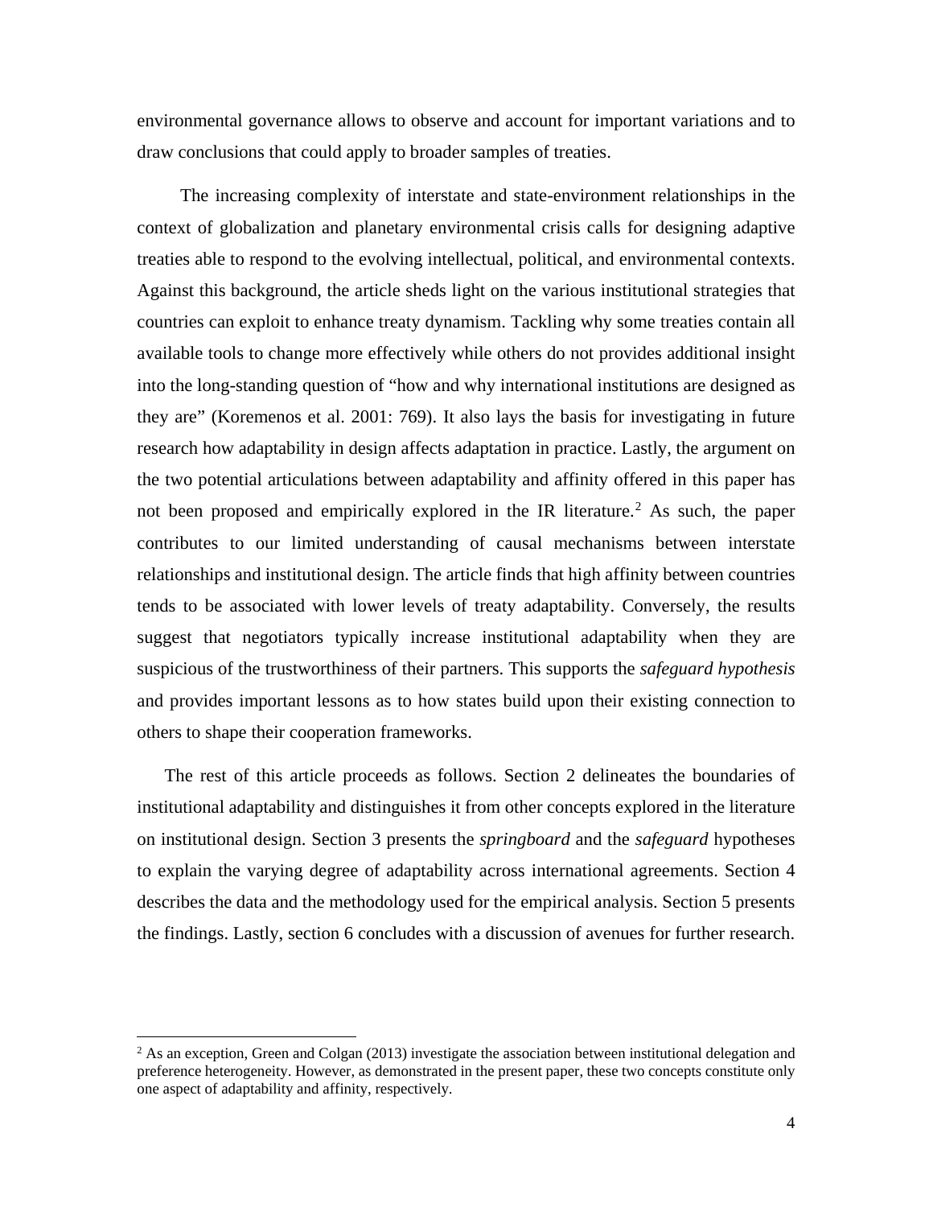environmental governance allows to observe and account for important variations and to draw conclusions that could apply to broader samples of treaties.

The increasing complexity of interstate and state-environment relationships in the context of globalization and planetary environmental crisis calls for designing adaptive treaties able to respond to the evolving intellectual, political, and environmental contexts. Against this background, the article sheds light on the various institutional strategies that countries can exploit to enhance treaty dynamism. Tackling why some treaties contain all available tools to change more effectively while others do not provides additional insight into the long-standing question of "how and why international institutions are designed as they are" (Koremenos et al. 2001: 769). It also lays the basis for investigating in future research how adaptability in design affects adaptation in practice. Lastly, the argument on the two potential articulations between adaptability and affinity offered in this paper has not been proposed and empirically explored in the IR literature.[2] As such, the paper contributes to our limited understanding of causal mechanisms between interstate relationships and institutional design. The article finds that high affinity between countries tends to be associated with lower levels of treaty adaptability. Conversely, the results suggest that negotiators typically increase institutional adaptability when they are suspicious of the trustworthiness of their partners. This supports the *safeguard hypothesis* and provides important lessons as to how states build upon their existing connection to others to shape their cooperation frameworks.

The rest of this article proceeds as follows. Section 2 delineates the boundaries of institutional adaptability and distinguishes it from other concepts explored in the literature on institutional design. Section 3 presents the *springboard* and the *safeguard* hypotheses to explain the varying degree of adaptability across international agreements. Section 4 describes the data and the methodology used for the empirical analysis. Section 5 presents the findings. Lastly, section 6 concludes with a discussion of avenues for further research.

[2] As an exception, Green and Colgan (2013) investigate the association between institutional delegation and preference heterogeneity. However, as demonstrated in the present paper, these two concepts constitute only one aspect of adaptability and affinity, respectively.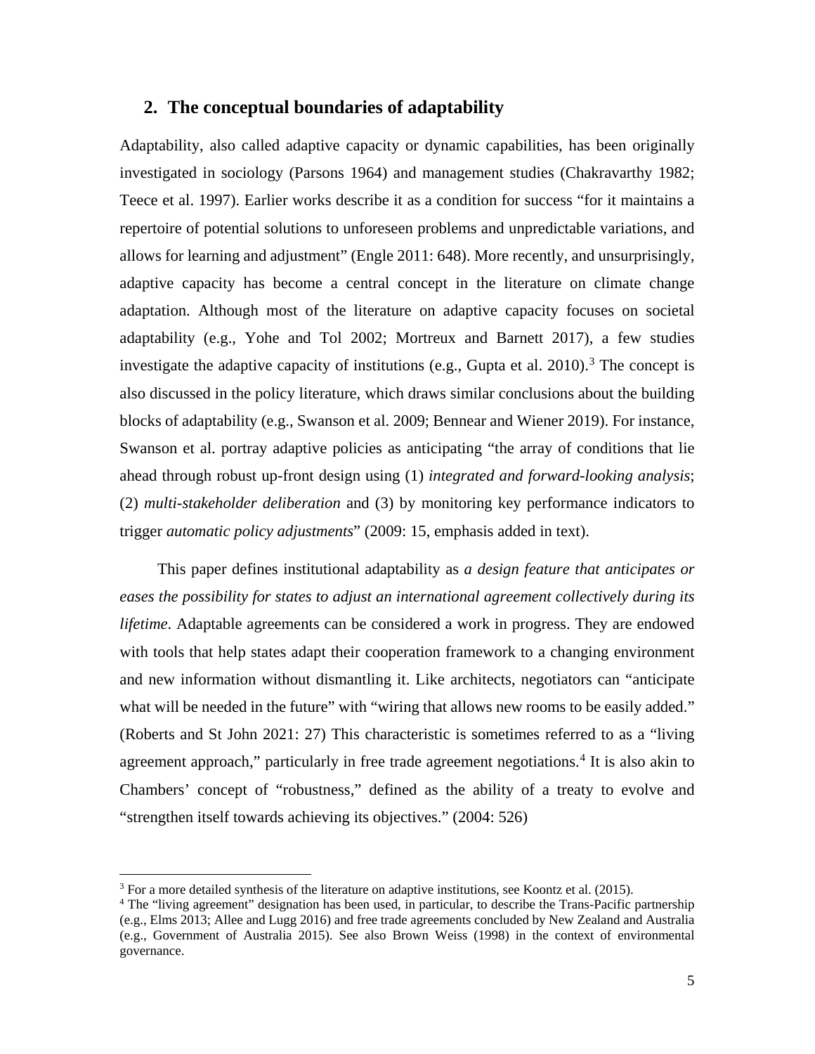## 2. The conceptual boundaries of adaptability

Adaptability, also called adaptive capacity or dynamic capabilities, has been originally investigated in sociology (Parsons 1964) and management studies (Chakravarthy 1982; Teece et al. 1997). Earlier works describe it as a condition for success "for it maintains a repertoire of potential solutions to unforeseen problems and unpredictable variations, and allows for learning and adjustment" (Engle 2011: 648). More recently, and unsurprisingly, adaptive capacity has become a central concept in the literature on climate change adaptation. Although most of the literature on adaptive capacity focuses on societal adaptability (e.g., Yohe and Tol 2002; Mortreux and Barnett 2017), a few studies investigate the adaptive capacity of institutions (e.g., Gupta et al. 2010).[3] The concept is also discussed in the policy literature, which draws similar conclusions about the building blocks of adaptability (e.g., Swanson et al. 2009; Bennear and Wiener 2019). For instance, Swanson et al. portray adaptive policies as anticipating "the array of conditions that lie ahead through robust up-front design using (1) *integrated and forward-looking analysis*; (2) *multi-stakeholder deliberation* and (3) by monitoring key performance indicators to trigger *automatic policy adjustments*" (2009: 15, emphasis added in text).

This paper defines institutional adaptability as *a design feature that anticipates or eases the possibility for states to adjust an international agreement collectively during its lifetime*. Adaptable agreements can be considered a work in progress. They are endowed with tools that help states adapt their cooperation framework to a changing environment and new information without dismantling it. Like architects, negotiators can "anticipate what will be needed in the future" with "wiring that allows new rooms to be easily added." (Roberts and St John 2021: 27) This characteristic is sometimes referred to as a "living agreement approach," particularly in free trade agreement negotiations.[4] It is also akin to Chambers' concept of "robustness," defined as the ability of a treaty to evolve and "strengthen itself towards achieving its objectives." (2004: 526)

---

[3] For a more detailed synthesis of the literature on adaptive institutions, see Koontz et al. (2015).

[4] The "living agreement" designation has been used, in particular, to describe the Trans-Pacific partnership (e.g., Elms 2013; Allee and Lugg 2016) and free trade agreements concluded by New Zealand and Australia (e.g., Government of Australia 2015). See also Brown Weiss (1998) in the context of environmental governance.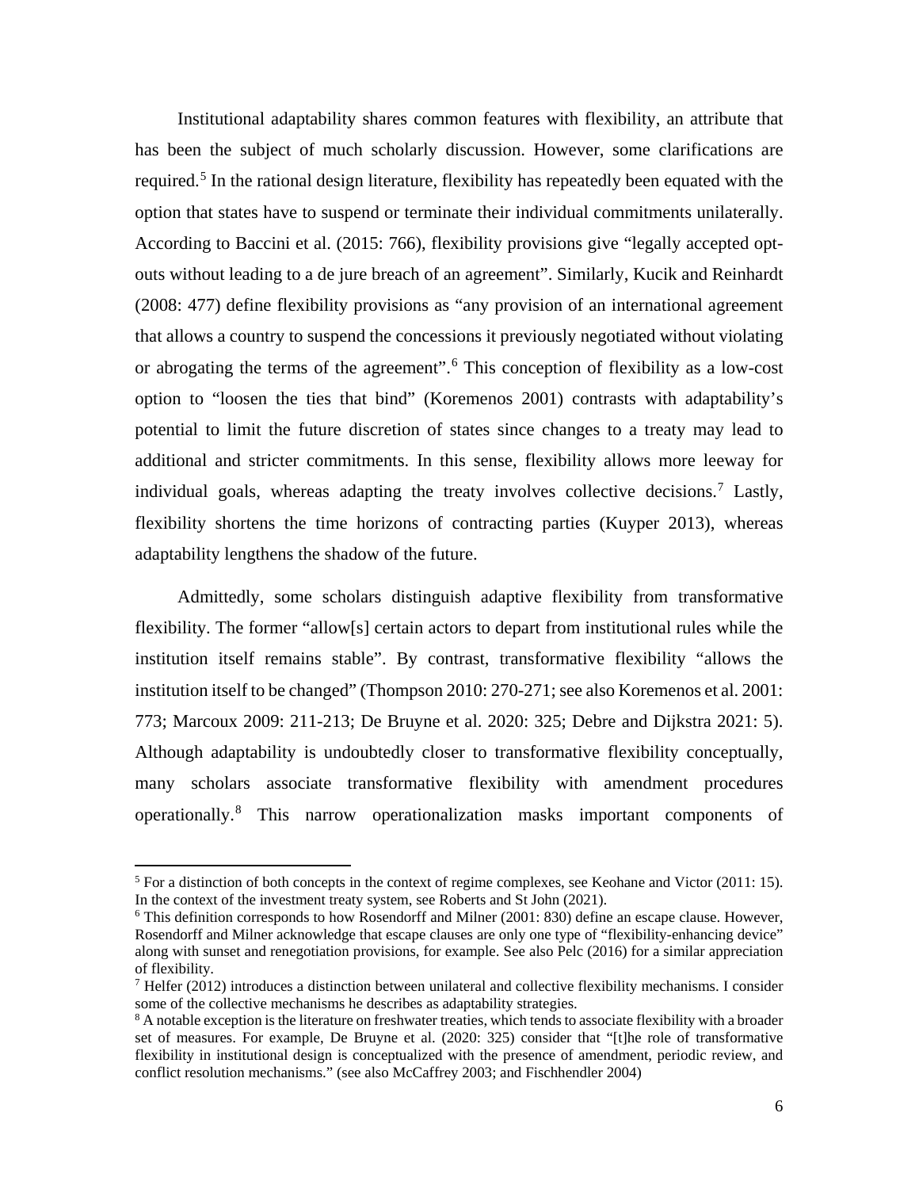Institutional adaptability shares common features with flexibility, an attribute that has been the subject of much scholarly discussion. However, some clarifications are required.[5] In the rational design literature, flexibility has repeatedly been equated with the option that states have to suspend or terminate their individual commitments unilaterally. According to Baccini et al. (2015: 766), flexibility provisions give "legally accepted opt-outs without leading to a de jure breach of an agreement". Similarly, Kucik and Reinhardt (2008: 477) define flexibility provisions as "any provision of an international agreement that allows a country to suspend the concessions it previously negotiated without violating or abrogating the terms of the agreement".[6] This conception of flexibility as a low-cost option to "loosen the ties that bind" (Koremenos 2001) contrasts with adaptability's potential to limit the future discretion of states since changes to a treaty may lead to additional and stricter commitments. In this sense, flexibility allows more leeway for individual goals, whereas adapting the treaty involves collective decisions.[7] Lastly, flexibility shortens the time horizons of contracting parties (Kuyper 2013), whereas adaptability lengthens the shadow of the future.

Admittedly, some scholars distinguish adaptive flexibility from transformative flexibility. The former "allow[s] certain actors to depart from institutional rules while the institution itself remains stable". By contrast, transformative flexibility "allows the institution itself to be changed" (Thompson 2010: 270-271; see also Koremenos et al. 2001: 773; Marcoux 2009: 211-213; De Bruyne et al. 2020: 325; Debre and Dijkstra 2021: 5). Although adaptability is undoubtedly closer to transformative flexibility conceptually, many scholars associate transformative flexibility with amendment procedures operationally.[8] This narrow operationalization masks important components of

---

[5] For a distinction of both concepts in the context of regime complexes, see Keohane and Victor (2011: 15). In the context of the investment treaty system, see Roberts and St John (2021).

[6] This definition corresponds to how Rosendorff and Milner (2001: 830) define an escape clause. However, Rosendorff and Milner acknowledge that escape clauses are only one type of "flexibility-enhancing device" along with sunset and renegotiation provisions, for example. See also Pelc (2016) for a similar appreciation of flexibility.

[7] Helfer (2012) introduces a distinction between unilateral and collective flexibility mechanisms. I consider some of the collective mechanisms he describes as adaptability strategies.

[8] A notable exception is the literature on freshwater treaties, which tends to associate flexibility with a broader set of measures. For example, De Bruyne et al. (2020: 325) consider that "[t]he role of transformative flexibility in institutional design is conceptualized with the presence of amendment, periodic review, and conflict resolution mechanisms." (see also McCaffrey 2003; and Fischhendler 2004)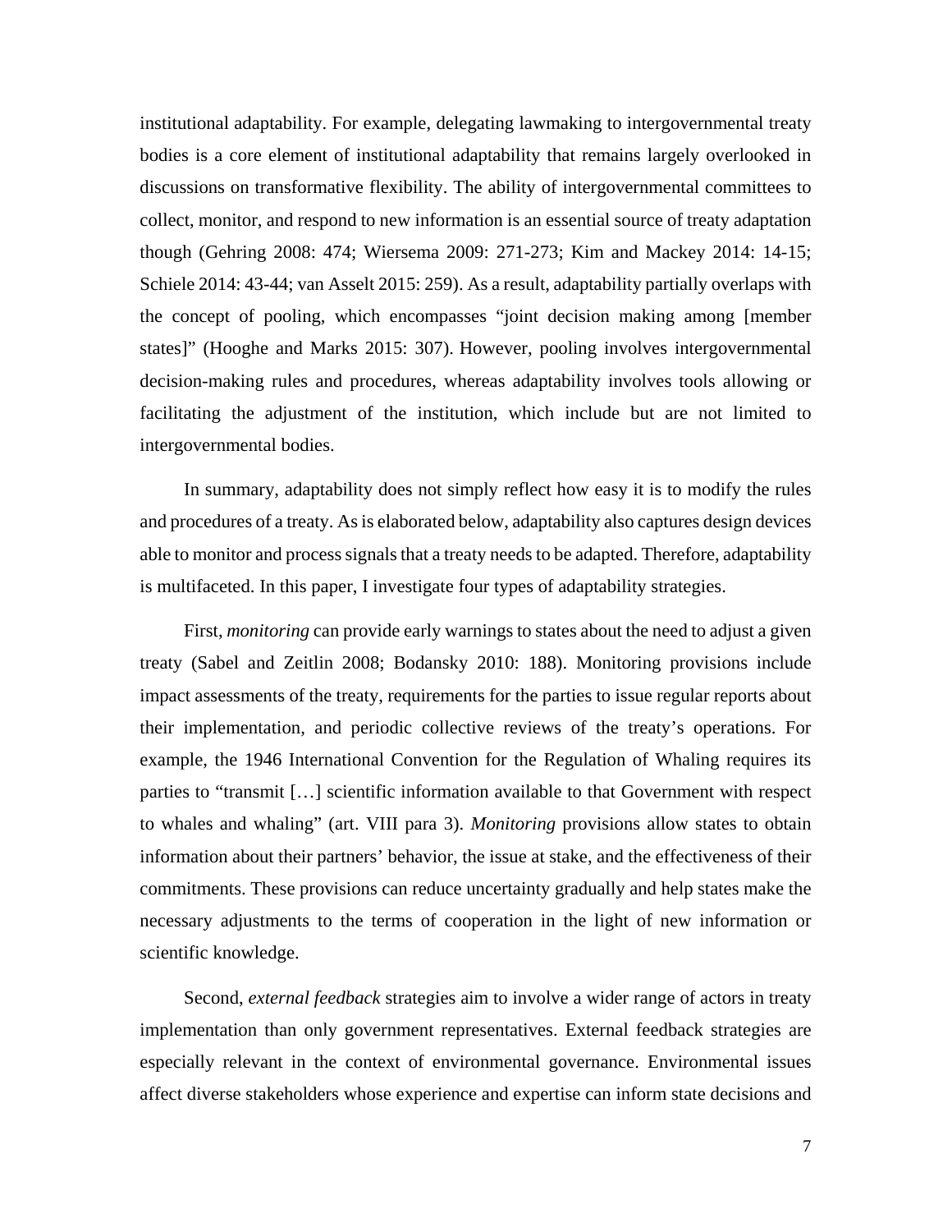institutional adaptability. For example, delegating lawmaking to intergovernmental treaty bodies is a core element of institutional adaptability that remains largely overlooked in discussions on transformative flexibility. The ability of intergovernmental committees to collect, monitor, and respond to new information is an essential source of treaty adaptation though (Gehring 2008: 474; Wiersema 2009: 271-273; Kim and Mackey 2014: 14-15; Schiele 2014: 43-44; van Asselt 2015: 259). As a result, adaptability partially overlaps with the concept of pooling, which encompasses "joint decision making among [member states]" (Hooghe and Marks 2015: 307). However, pooling involves intergovernmental decision-making rules and procedures, whereas adaptability involves tools allowing or facilitating the adjustment of the institution, which include but are not limited to intergovernmental bodies.

In summary, adaptability does not simply reflect how easy it is to modify the rules and procedures of a treaty. As is elaborated below, adaptability also captures design devices able to monitor and process signals that a treaty needs to be adapted. Therefore, adaptability is multifaceted. In this paper, I investigate four types of adaptability strategies.

First, *monitoring* can provide early warnings to states about the need to adjust a given treaty (Sabel and Zeitlin 2008; Bodansky 2010: 188). Monitoring provisions include impact assessments of the treaty, requirements for the parties to issue regular reports about their implementation, and periodic collective reviews of the treaty's operations. For example, the 1946 International Convention for the Regulation of Whaling requires its parties to "transmit […] scientific information available to that Government with respect to whales and whaling" (art. VIII para 3). *Monitoring* provisions allow states to obtain information about their partners' behavior, the issue at stake, and the effectiveness of their commitments. These provisions can reduce uncertainty gradually and help states make the necessary adjustments to the terms of cooperation in the light of new information or scientific knowledge.

Second, *external feedback* strategies aim to involve a wider range of actors in treaty implementation than only government representatives. External feedback strategies are especially relevant in the context of environmental governance. Environmental issues affect diverse stakeholders whose experience and expertise can inform state decisions and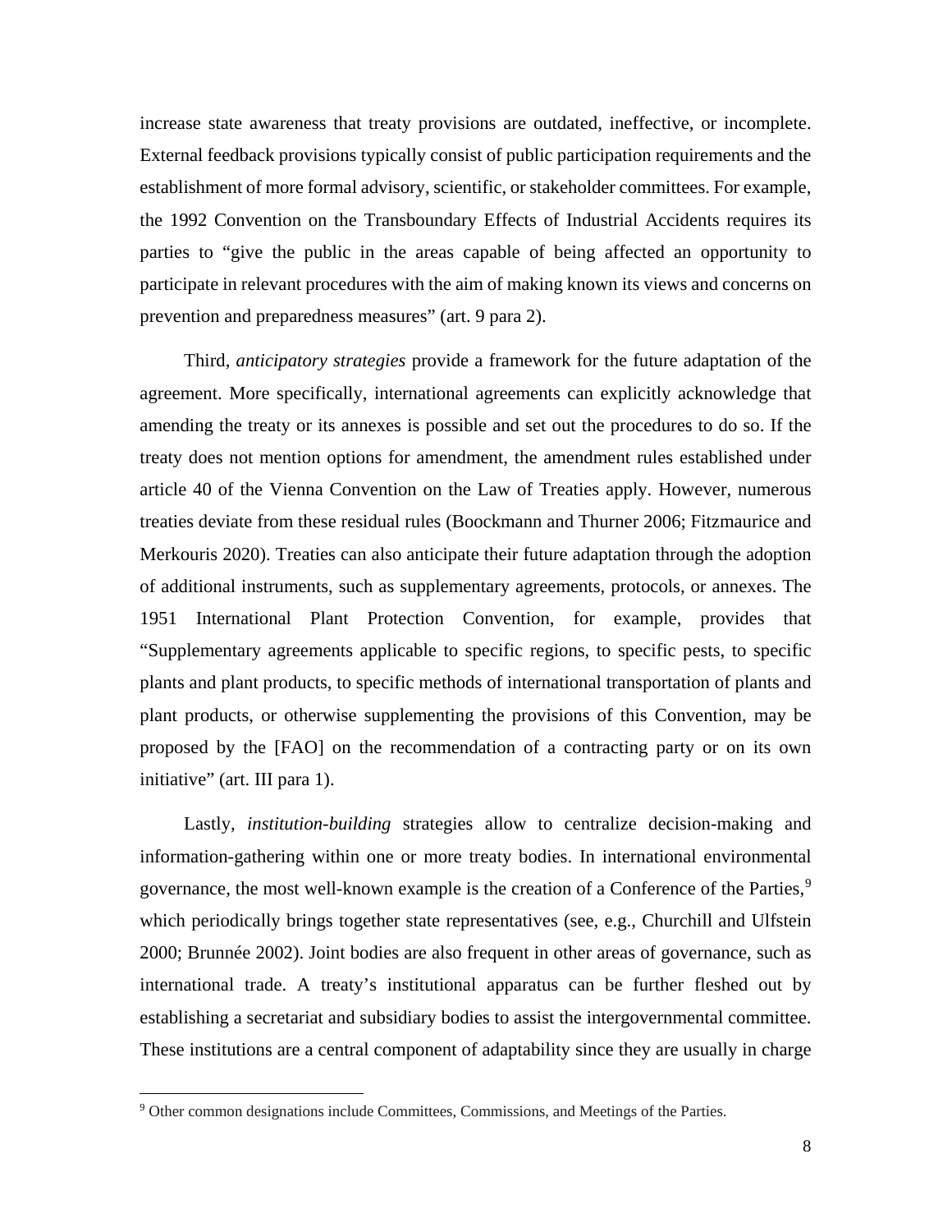increase state awareness that treaty provisions are outdated, ineffective, or incomplete. External feedback provisions typically consist of public participation requirements and the establishment of more formal advisory, scientific, or stakeholder committees. For example, the 1992 Convention on the Transboundary Effects of Industrial Accidents requires its parties to "give the public in the areas capable of being affected an opportunity to participate in relevant procedures with the aim of making known its views and concerns on prevention and preparedness measures" (art. 9 para 2).

Third, *anticipatory strategies* provide a framework for the future adaptation of the agreement. More specifically, international agreements can explicitly acknowledge that amending the treaty or its annexes is possible and set out the procedures to do so. If the treaty does not mention options for amendment, the amendment rules established under article 40 of the Vienna Convention on the Law of Treaties apply. However, numerous treaties deviate from these residual rules (Boockmann and Thurner 2006; Fitzmaurice and Merkouris 2020). Treaties can also anticipate their future adaptation through the adoption of additional instruments, such as supplementary agreements, protocols, or annexes. The 1951 International Plant Protection Convention, for example, provides that "Supplementary agreements applicable to specific regions, to specific pests, to specific plants and plant products, to specific methods of international transportation of plants and plant products, or otherwise supplementing the provisions of this Convention, may be proposed by the [FAO] on the recommendation of a contracting party or on its own initiative" (art. III para 1).

Lastly, *institution-building* strategies allow to centralize decision-making and information-gathering within one or more treaty bodies. In international environmental governance, the most well-known example is the creation of a Conference of the Parties,[9] which periodically brings together state representatives (see, e.g., Churchill and Ulfstein 2000; Brunnée 2002). Joint bodies are also frequent in other areas of governance, such as international trade. A treaty's institutional apparatus can be further fleshed out by establishing a secretariat and subsidiary bodies to assist the intergovernmental committee. These institutions are a central component of adaptability since they are usually in charge

[9] Other common designations include Committees, Commissions, and Meetings of the Parties.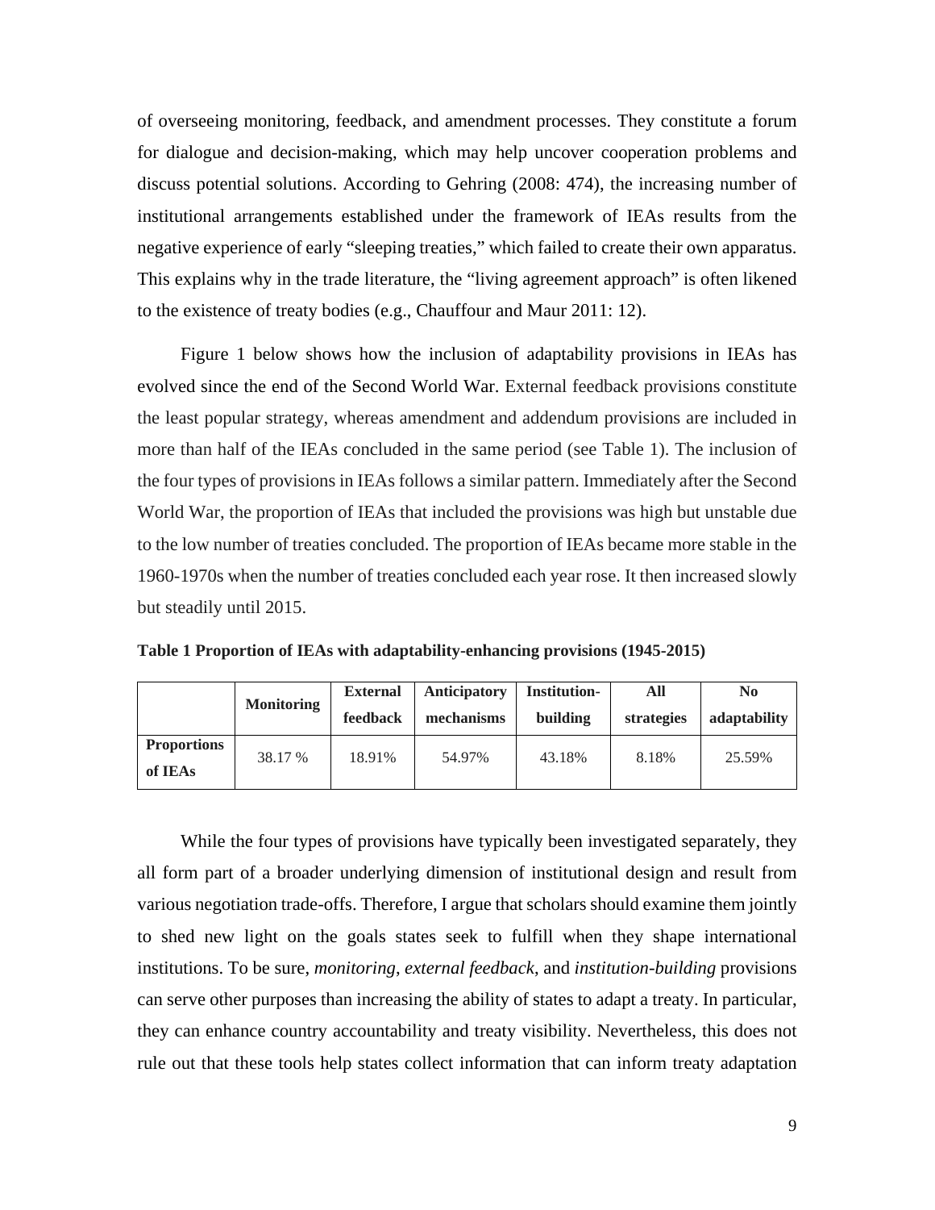of overseeing monitoring, feedback, and amendment processes. They constitute a forum for dialogue and decision-making, which may help uncover cooperation problems and discuss potential solutions. According to Gehring (2008: 474), the increasing number of institutional arrangements established under the framework of IEAs results from the negative experience of early "sleeping treaties," which failed to create their own apparatus. This explains why in the trade literature, the "living agreement approach" is often likened to the existence of treaty bodies (e.g., Chauffour and Maur 2011: 12).

Figure 1 below shows how the inclusion of adaptability provisions in IEAs has evolved since the end of the Second World War. External feedback provisions constitute the least popular strategy, whereas amendment and addendum provisions are included in more than half of the IEAs concluded in the same period (see Table 1). The inclusion of the four types of provisions in IEAs follows a similar pattern. Immediately after the Second World War, the proportion of IEAs that included the provisions was high but unstable due to the low number of treaties concluded. The proportion of IEAs became more stable in the 1960-1970s when the number of treaties concluded each year rose. It then increased slowly but steadily until 2015.

**Table 1 Proportion of IEAs with adaptability-enhancing provisions (1945-2015)**

| | Monitoring | External feedback | Anticipatory mechanisms | Institution-building | All strategies | No adaptability |
|---|---|---|---|---|---|---|
| **Proportions of IEAs** | 38.17 % | 18.91% | 54.97% | 43.18% | 8.18% | 25.59% |

While the four types of provisions have typically been investigated separately, they all form part of a broader underlying dimension of institutional design and result from various negotiation trade-offs. Therefore, I argue that scholars should examine them jointly to shed new light on the goals states seek to fulfill when they shape international institutions. To be sure, *monitoring*, *external feedback*, and *institution-building* provisions can serve other purposes than increasing the ability of states to adapt a treaty. In particular, they can enhance country accountability and treaty visibility. Nevertheless, this does not rule out that these tools help states collect information that can inform treaty adaptation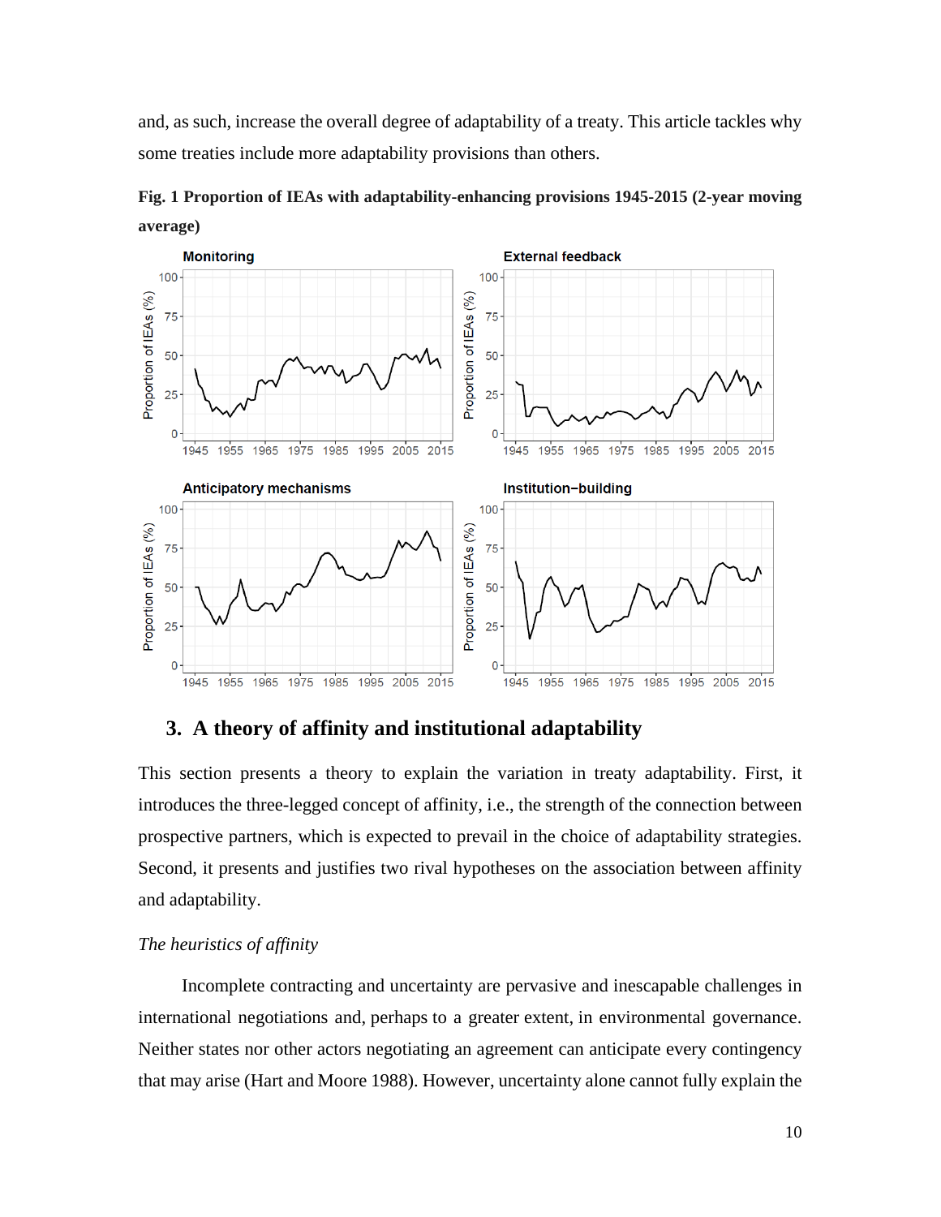and, as such, increase the overall degree of adaptability of a treaty. This article tackles why some treaties include more adaptability provisions than others.

**Fig. 1 Proportion of IEAs with adaptability-enhancing provisions 1945-2015 (2-year moving average)**

## 3. A theory of affinity and institutional adaptability

This section presents a theory to explain the variation in treaty adaptability. First, it introduces the three-legged concept of affinity, i.e., the strength of the connection between prospective partners, which is expected to prevail in the choice of adaptability strategies. Second, it presents and justifies two rival hypotheses on the association between affinity and adaptability.

*The heuristics of affinity*

Incomplete contracting and uncertainty are pervasive and inescapable challenges in international negotiations and, perhaps to a greater extent, in environmental governance. Neither states nor other actors negotiating an agreement can anticipate every contingency that may arise (Hart and Moore 1988). However, uncertainty alone cannot fully explain the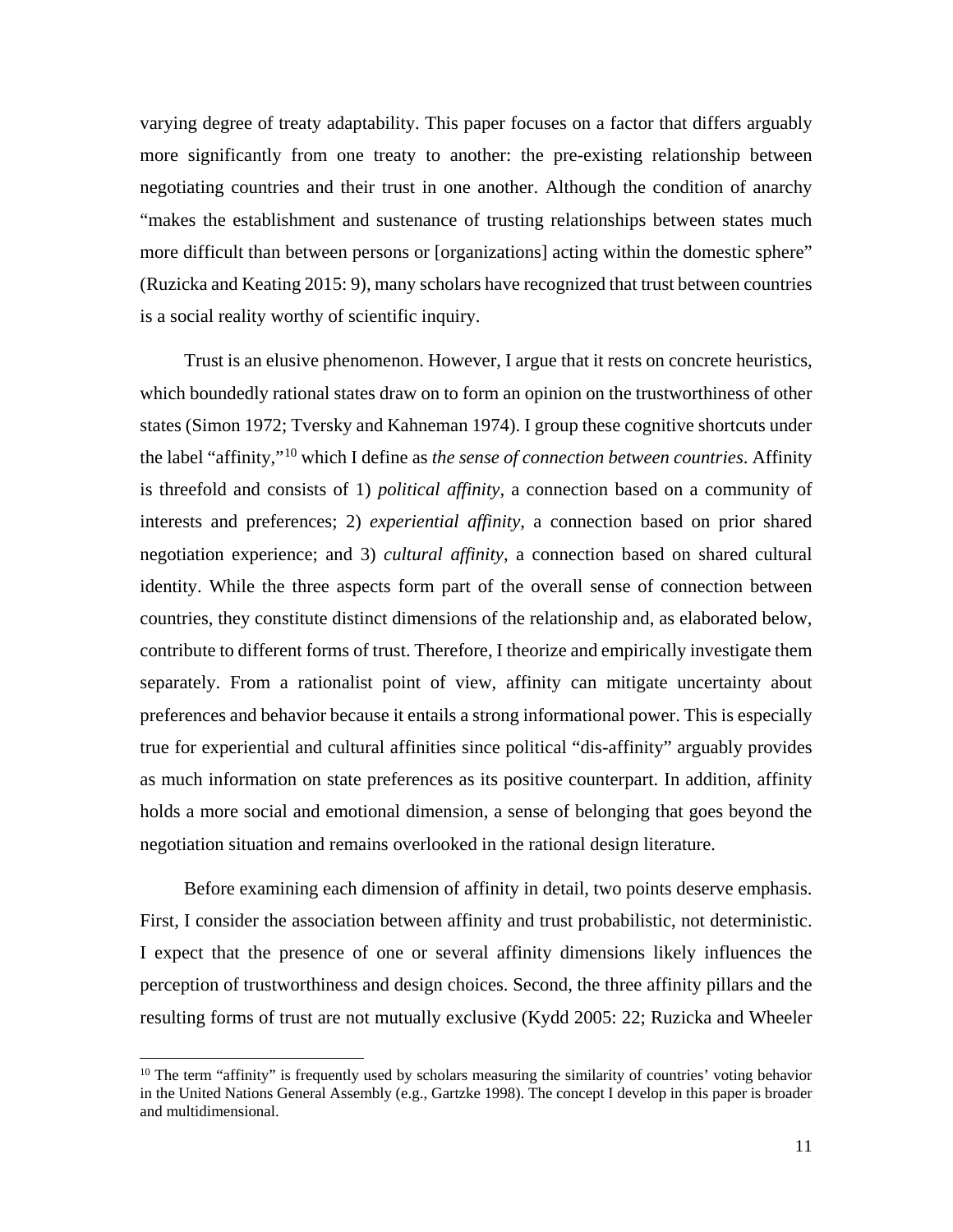varying degree of treaty adaptability. This paper focuses on a factor that differs arguably more significantly from one treaty to another: the pre-existing relationship between negotiating countries and their trust in one another. Although the condition of anarchy "makes the establishment and sustenance of trusting relationships between states much more difficult than between persons or [organizations] acting within the domestic sphere" (Ruzicka and Keating 2015: 9), many scholars have recognized that trust between countries is a social reality worthy of scientific inquiry.

Trust is an elusive phenomenon. However, I argue that it rests on concrete heuristics, which boundedly rational states draw on to form an opinion on the trustworthiness of other states (Simon 1972; Tversky and Kahneman 1974). I group these cognitive shortcuts under the label "affinity,"[10] which I define as *the sense of connection between countries*. Affinity is threefold and consists of 1) *political affinity*, a connection based on a community of interests and preferences; 2) *experiential affinity*, a connection based on prior shared negotiation experience; and 3) *cultural affinity*, a connection based on shared cultural identity. While the three aspects form part of the overall sense of connection between countries, they constitute distinct dimensions of the relationship and, as elaborated below, contribute to different forms of trust. Therefore, I theorize and empirically investigate them separately. From a rationalist point of view, affinity can mitigate uncertainty about preferences and behavior because it entails a strong informational power. This is especially true for experiential and cultural affinities since political "dis-affinity" arguably provides as much information on state preferences as its positive counterpart. In addition, affinity holds a more social and emotional dimension, a sense of belonging that goes beyond the negotiation situation and remains overlooked in the rational design literature.

Before examining each dimension of affinity in detail, two points deserve emphasis. First, I consider the association between affinity and trust probabilistic, not deterministic. I expect that the presence of one or several affinity dimensions likely influences the perception of trustworthiness and design choices. Second, the three affinity pillars and the resulting forms of trust are not mutually exclusive (Kydd 2005: 22; Ruzicka and Wheeler

[10] The term "affinity" is frequently used by scholars measuring the similarity of countries' voting behavior in the United Nations General Assembly (e.g., Gartzke 1998). The concept I develop in this paper is broader and multidimensional.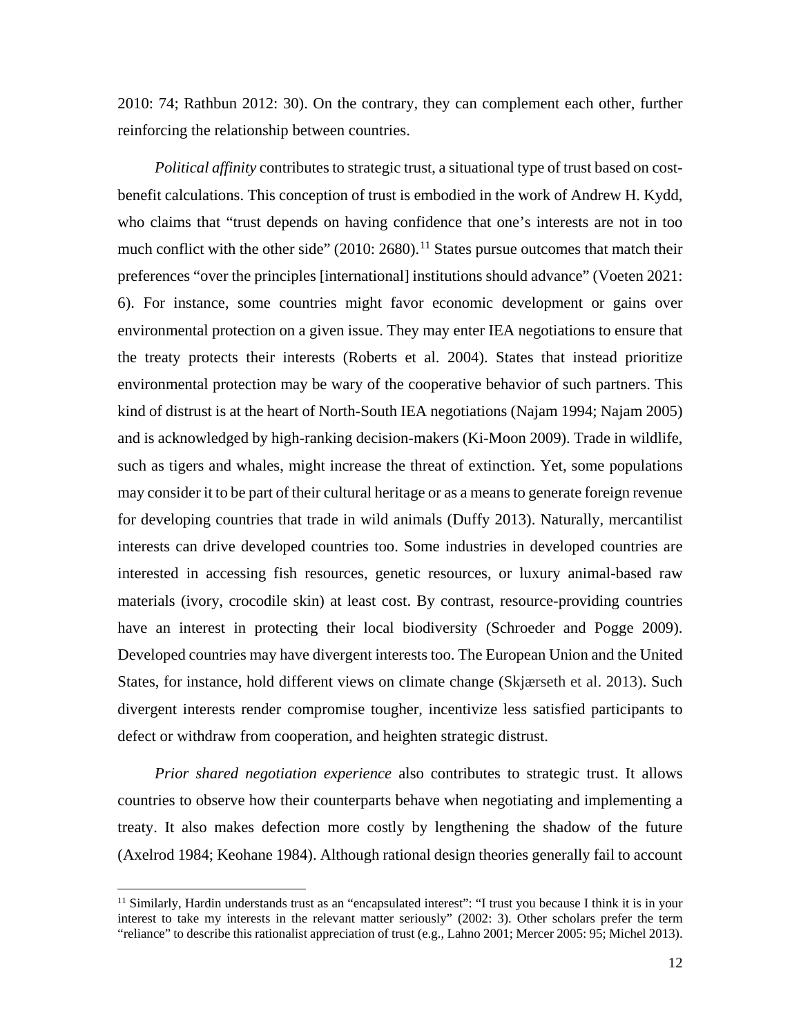2010: 74; Rathbun 2012: 30). On the contrary, they can complement each other, further reinforcing the relationship between countries.

*Political affinity* contributes to strategic trust, a situational type of trust based on cost-benefit calculations. This conception of trust is embodied in the work of Andrew H. Kydd, who claims that "trust depends on having confidence that one's interests are not in too much conflict with the other side" (2010: 2680).[11] States pursue outcomes that match their preferences "over the principles [international] institutions should advance" (Voeten 2021: 6). For instance, some countries might favor economic development or gains over environmental protection on a given issue. They may enter IEA negotiations to ensure that the treaty protects their interests (Roberts et al. 2004). States that instead prioritize environmental protection may be wary of the cooperative behavior of such partners. This kind of distrust is at the heart of North-South IEA negotiations (Najam 1994; Najam 2005) and is acknowledged by high-ranking decision-makers (Ki-Moon 2009). Trade in wildlife, such as tigers and whales, might increase the threat of extinction. Yet, some populations may consider it to be part of their cultural heritage or as a means to generate foreign revenue for developing countries that trade in wild animals (Duffy 2013). Naturally, mercantilist interests can drive developed countries too. Some industries in developed countries are interested in accessing fish resources, genetic resources, or luxury animal-based raw materials (ivory, crocodile skin) at least cost. By contrast, resource-providing countries have an interest in protecting their local biodiversity (Schroeder and Pogge 2009). Developed countries may have divergent interests too. The European Union and the United States, for instance, hold different views on climate change (Skjærseth et al. 2013). Such divergent interests render compromise tougher, incentivize less satisfied participants to defect or withdraw from cooperation, and heighten strategic distrust.

*Prior shared negotiation experience* also contributes to strategic trust. It allows countries to observe how their counterparts behave when negotiating and implementing a treaty. It also makes defection more costly by lengthening the shadow of the future (Axelrod 1984; Keohane 1984). Although rational design theories generally fail to account

[11] Similarly, Hardin understands trust as an "encapsulated interest": "I trust you because I think it is in your interest to take my interests in the relevant matter seriously" (2002: 3). Other scholars prefer the term "reliance" to describe this rationalist appreciation of trust (e.g., Lahno 2001; Mercer 2005: 95; Michel 2013).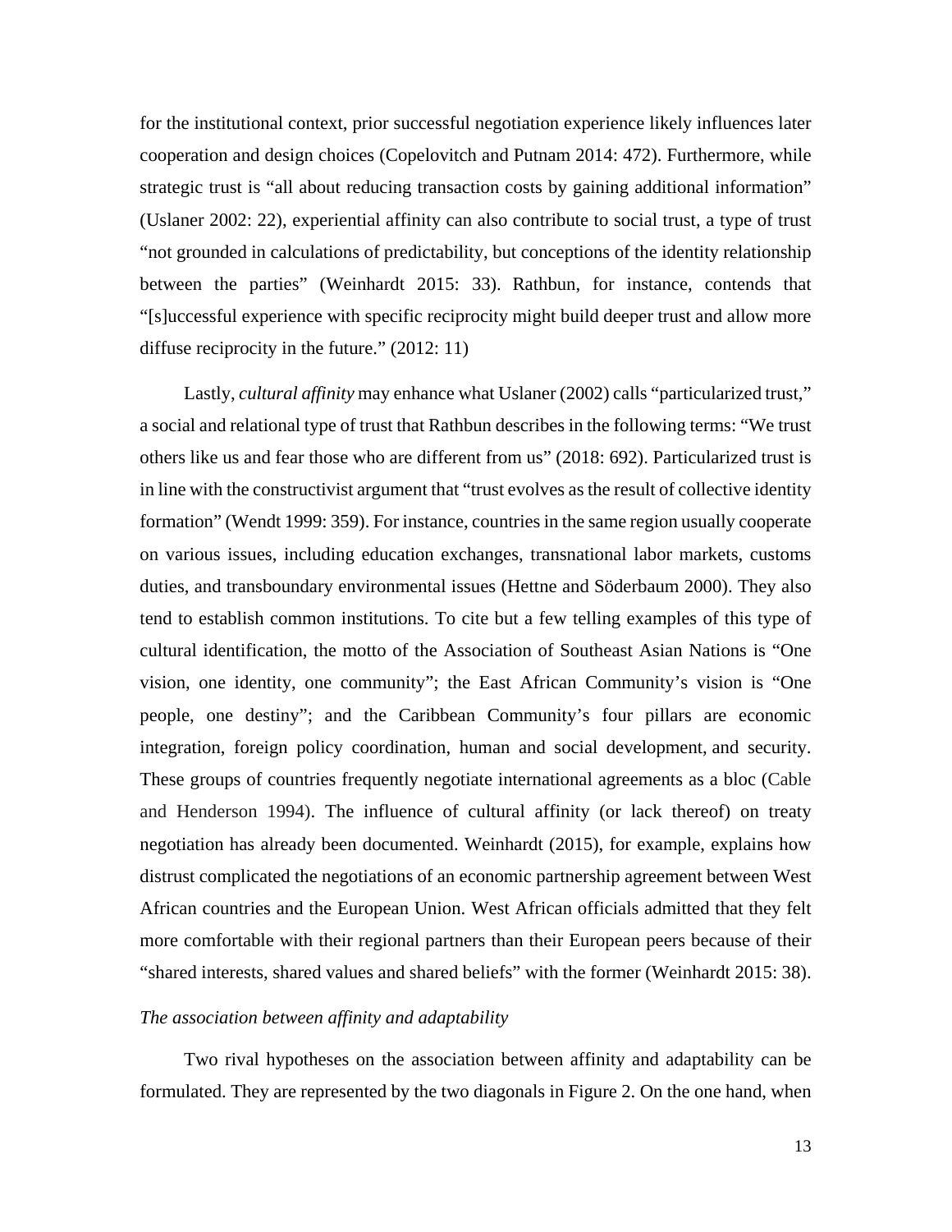for the institutional context, prior successful negotiation experience likely influences later cooperation and design choices (Copelovitch and Putnam 2014: 472). Furthermore, while strategic trust is "all about reducing transaction costs by gaining additional information" (Uslaner 2002: 22), experiential affinity can also contribute to social trust, a type of trust "not grounded in calculations of predictability, but conceptions of the identity relationship between the parties" (Weinhardt 2015: 33). Rathbun, for instance, contends that "[s]uccessful experience with specific reciprocity might build deeper trust and allow more diffuse reciprocity in the future." (2012: 11)

Lastly, *cultural affinity* may enhance what Uslaner (2002) calls "particularized trust," a social and relational type of trust that Rathbun describes in the following terms: "We trust others like us and fear those who are different from us" (2018: 692). Particularized trust is in line with the constructivist argument that "trust evolves as the result of collective identity formation" (Wendt 1999: 359). For instance, countries in the same region usually cooperate on various issues, including education exchanges, transnational labor markets, customs duties, and transboundary environmental issues (Hettne and Söderbaum 2000). They also tend to establish common institutions. To cite but a few telling examples of this type of cultural identification, the motto of the Association of Southeast Asian Nations is "One vision, one identity, one community"; the East African Community's vision is "One people, one destiny"; and the Caribbean Community's four pillars are economic integration, foreign policy coordination, human and social development, and security. These groups of countries frequently negotiate international agreements as a bloc (Cable and Henderson 1994). The influence of cultural affinity (or lack thereof) on treaty negotiation has already been documented. Weinhardt (2015), for example, explains how distrust complicated the negotiations of an economic partnership agreement between West African countries and the European Union. West African officials admitted that they felt more comfortable with their regional partners than their European peers because of their "shared interests, shared values and shared beliefs" with the former (Weinhardt 2015: 38).

*The association between affinity and adaptability*

Two rival hypotheses on the association between affinity and adaptability can be formulated. They are represented by the two diagonals in Figure 2. On the one hand, when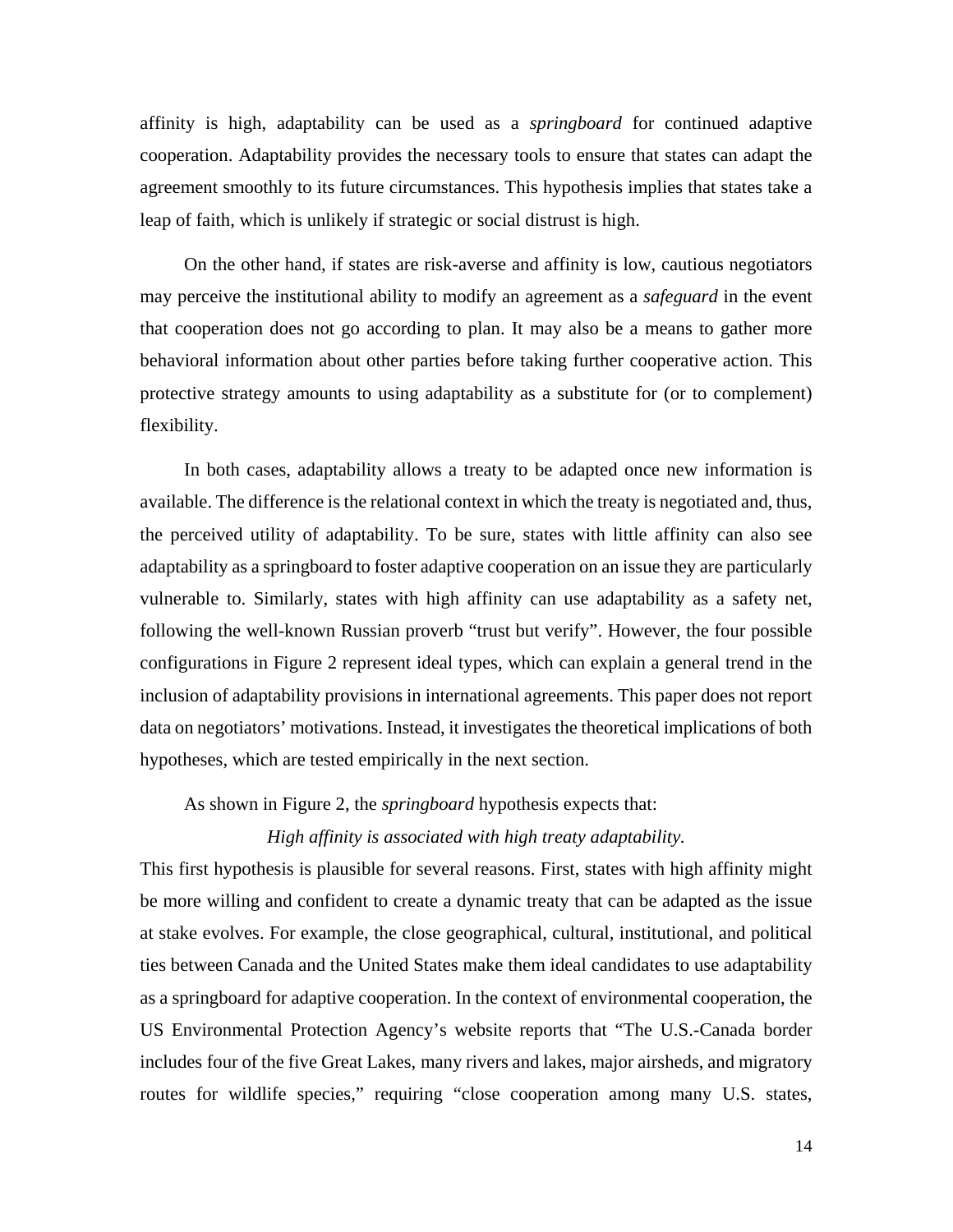affinity is high, adaptability can be used as a *springboard* for continued adaptive cooperation. Adaptability provides the necessary tools to ensure that states can adapt the agreement smoothly to its future circumstances. This hypothesis implies that states take a leap of faith, which is unlikely if strategic or social distrust is high.

On the other hand, if states are risk-averse and affinity is low, cautious negotiators may perceive the institutional ability to modify an agreement as a *safeguard* in the event that cooperation does not go according to plan. It may also be a means to gather more behavioral information about other parties before taking further cooperative action. This protective strategy amounts to using adaptability as a substitute for (or to complement) flexibility.

In both cases, adaptability allows a treaty to be adapted once new information is available. The difference is the relational context in which the treaty is negotiated and, thus, the perceived utility of adaptability. To be sure, states with little affinity can also see adaptability as a springboard to foster adaptive cooperation on an issue they are particularly vulnerable to. Similarly, states with high affinity can use adaptability as a safety net, following the well-known Russian proverb "trust but verify". However, the four possible configurations in Figure 2 represent ideal types, which can explain a general trend in the inclusion of adaptability provisions in international agreements. This paper does not report data on negotiators' motivations. Instead, it investigates the theoretical implications of both hypotheses, which are tested empirically in the next section.

As shown in Figure 2, the *springboard* hypothesis expects that:

*High affinity is associated with high treaty adaptability.*

This first hypothesis is plausible for several reasons. First, states with high affinity might be more willing and confident to create a dynamic treaty that can be adapted as the issue at stake evolves. For example, the close geographical, cultural, institutional, and political ties between Canada and the United States make them ideal candidates to use adaptability as a springboard for adaptive cooperation. In the context of environmental cooperation, the US Environmental Protection Agency's website reports that "The U.S.-Canada border includes four of the five Great Lakes, many rivers and lakes, major airsheds, and migratory routes for wildlife species," requiring "close cooperation among many U.S. states,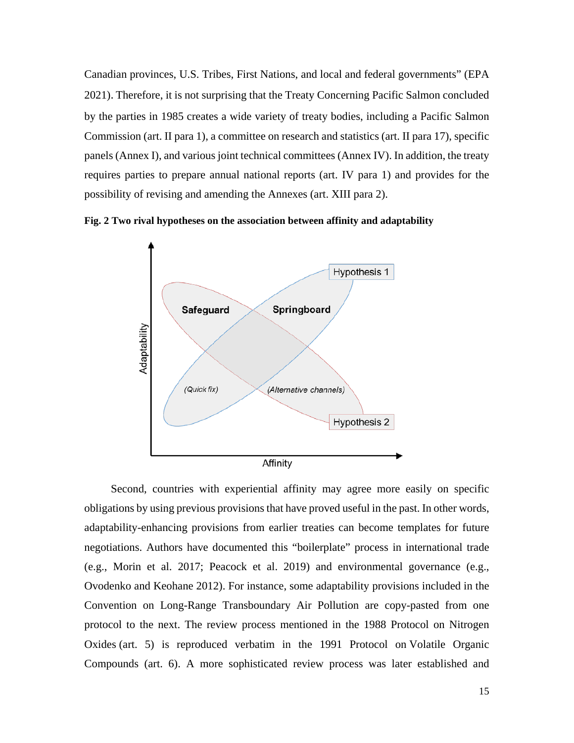Canadian provinces, U.S. Tribes, First Nations, and local and federal governments" (EPA 2021). Therefore, it is not surprising that the Treaty Concerning Pacific Salmon concluded by the parties in 1985 creates a wide variety of treaty bodies, including a Pacific Salmon Commission (art. II para 1), a committee on research and statistics (art. II para 17), specific panels (Annex I), and various joint technical committees (Annex IV). In addition, the treaty requires parties to prepare annual national reports (art. IV para 1) and provides for the possibility of revising and amending the Annexes (art. XIII para 2).

**Fig. 2 Two rival hypotheses on the association between affinity and adaptability**

Second, countries with experiential affinity may agree more easily on specific obligations by using previous provisions that have proved useful in the past. In other words, adaptability-enhancing provisions from earlier treaties can become templates for future negotiations. Authors have documented this "boilerplate" process in international trade (e.g., Morin et al. 2017; Peacock et al. 2019) and environmental governance (e.g., Ovodenko and Keohane 2012). For instance, some adaptability provisions included in the Convention on Long-Range Transboundary Air Pollution are copy-pasted from one protocol to the next. The review process mentioned in the 1988 Protocol on Nitrogen Oxides (art. 5) is reproduced verbatim in the 1991 Protocol on Volatile Organic Compounds (art. 6). A more sophisticated review process was later established and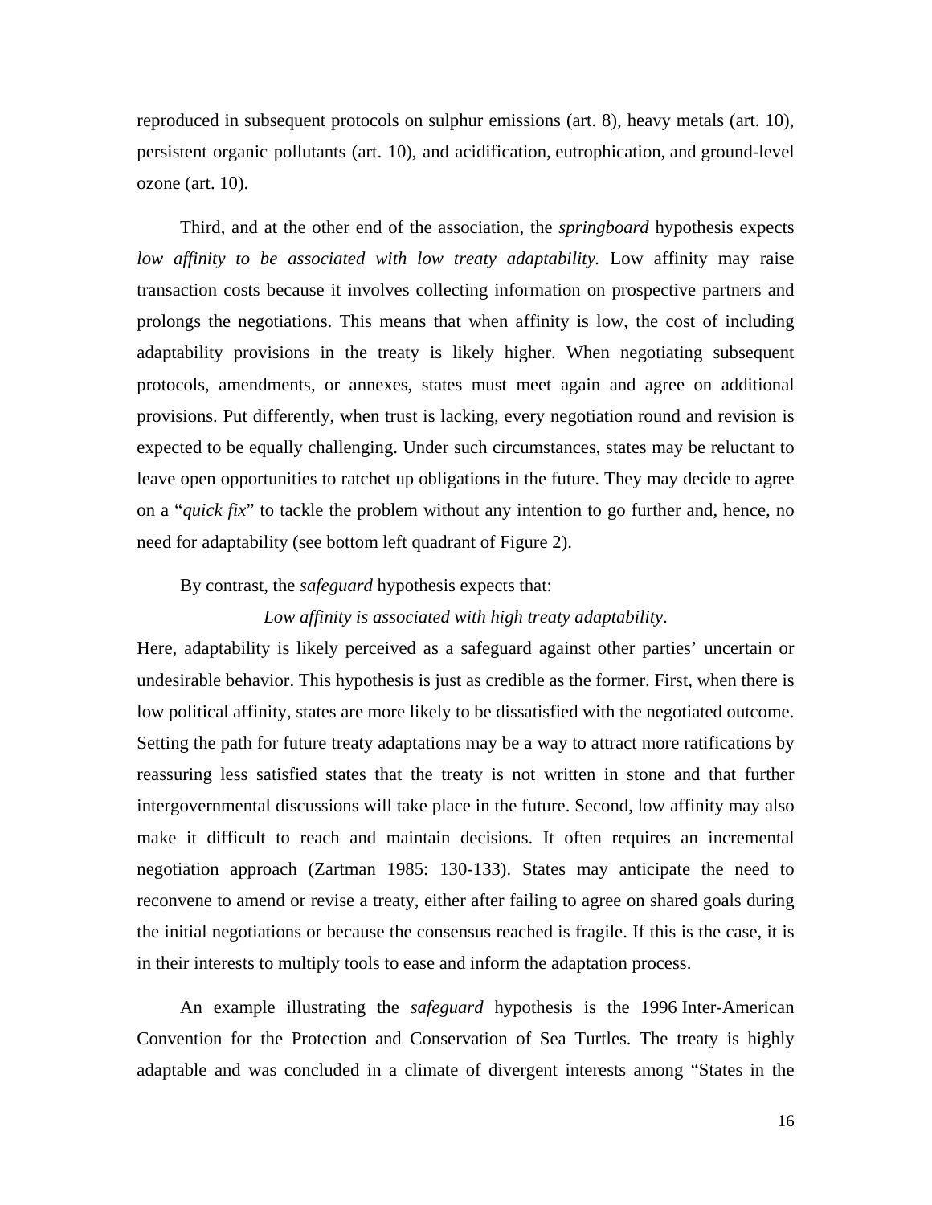reproduced in subsequent protocols on sulphur emissions (art. 8), heavy metals (art. 10), persistent organic pollutants (art. 10), and acidification, eutrophication, and ground-level ozone (art. 10).

Third, and at the other end of the association, the *springboard* hypothesis expects *low affinity to be associated with low treaty adaptability.* Low affinity may raise transaction costs because it involves collecting information on prospective partners and prolongs the negotiations. This means that when affinity is low, the cost of including adaptability provisions in the treaty is likely higher. When negotiating subsequent protocols, amendments, or annexes, states must meet again and agree on additional provisions. Put differently, when trust is lacking, every negotiation round and revision is expected to be equally challenging. Under such circumstances, states may be reluctant to leave open opportunities to ratchet up obligations in the future. They may decide to agree on a "*quick fix*" to tackle the problem without any intention to go further and, hence, no need for adaptability (see bottom left quadrant of Figure 2).

By contrast, the *safeguard* hypothesis expects that:

*Low affinity is associated with high treaty adaptability*.

Here, adaptability is likely perceived as a safeguard against other parties' uncertain or undesirable behavior. This hypothesis is just as credible as the former. First, when there is low political affinity, states are more likely to be dissatisfied with the negotiated outcome. Setting the path for future treaty adaptations may be a way to attract more ratifications by reassuring less satisfied states that the treaty is not written in stone and that further intergovernmental discussions will take place in the future. Second, low affinity may also make it difficult to reach and maintain decisions. It often requires an incremental negotiation approach (Zartman 1985: 130-133). States may anticipate the need to reconvene to amend or revise a treaty, either after failing to agree on shared goals during the initial negotiations or because the consensus reached is fragile. If this is the case, it is in their interests to multiply tools to ease and inform the adaptation process.

An example illustrating the *safeguard* hypothesis is the 1996 Inter-American Convention for the Protection and Conservation of Sea Turtles. The treaty is highly adaptable and was concluded in a climate of divergent interests among "States in the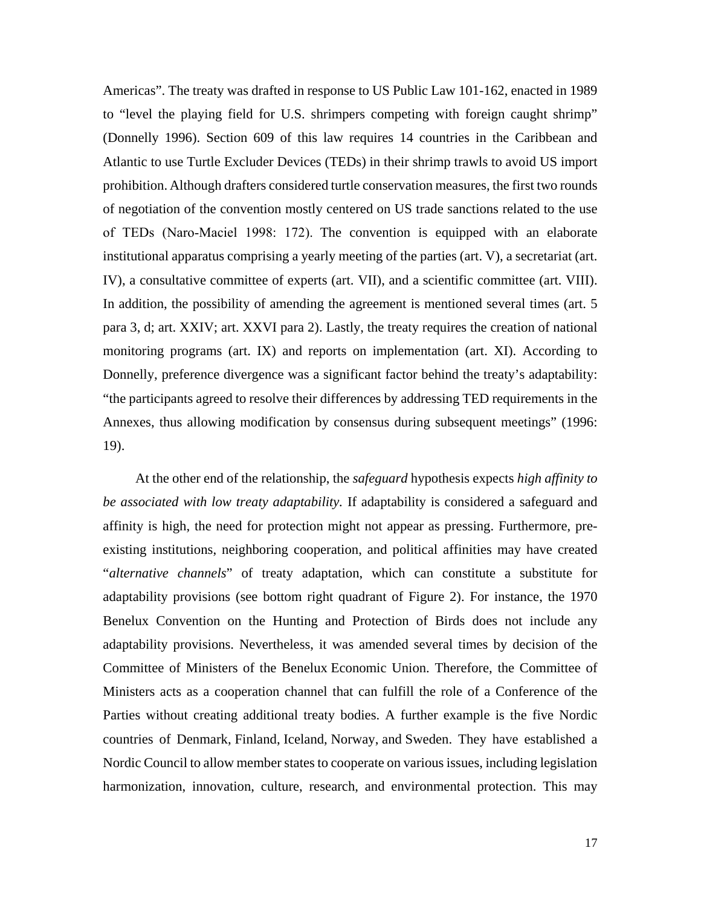Americas". The treaty was drafted in response to US Public Law 101-162, enacted in 1989 to "level the playing field for U.S. shrimpers competing with foreign caught shrimp" (Donnelly 1996). Section 609 of this law requires 14 countries in the Caribbean and Atlantic to use Turtle Excluder Devices (TEDs) in their shrimp trawls to avoid US import prohibition. Although drafters considered turtle conservation measures, the first two rounds of negotiation of the convention mostly centered on US trade sanctions related to the use of TEDs (Naro-Maciel 1998: 172). The convention is equipped with an elaborate institutional apparatus comprising a yearly meeting of the parties (art. V), a secretariat (art. IV), a consultative committee of experts (art. VII), and a scientific committee (art. VIII). In addition, the possibility of amending the agreement is mentioned several times (art. 5 para 3, d; art. XXIV; art. XXVI para 2). Lastly, the treaty requires the creation of national monitoring programs (art. IX) and reports on implementation (art. XI). According to Donnelly, preference divergence was a significant factor behind the treaty's adaptability: "the participants agreed to resolve their differences by addressing TED requirements in the Annexes, thus allowing modification by consensus during subsequent meetings" (1996: 19).

At the other end of the relationship, the *safeguard* hypothesis expects *high affinity to be associated with low treaty adaptability*. If adaptability is considered a safeguard and affinity is high, the need for protection might not appear as pressing. Furthermore, pre-existing institutions, neighboring cooperation, and political affinities may have created "*alternative channels*" of treaty adaptation, which can constitute a substitute for adaptability provisions (see bottom right quadrant of Figure 2). For instance, the 1970 Benelux Convention on the Hunting and Protection of Birds does not include any adaptability provisions. Nevertheless, it was amended several times by decision of the Committee of Ministers of the Benelux Economic Union. Therefore, the Committee of Ministers acts as a cooperation channel that can fulfill the role of a Conference of the Parties without creating additional treaty bodies. A further example is the five Nordic countries of Denmark, Finland, Iceland, Norway, and Sweden. They have established a Nordic Council to allow member states to cooperate on various issues, including legislation harmonization, innovation, culture, research, and environmental protection. This may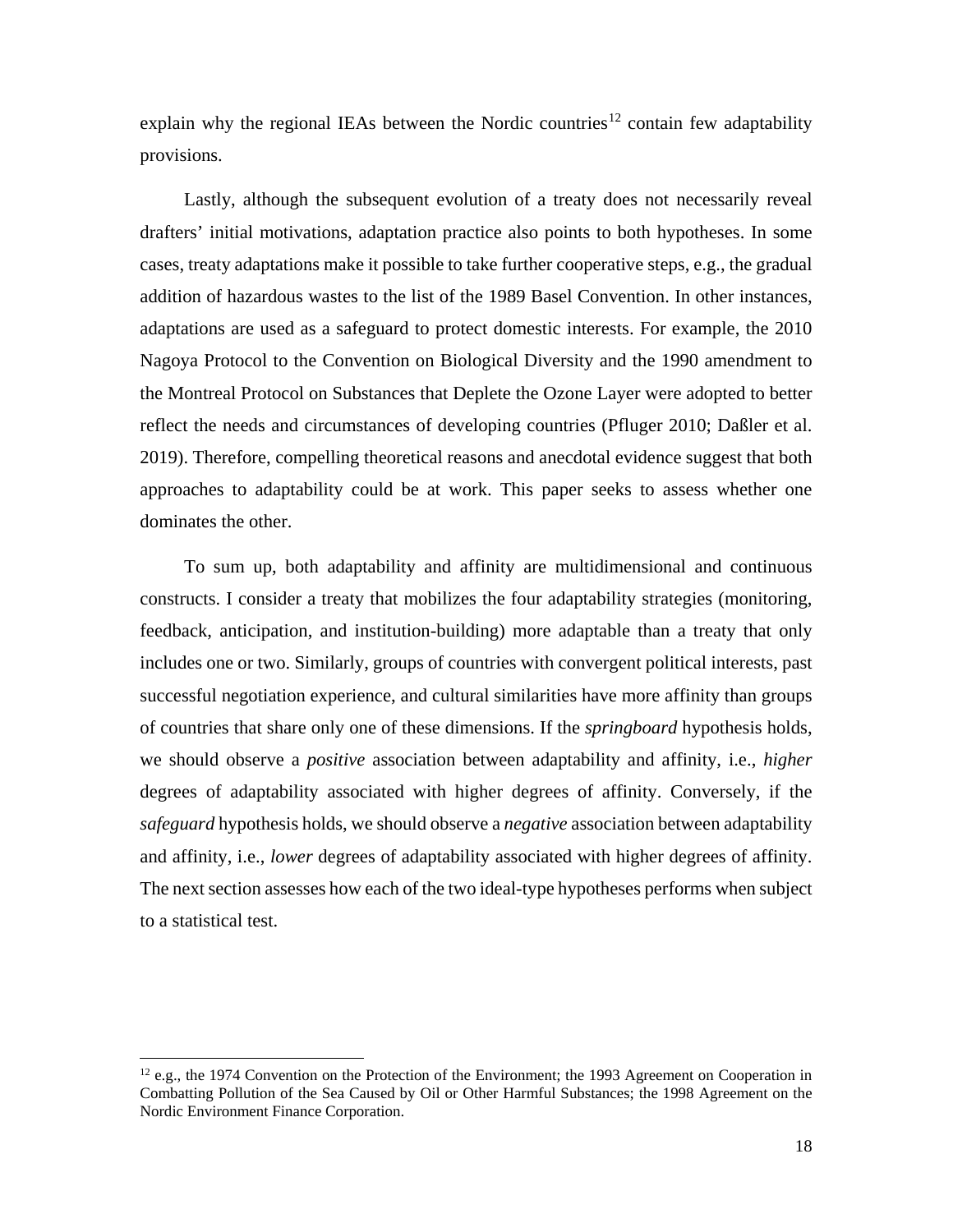explain why the regional IEAs between the Nordic countries[12] contain few adaptability provisions.

Lastly, although the subsequent evolution of a treaty does not necessarily reveal drafters' initial motivations, adaptation practice also points to both hypotheses. In some cases, treaty adaptations make it possible to take further cooperative steps, e.g., the gradual addition of hazardous wastes to the list of the 1989 Basel Convention. In other instances, adaptations are used as a safeguard to protect domestic interests. For example, the 2010 Nagoya Protocol to the Convention on Biological Diversity and the 1990 amendment to the Montreal Protocol on Substances that Deplete the Ozone Layer were adopted to better reflect the needs and circumstances of developing countries (Pfluger 2010; Daßler et al. 2019). Therefore, compelling theoretical reasons and anecdotal evidence suggest that both approaches to adaptability could be at work. This paper seeks to assess whether one dominates the other.

To sum up, both adaptability and affinity are multidimensional and continuous constructs. I consider a treaty that mobilizes the four adaptability strategies (monitoring, feedback, anticipation, and institution-building) more adaptable than a treaty that only includes one or two. Similarly, groups of countries with convergent political interests, past successful negotiation experience, and cultural similarities have more affinity than groups of countries that share only one of these dimensions. If the *springboard* hypothesis holds, we should observe a *positive* association between adaptability and affinity, i.e., *higher* degrees of adaptability associated with higher degrees of affinity. Conversely, if the *safeguard* hypothesis holds, we should observe a *negative* association between adaptability and affinity, i.e., *lower* degrees of adaptability associated with higher degrees of affinity. The next section assesses how each of the two ideal-type hypotheses performs when subject to a statistical test.

[12] e.g., the 1974 Convention on the Protection of the Environment; the 1993 Agreement on Cooperation in Combatting Pollution of the Sea Caused by Oil or Other Harmful Substances; the 1998 Agreement on the Nordic Environment Finance Corporation.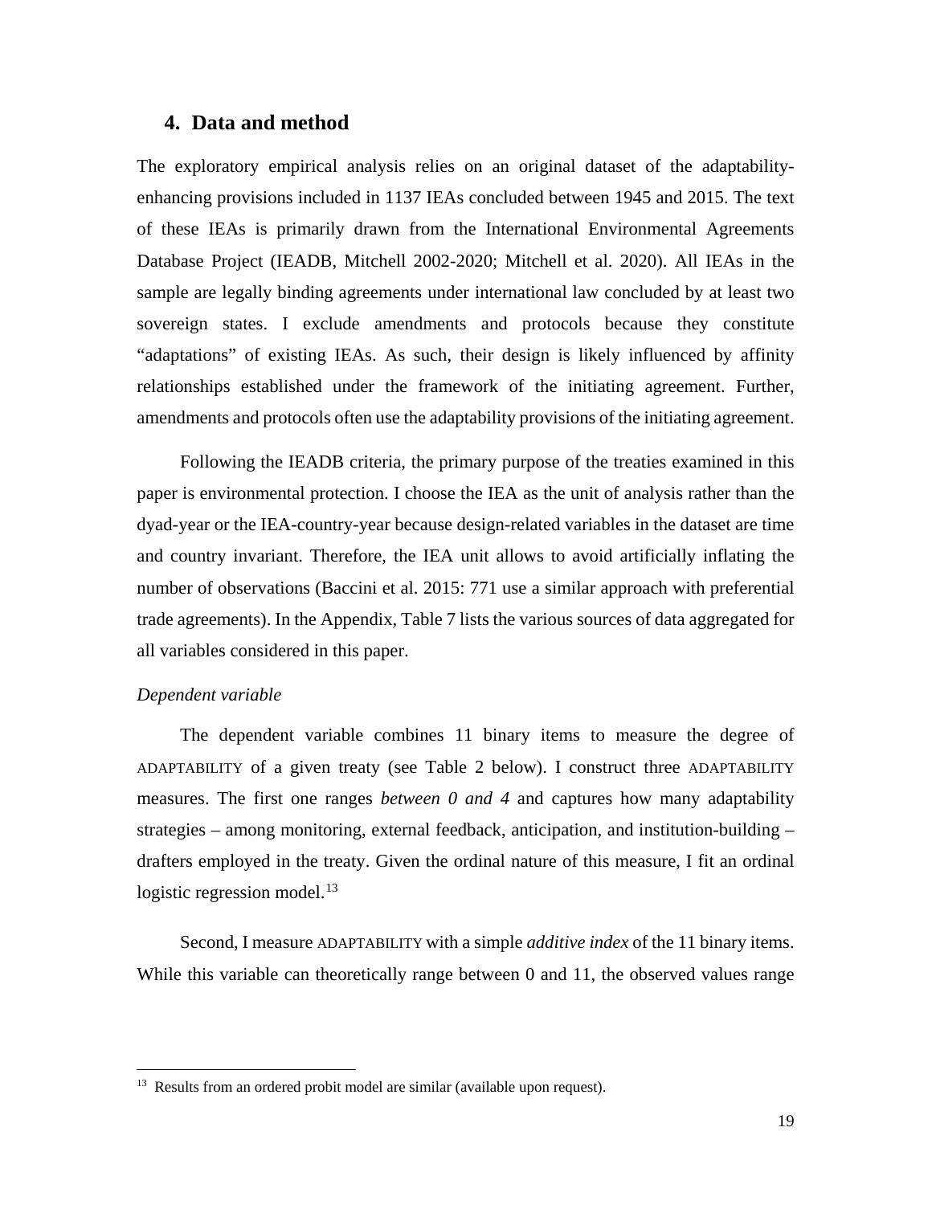## 4. Data and method

The exploratory empirical analysis relies on an original dataset of the adaptability-enhancing provisions included in 1137 IEAs concluded between 1945 and 2015. The text of these IEAs is primarily drawn from the International Environmental Agreements Database Project (IEADB, Mitchell 2002-2020; Mitchell et al. 2020). All IEAs in the sample are legally binding agreements under international law concluded by at least two sovereign states. I exclude amendments and protocols because they constitute "adaptations" of existing IEAs. As such, their design is likely influenced by affinity relationships established under the framework of the initiating agreement. Further, amendments and protocols often use the adaptability provisions of the initiating agreement.

Following the IEADB criteria, the primary purpose of the treaties examined in this paper is environmental protection. I choose the IEA as the unit of analysis rather than the dyad-year or the IEA-country-year because design-related variables in the dataset are time and country invariant. Therefore, the IEA unit allows to avoid artificially inflating the number of observations (Baccini et al. 2015: 771 use a similar approach with preferential trade agreements). In the Appendix, Table 7 lists the various sources of data aggregated for all variables considered in this paper.

*Dependent variable*

The dependent variable combines 11 binary items to measure the degree of ADAPTABILITY of a given treaty (see Table 2 below). I construct three ADAPTABILITY measures. The first one ranges *between 0 and 4* and captures how many adaptability strategies – among monitoring, external feedback, anticipation, and institution-building – drafters employed in the treaty. Given the ordinal nature of this measure, I fit an ordinal logistic regression model.[13]

Second, I measure ADAPTABILITY with a simple *additive index* of the 11 binary items. While this variable can theoretically range between 0 and 11, the observed values range

[13] Results from an ordered probit model are similar (available upon request).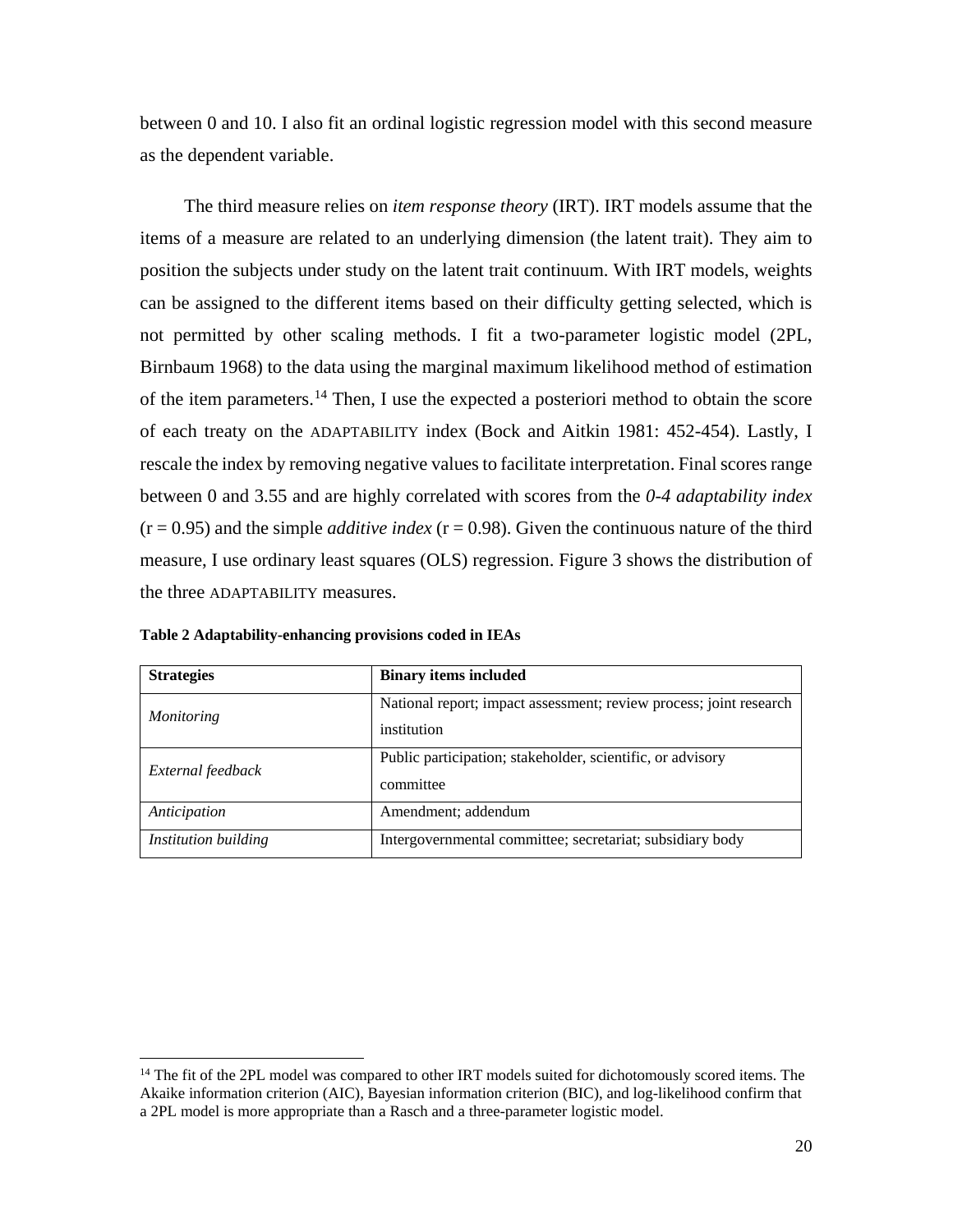between 0 and 10. I also fit an ordinal logistic regression model with this second measure as the dependent variable.

The third measure relies on *item response theory* (IRT). IRT models assume that the items of a measure are related to an underlying dimension (the latent trait). They aim to position the subjects under study on the latent trait continuum. With IRT models, weights can be assigned to the different items based on their difficulty getting selected, which is not permitted by other scaling methods. I fit a two-parameter logistic model (2PL, Birnbaum 1968) to the data using the marginal maximum likelihood method of estimation of the item parameters.[14] Then, I use the expected a posteriori method to obtain the score of each treaty on the ADAPTABILITY index (Bock and Aitkin 1981: 452-454). Lastly, I rescale the index by removing negative values to facilitate interpretation. Final scores range between 0 and 3.55 and are highly correlated with scores from the ***0-4 adaptability index*** (r = 0.95) and the simple *additive index* (r = 0.98). Given the continuous nature of the third measure, I use ordinary least squares (OLS) regression. Figure 3 shows the distribution of the three ADAPTABILITY measures.

**Table 2 Adaptability-enhancing provisions coded in IEAs**

| **Strategies** | **Binary items included** |
|---|---|
| *Monitoring* | National report; impact assessment; review process; joint research institution |
| *External feedback* | Public participation; stakeholder, scientific, or advisory committee |
| *Anticipation* | Amendment; addendum |
| *Institution building* | Intergovernmental committee; secretariat; subsidiary body |

[14] The fit of the 2PL model was compared to other IRT models suited for dichotomously scored items. The Akaike information criterion (AIC), Bayesian information criterion (BIC), and log-likelihood confirm that a 2PL model is more appropriate than a Rasch and a three-parameter logistic model.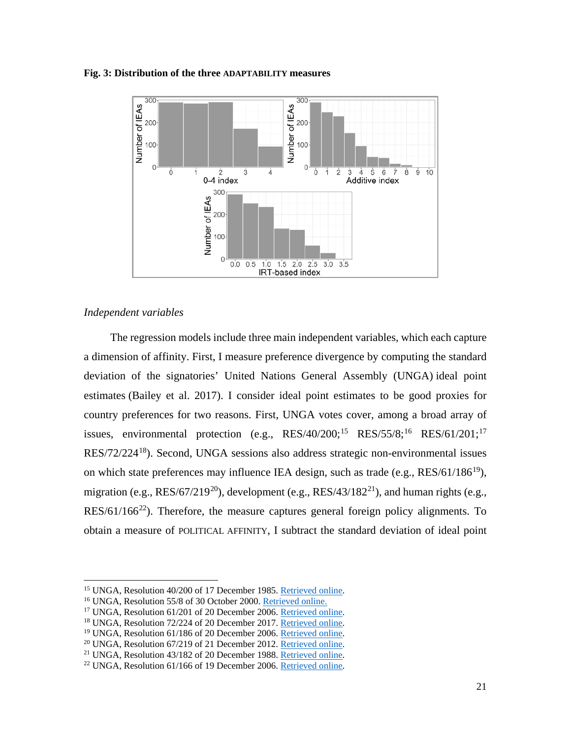**Fig. 3: Distribution of the three ADAPTABILITY measures**

*Independent variables*

The regression models include three main independent variables, which each capture a dimension of affinity. First, I measure preference divergence by computing the standard deviation of the signatories' United Nations General Assembly (UNGA) ideal point estimates (Bailey et al. 2017). I consider ideal point estimates to be good proxies for country preferences for two reasons. First, UNGA votes cover, among a broad array of issues, environmental protection (e.g., RES/40/200;[15] RES/55/8;[16] RES/61/201;[17] RES/72/224[18]). Second, UNGA sessions also address strategic non-environmental issues on which state preferences may influence IEA design, such as trade (e.g., RES/61/186[19]), migration (e.g., RES/67/219[20]), development (e.g., RES/43/182[21]), and human rights (e.g., RES/61/166[22]). Therefore, the measure captures general foreign policy alignments. To obtain a measure of POLITICAL AFFINITY, I subtract the standard deviation of ideal point

[15] UNGA, Resolution 40/200 of 17 December 1985. Retrieved online.
[16] UNGA, Resolution 55/8 of 30 October 2000. Retrieved online.
[17] UNGA, Resolution 61/201 of 20 December 2006. Retrieved online.
[18] UNGA, Resolution 72/224 of 20 December 2017. Retrieved online.
[19] UNGA, Resolution 61/186 of 20 December 2006. Retrieved online.
[20] UNGA, Resolution 67/219 of 21 December 2012. Retrieved online.
[21] UNGA, Resolution 43/182 of 20 December 1988. Retrieved online.
[22] UNGA, Resolution 61/166 of 19 December 2006. Retrieved online.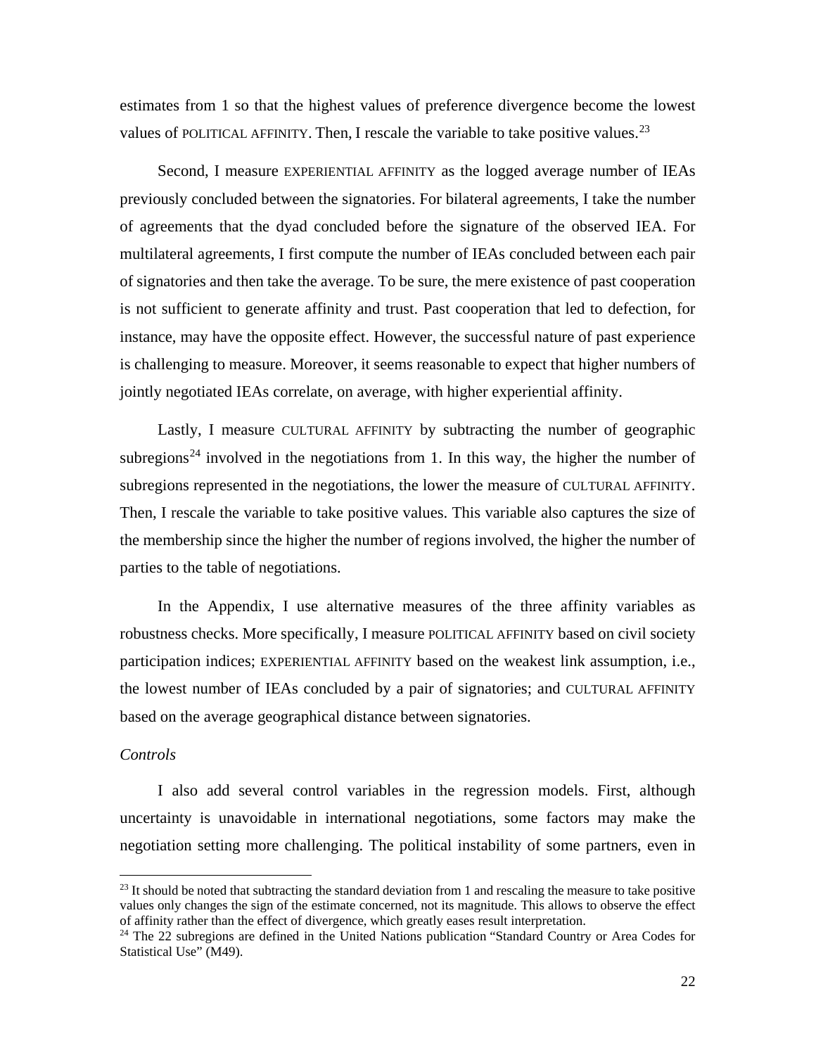estimates from 1 so that the highest values of preference divergence become the lowest values of POLITICAL AFFINITY. Then, I rescale the variable to take positive values.[23]

Second, I measure EXPERIENTIAL AFFINITY as the logged average number of IEAs previously concluded between the signatories. For bilateral agreements, I take the number of agreements that the dyad concluded before the signature of the observed IEA. For multilateral agreements, I first compute the number of IEAs concluded between each pair of signatories and then take the average. To be sure, the mere existence of past cooperation is not sufficient to generate affinity and trust. Past cooperation that led to defection, for instance, may have the opposite effect. However, the successful nature of past experience is challenging to measure. Moreover, it seems reasonable to expect that higher numbers of jointly negotiated IEAs correlate, on average, with higher experiential affinity.

Lastly, I measure CULTURAL AFFINITY by subtracting the number of geographic subregions[24] involved in the negotiations from 1. In this way, the higher the number of subregions represented in the negotiations, the lower the measure of CULTURAL AFFINITY. Then, I rescale the variable to take positive values. This variable also captures the size of the membership since the higher the number of regions involved, the higher the number of parties to the table of negotiations.

In the Appendix, I use alternative measures of the three affinity variables as robustness checks. More specifically, I measure POLITICAL AFFINITY based on civil society participation indices; EXPERIENTIAL AFFINITY based on the weakest link assumption, i.e., the lowest number of IEAs concluded by a pair of signatories; and CULTURAL AFFINITY based on the average geographical distance between signatories.

*Controls*

I also add several control variables in the regression models. First, although uncertainty is unavoidable in international negotiations, some factors may make the negotiation setting more challenging. The political instability of some partners, even in

[23] It should be noted that subtracting the standard deviation from 1 and rescaling the measure to take positive values only changes the sign of the estimate concerned, not its magnitude. This allows to observe the effect of affinity rather than the effect of divergence, which greatly eases result interpretation.

[24] The 22 subregions are defined in the United Nations publication "Standard Country or Area Codes for Statistical Use" (M49).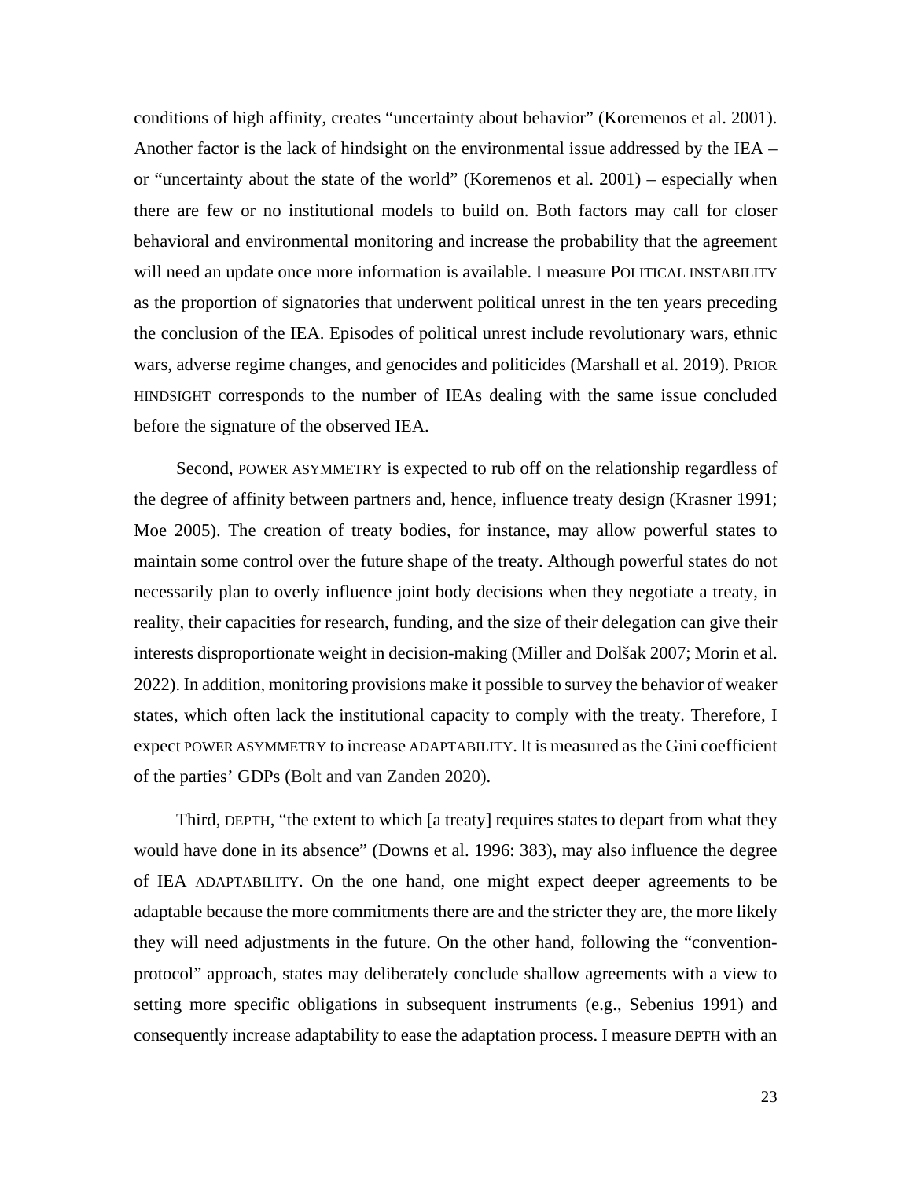conditions of high affinity, creates "uncertainty about behavior" (Koremenos et al. 2001). Another factor is the lack of hindsight on the environmental issue addressed by the IEA – or "uncertainty about the state of the world" (Koremenos et al. 2001) – especially when there are few or no institutional models to build on. Both factors may call for closer behavioral and environmental monitoring and increase the probability that the agreement will need an update once more information is available. I measure POLITICAL INSTABILITY as the proportion of signatories that underwent political unrest in the ten years preceding the conclusion of the IEA. Episodes of political unrest include revolutionary wars, ethnic wars, adverse regime changes, and genocides and politicides (Marshall et al. 2019). PRIOR HINDSIGHT corresponds to the number of IEAs dealing with the same issue concluded before the signature of the observed IEA.

Second, POWER ASYMMETRY is expected to rub off on the relationship regardless of the degree of affinity between partners and, hence, influence treaty design (Krasner 1991; Moe 2005). The creation of treaty bodies, for instance, may allow powerful states to maintain some control over the future shape of the treaty. Although powerful states do not necessarily plan to overly influence joint body decisions when they negotiate a treaty, in reality, their capacities for research, funding, and the size of their delegation can give their interests disproportionate weight in decision-making (Miller and Dolšak 2007; Morin et al. 2022). In addition, monitoring provisions make it possible to survey the behavior of weaker states, which often lack the institutional capacity to comply with the treaty. Therefore, I expect POWER ASYMMETRY to increase ADAPTABILITY. It is measured as the Gini coefficient of the parties' GDPs (Bolt and van Zanden 2020).

Third, DEPTH, "the extent to which [a treaty] requires states to depart from what they would have done in its absence" (Downs et al. 1996: 383), may also influence the degree of IEA ADAPTABILITY. On the one hand, one might expect deeper agreements to be adaptable because the more commitments there are and the stricter they are, the more likely they will need adjustments in the future. On the other hand, following the "convention-protocol" approach, states may deliberately conclude shallow agreements with a view to setting more specific obligations in subsequent instruments (e.g., Sebenius 1991) and consequently increase adaptability to ease the adaptation process. I measure DEPTH with an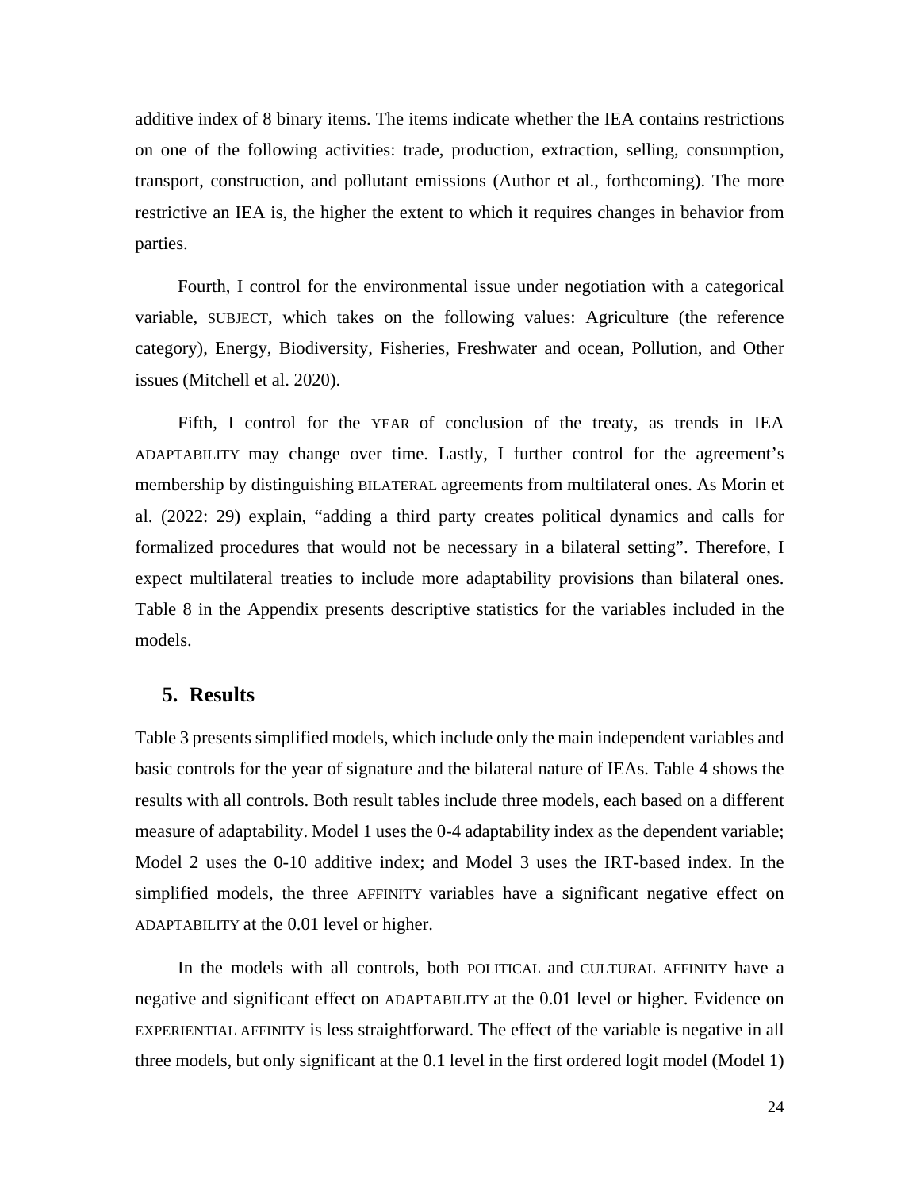additive index of 8 binary items. The items indicate whether the IEA contains restrictions on one of the following activities: trade, production, extraction, selling, consumption, transport, construction, and pollutant emissions (Author et al., forthcoming). The more restrictive an IEA is, the higher the extent to which it requires changes in behavior from parties.

Fourth, I control for the environmental issue under negotiation with a categorical variable, SUBJECT, which takes on the following values: Agriculture (the reference category), Energy, Biodiversity, Fisheries, Freshwater and ocean, Pollution, and Other issues (Mitchell et al. 2020).

Fifth, I control for the YEAR of conclusion of the treaty, as trends in IEA ADAPTABILITY may change over time. Lastly, I further control for the agreement's membership by distinguishing BILATERAL agreements from multilateral ones. As Morin et al. (2022: 29) explain, "adding a third party creates political dynamics and calls for formalized procedures that would not be necessary in a bilateral setting". Therefore, I expect multilateral treaties to include more adaptability provisions than bilateral ones. Table 8 in the Appendix presents descriptive statistics for the variables included in the models.

## 5. Results

Table 3 presents simplified models, which include only the main independent variables and basic controls for the year of signature and the bilateral nature of IEAs. Table 4 shows the results with all controls. Both result tables include three models, each based on a different measure of adaptability. Model 1 uses the 0-4 adaptability index as the dependent variable; Model 2 uses the 0-10 additive index; and Model 3 uses the IRT-based index. In the simplified models, the three AFFINITY variables have a significant negative effect on ADAPTABILITY at the 0.01 level or higher.

In the models with all controls, both POLITICAL and CULTURAL AFFINITY have a negative and significant effect on ADAPTABILITY at the 0.01 level or higher. Evidence on EXPERIENTIAL AFFINITY is less straightforward. The effect of the variable is negative in all three models, but only significant at the 0.1 level in the first ordered logit model (Model 1)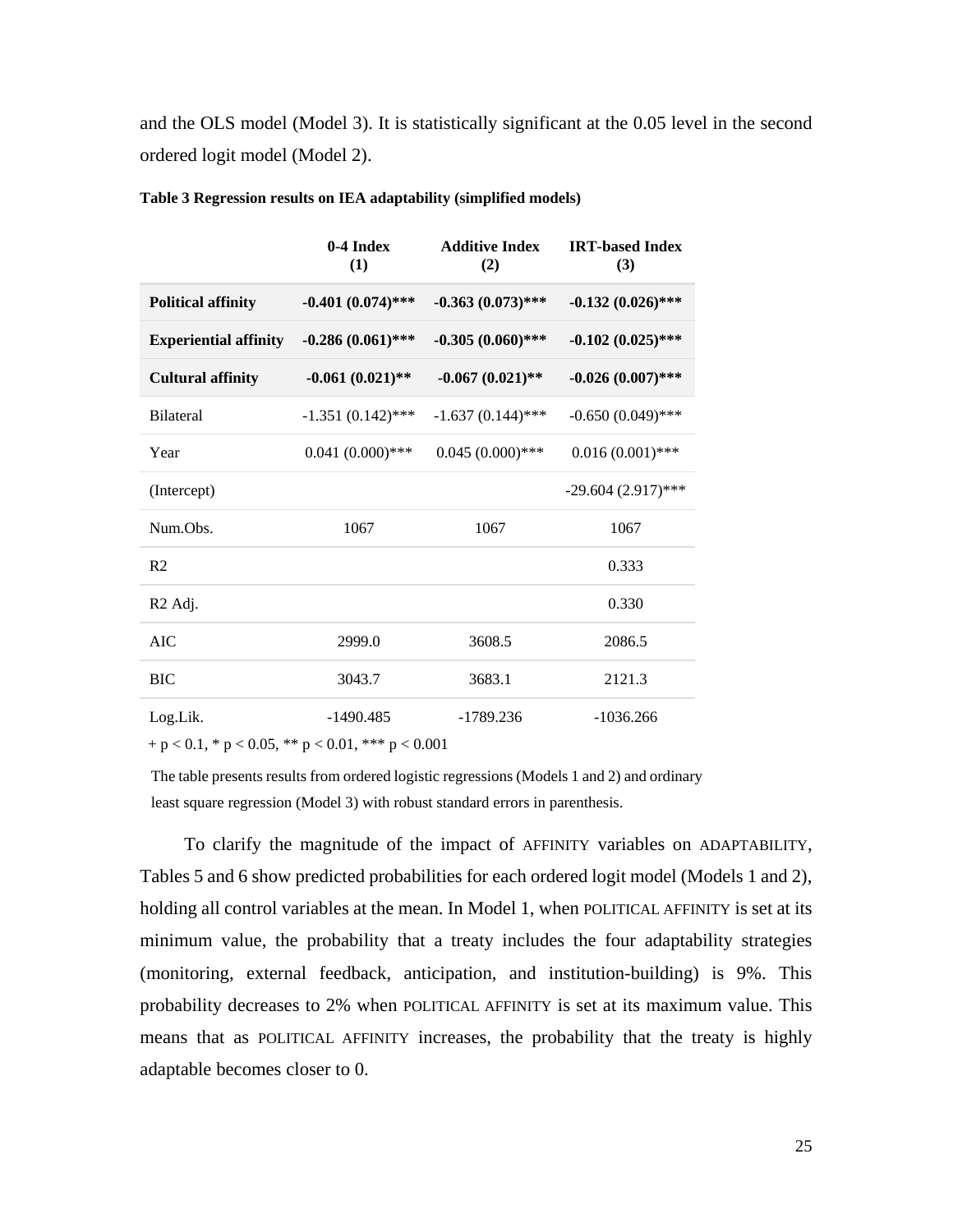and the OLS model (Model 3). It is statistically significant at the 0.05 level in the second ordered logit model (Model 2).

**Table 3 Regression results on IEA adaptability (simplified models)**

| | **0-4 Index (1)** | **Additive Index (2)** | **IRT-based Index (3)** |
|---|---|---|---|
| **Political affinity** | **-0.401 (0.074)*** ** | **-0.363 (0.073)*** ** | **-0.132 (0.026)*** ** |
| **Experiential affinity** | **-0.286 (0.061)*** ** | **-0.305 (0.060)*** ** | **-0.102 (0.025)*** ** |
| **Cultural affinity** | **-0.061 (0.021)** ** | **-0.067 (0.021)** ** | **-0.026 (0.007)*** ** |
| Bilateral | -1.351 (0.142)*** | -1.637 (0.144)*** | -0.650 (0.049)*** |
| Year | 0.041 (0.000)*** | 0.045 (0.000)*** | 0.016 (0.001)*** |
| (Intercept) | | | -29.604 (2.917)*** |
| Num.Obs. | 1067 | 1067 | 1067 |
| R2 | | | 0.333 |
| R2 Adj. | | | 0.330 |
| AIC | 2999.0 | 3608.5 | 2086.5 |
| BIC | 3043.7 | 3683.1 | 2121.3 |
| Log.Lik. | -1490.485 | -1789.236 | -1036.266 |

+ $p < 0.1$, * $p < 0.05$, ** $p < 0.01$, *** $p < 0.001$

The table presents results from ordered logistic regressions (Models 1 and 2) and ordinary least square regression (Model 3) with robust standard errors in parenthesis.

To clarify the magnitude of the impact of AFFINITY variables on ADAPTABILITY, Tables 5 and 6 show predicted probabilities for each ordered logit model (Models 1 and 2), holding all control variables at the mean. In Model 1, when POLITICAL AFFINITY is set at its minimum value, the probability that a treaty includes the four adaptability strategies (monitoring, external feedback, anticipation, and institution-building) is 9%. This probability decreases to 2% when POLITICAL AFFINITY is set at its maximum value. This means that as POLITICAL AFFINITY increases, the probability that the treaty is highly adaptable becomes closer to 0.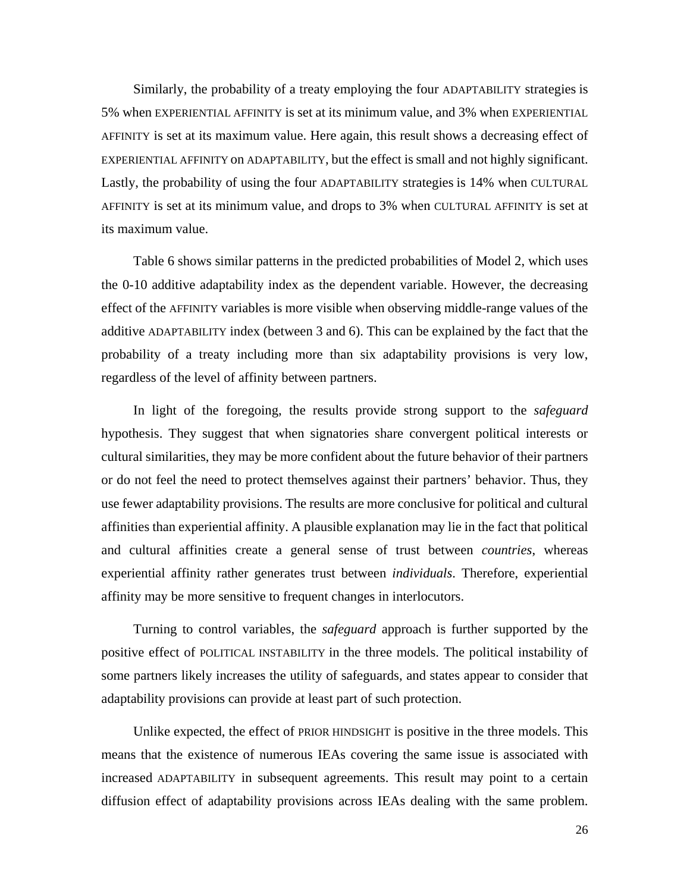Similarly, the probability of a treaty employing the four ADAPTABILITY strategies is 5% when EXPERIENTIAL AFFINITY is set at its minimum value, and 3% when EXPERIENTIAL AFFINITY is set at its maximum value. Here again, this result shows a decreasing effect of EXPERIENTIAL AFFINITY on ADAPTABILITY, but the effect is small and not highly significant. Lastly, the probability of using the four ADAPTABILITY strategies is 14% when CULTURAL AFFINITY is set at its minimum value, and drops to 3% when CULTURAL AFFINITY is set at its maximum value.

Table 6 shows similar patterns in the predicted probabilities of Model 2, which uses the 0-10 additive adaptability index as the dependent variable. However, the decreasing effect of the AFFINITY variables is more visible when observing middle-range values of the additive ADAPTABILITY index (between 3 and 6). This can be explained by the fact that the probability of a treaty including more than six adaptability provisions is very low, regardless of the level of affinity between partners.

In light of the foregoing, the results provide strong support to the *safeguard* hypothesis. They suggest that when signatories share convergent political interests or cultural similarities, they may be more confident about the future behavior of their partners or do not feel the need to protect themselves against their partners' behavior. Thus, they use fewer adaptability provisions. The results are more conclusive for political and cultural affinities than experiential affinity. A plausible explanation may lie in the fact that political and cultural affinities create a general sense of trust between *countries*, whereas experiential affinity rather generates trust between *individuals*. Therefore, experiential affinity may be more sensitive to frequent changes in interlocutors.

Turning to control variables, the *safeguard* approach is further supported by the positive effect of POLITICAL INSTABILITY in the three models. The political instability of some partners likely increases the utility of safeguards, and states appear to consider that adaptability provisions can provide at least part of such protection.

Unlike expected, the effect of PRIOR HINDSIGHT is positive in the three models. This means that the existence of numerous IEAs covering the same issue is associated with increased ADAPTABILITY in subsequent agreements. This result may point to a certain diffusion effect of adaptability provisions across IEAs dealing with the same problem.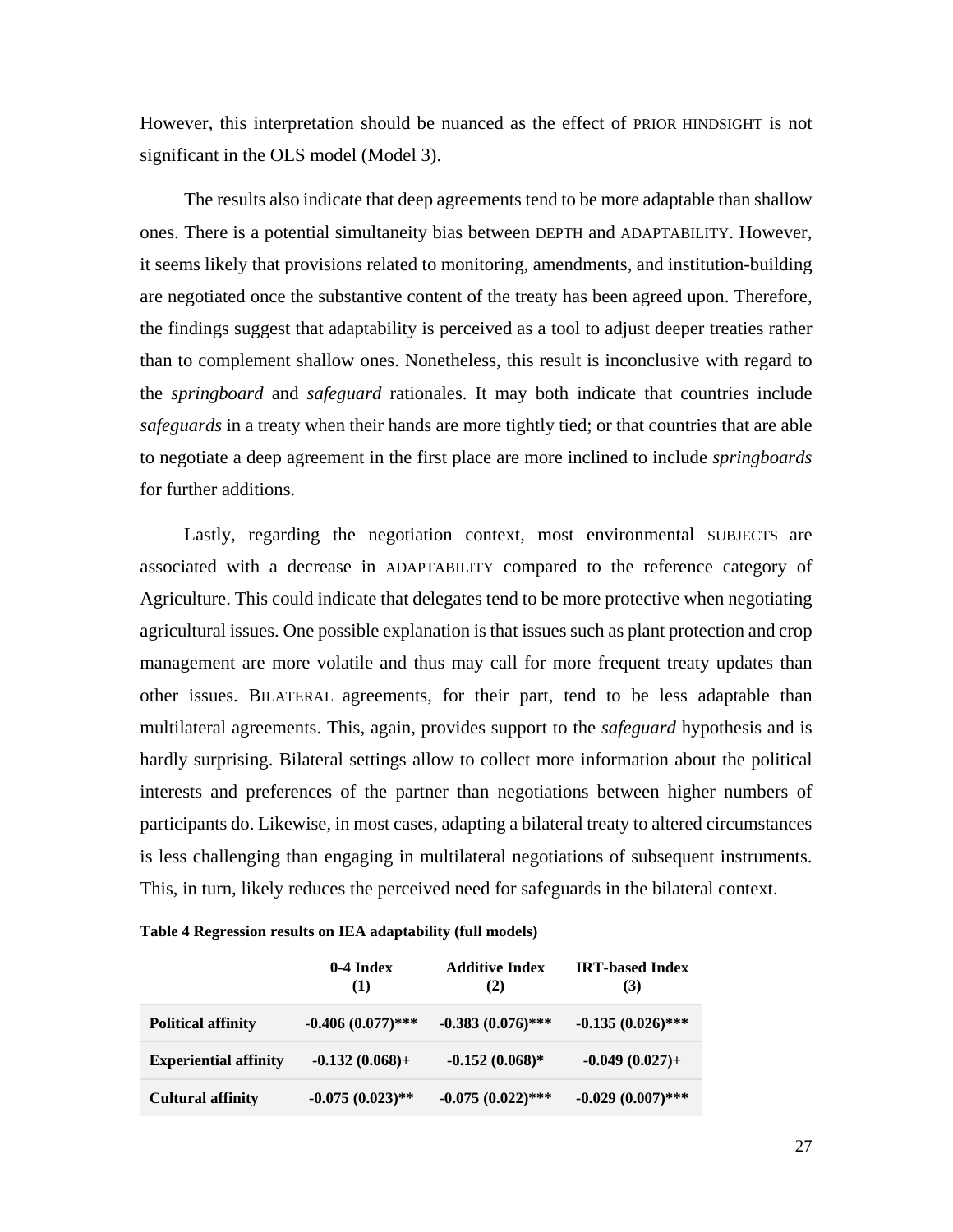However, this interpretation should be nuanced as the effect of PRIOR HINDSIGHT is not significant in the OLS model (Model 3).

The results also indicate that deep agreements tend to be more adaptable than shallow ones. There is a potential simultaneity bias between DEPTH and ADAPTABILITY. However, it seems likely that provisions related to monitoring, amendments, and institution-building are negotiated once the substantive content of the treaty has been agreed upon. Therefore, the findings suggest that adaptability is perceived as a tool to adjust deeper treaties rather than to complement shallow ones. Nonetheless, this result is inconclusive with regard to the *springboard* and *safeguard* rationales. It may both indicate that countries include *safeguards* in a treaty when their hands are more tightly tied; or that countries that are able to negotiate a deep agreement in the first place are more inclined to include *springboards* for further additions.

Lastly, regarding the negotiation context, most environmental SUBJECTS are associated with a decrease in ADAPTABILITY compared to the reference category of Agriculture. This could indicate that delegates tend to be more protective when negotiating agricultural issues. One possible explanation is that issues such as plant protection and crop management are more volatile and thus may call for more frequent treaty updates than other issues. BILATERAL agreements, for their part, tend to be less adaptable than multilateral agreements. This, again, provides support to the *safeguard* hypothesis and is hardly surprising. Bilateral settings allow to collect more information about the political interests and preferences of the partner than negotiations between higher numbers of participants do. Likewise, in most cases, adapting a bilateral treaty to altered circumstances is less challenging than engaging in multilateral negotiations of subsequent instruments. This, in turn, likely reduces the perceived need for safeguards in the bilateral context.

**Table 4 Regression results on IEA adaptability (full models)**

| | **0-4 Index (1)** | **Additive Index (2)** | **IRT-based Index (3)** |
|---|---|---|---|
| **Political affinity** | **-0.406 (0.077)*** ** | **-0.383 (0.076)*** ** | **-0.135 (0.026)*** ** |
| **Experiential affinity** | **-0.132 (0.068)+** | **-0.152 (0.068)*** | **-0.049 (0.027)+** |
| **Cultural affinity** | **-0.075 (0.023)** ** | **-0.075 (0.022)*** ** | **-0.029 (0.007)*** ** |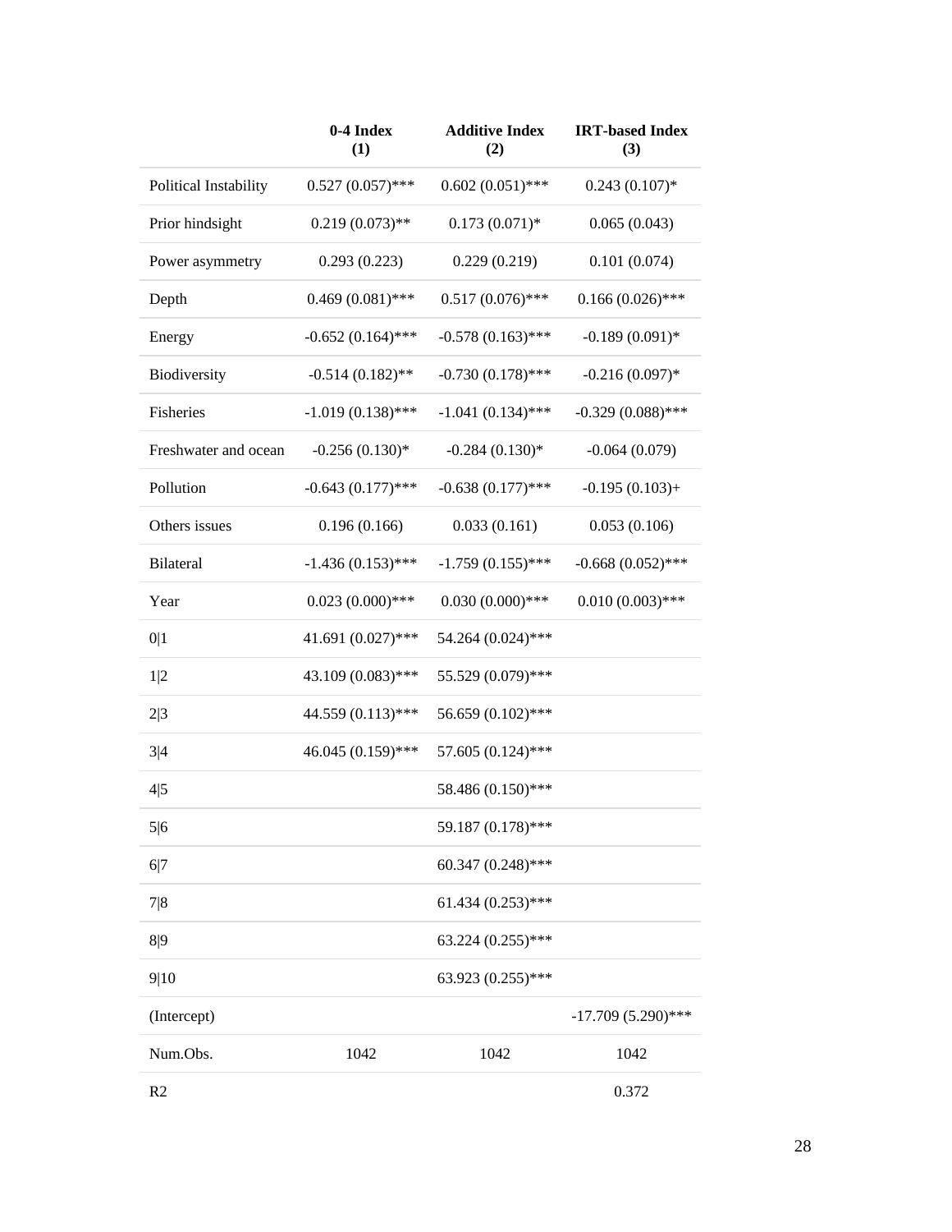| | 0-4 Index (1) | Additive Index (2) | IRT-based Index (3) |
|---|---|---|---|
| Political Instability | 0.527 (0.057)*** | 0.602 (0.051)*** | 0.243 (0.107)* |
| Prior hindsight | 0.219 (0.073)** | 0.173 (0.071)* | 0.065 (0.043) |
| Power asymmetry | 0.293 (0.223) | 0.229 (0.219) | 0.101 (0.074) |
| Depth | 0.469 (0.081)*** | 0.517 (0.076)*** | 0.166 (0.026)*** |
| Energy | -0.652 (0.164)*** | -0.578 (0.163)*** | -0.189 (0.091)* |
| Biodiversity | -0.514 (0.182)** | -0.730 (0.178)*** | -0.216 (0.097)* |
| Fisheries | -1.019 (0.138)*** | -1.041 (0.134)*** | -0.329 (0.088)*** |
| Freshwater and ocean | -0.256 (0.130)* | -0.284 (0.130)* | -0.064 (0.079) |
| Pollution | -0.643 (0.177)*** | -0.638 (0.177)*** | -0.195 (0.103)+ |
| Others issues | 0.196 (0.166) | 0.033 (0.161) | 0.053 (0.106) |
| Bilateral | -1.436 (0.153)*** | -1.759 (0.155)*** | -0.668 (0.052)*** |
| Year | 0.023 (0.000)*** | 0.030 (0.000)*** | 0.010 (0.003)*** |
| 0\|1 | 41.691 (0.027)*** | 54.264 (0.024)*** | |
| 1\|2 | 43.109 (0.083)*** | 55.529 (0.079)*** | |
| 2\|3 | 44.559 (0.113)*** | 56.659 (0.102)*** | |
| 3\|4 | 46.045 (0.159)*** | 57.605 (0.124)*** | |
| 4\|5 | | 58.486 (0.150)*** | |
| 5\|6 | | 59.187 (0.178)*** | |
| 6\|7 | | 60.347 (0.248)*** | |
| 7\|8 | | 61.434 (0.253)*** | |
| 8\|9 | | 63.224 (0.255)*** | |
| 9\|10 | | 63.923 (0.255)*** | |
| (Intercept) | | | -17.709 (5.290)*** |
| Num.Obs. | 1042 | 1042 | 1042 |
| R2 | | | 0.372 |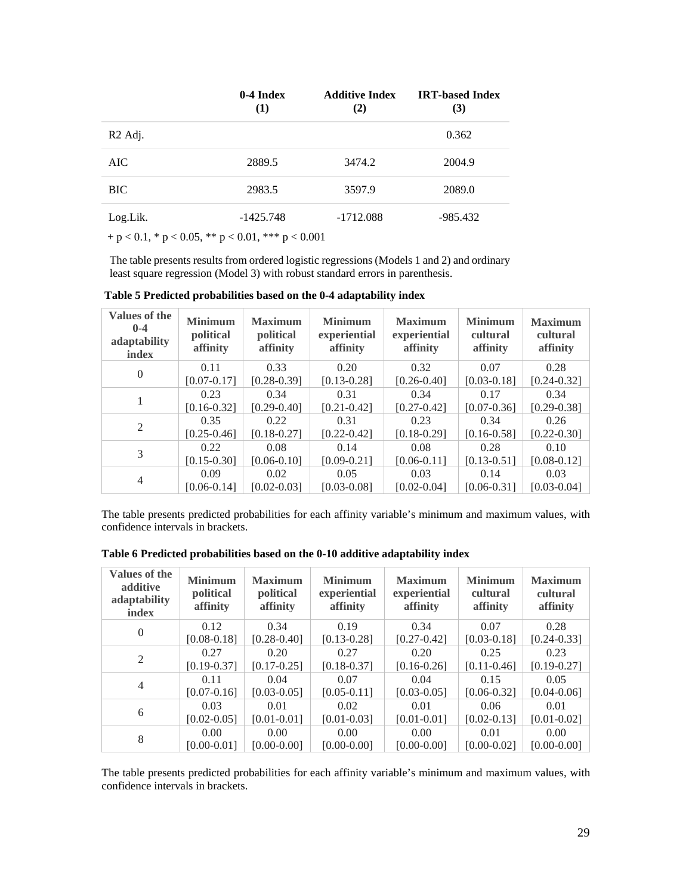| | 0-4 Index<br>(1) | Additive Index<br>(2) | IRT-based Index<br>(3) |
|---|---|---|---|
| R2 Adj. | | | 0.362 |
| AIC | 2889.5 | 3474.2 | 2004.9 |
| BIC | 2983.5 | 3597.9 | 2089.0 |
| Log.Lik. | -1425.748 | -1712.088 | -985.432 |

+ $p < 0.1$, * $p < 0.05$, ** $p < 0.01$, *** $p < 0.001$

The table presents results from ordered logistic regressions (Models 1 and 2) and ordinary least square regression (Model 3) with robust standard errors in parenthesis.

**Table 5 Predicted probabilities based on the 0-4 adaptability index**

| Values of the 0-4 adaptability index | Minimum political affinity | Maximum political affinity | Minimum experiential affinity | Maximum experiential affinity | Minimum cultural affinity | Maximum cultural affinity |
|---|---|---|---|---|---|---|
| 0 | 0.11<br>[0.07-0.17] | 0.33<br>[0.28-0.39] | 0.20<br>[0.13-0.28] | 0.32<br>[0.26-0.40] | 0.07<br>[0.03-0.18] | 0.28<br>[0.24-0.32] |
| 1 | 0.23<br>[0.16-0.32] | 0.34<br>[0.29-0.40] | 0.31<br>[0.21-0.42] | 0.34<br>[0.27-0.42] | 0.17<br>[0.07-0.36] | 0.34<br>[0.29-0.38] |
| 2 | 0.35<br>[0.25-0.46] | 0.22<br>[0.18-0.27] | 0.31<br>[0.22-0.42] | 0.23<br>[0.18-0.29] | 0.34<br>[0.16-0.58] | 0.26<br>[0.22-0.30] |
| 3 | 0.22<br>[0.15-0.30] | 0.08<br>[0.06-0.10] | 0.14<br>[0.09-0.21] | 0.08<br>[0.06-0.11] | 0.28<br>[0.13-0.51] | 0.10<br>[0.08-0.12] |
| 4 | 0.09<br>[0.06-0.14] | 0.02<br>[0.02-0.03] | 0.05<br>[0.03-0.08] | 0.03<br>[0.02-0.04] | 0.14<br>[0.06-0.31] | 0.03<br>[0.03-0.04] |

The table presents predicted probabilities for each affinity variable's minimum and maximum values, with confidence intervals in brackets.

**Table 6 Predicted probabilities based on the 0-10 additive adaptability index**

| Values of the additive adaptability index | Minimum political affinity | Maximum political affinity | Minimum experiential affinity | Maximum experiential affinity | Minimum cultural affinity | Maximum cultural affinity |
|---|---|---|---|---|---|---|
| 0 | 0.12<br>[0.08-0.18] | 0.34<br>[0.28-0.40] | 0.19<br>[0.13-0.28] | 0.34<br>[0.27-0.42] | 0.07<br>[0.03-0.18] | 0.28<br>[0.24-0.33] |
| 2 | 0.27<br>[0.19-0.37] | 0.20<br>[0.17-0.25] | 0.27<br>[0.18-0.37] | 0.20<br>[0.16-0.26] | 0.25<br>[0.11-0.46] | 0.23<br>[0.19-0.27] |
| 4 | 0.11<br>[0.07-0.16] | 0.04<br>[0.03-0.05] | 0.07<br>[0.05-0.11] | 0.04<br>[0.03-0.05] | 0.15<br>[0.06-0.32] | 0.05<br>[0.04-0.06] |
| 6 | 0.03<br>[0.02-0.05] | 0.01<br>[0.01-0.01] | 0.02<br>[0.01-0.03] | 0.01<br>[0.01-0.01] | 0.06<br>[0.02-0.13] | 0.01<br>[0.01-0.02] |
| 8 | 0.00<br>[0.00-0.01] | 0.00<br>[0.00-0.00] | 0.00<br>[0.00-0.00] | 0.00<br>[0.00-0.00] | 0.01<br>[0.00-0.02] | 0.00<br>[0.00-0.00] |

The table presents predicted probabilities for each affinity variable's minimum and maximum values, with confidence intervals in brackets.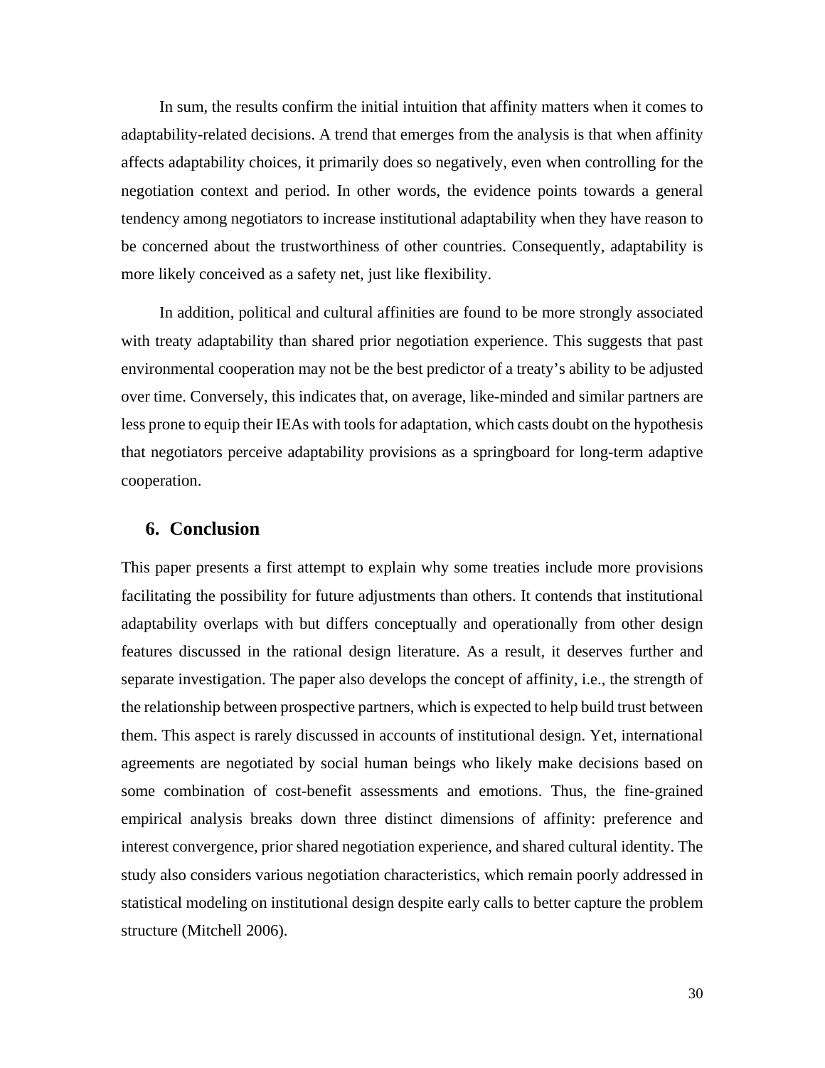In sum, the results confirm the initial intuition that affinity matters when it comes to adaptability-related decisions. A trend that emerges from the analysis is that when affinity affects adaptability choices, it primarily does so negatively, even when controlling for the negotiation context and period. In other words, the evidence points towards a general tendency among negotiators to increase institutional adaptability when they have reason to be concerned about the trustworthiness of other countries. Consequently, adaptability is more likely conceived as a safety net, just like flexibility.

In addition, political and cultural affinities are found to be more strongly associated with treaty adaptability than shared prior negotiation experience. This suggests that past environmental cooperation may not be the best predictor of a treaty's ability to be adjusted over time. Conversely, this indicates that, on average, like-minded and similar partners are less prone to equip their IEAs with tools for adaptation, which casts doubt on the hypothesis that negotiators perceive adaptability provisions as a springboard for long-term adaptive cooperation.

## 6. Conclusion

This paper presents a first attempt to explain why some treaties include more provisions facilitating the possibility for future adjustments than others. It contends that institutional adaptability overlaps with but differs conceptually and operationally from other design features discussed in the rational design literature. As a result, it deserves further and separate investigation. The paper also develops the concept of affinity, i.e., the strength of the relationship between prospective partners, which is expected to help build trust between them. This aspect is rarely discussed in accounts of institutional design. Yet, international agreements are negotiated by social human beings who likely make decisions based on some combination of cost-benefit assessments and emotions. Thus, the fine-grained empirical analysis breaks down three distinct dimensions of affinity: preference and interest convergence, prior shared negotiation experience, and shared cultural identity. The study also considers various negotiation characteristics, which remain poorly addressed in statistical modeling on institutional design despite early calls to better capture the problem structure (Mitchell 2006).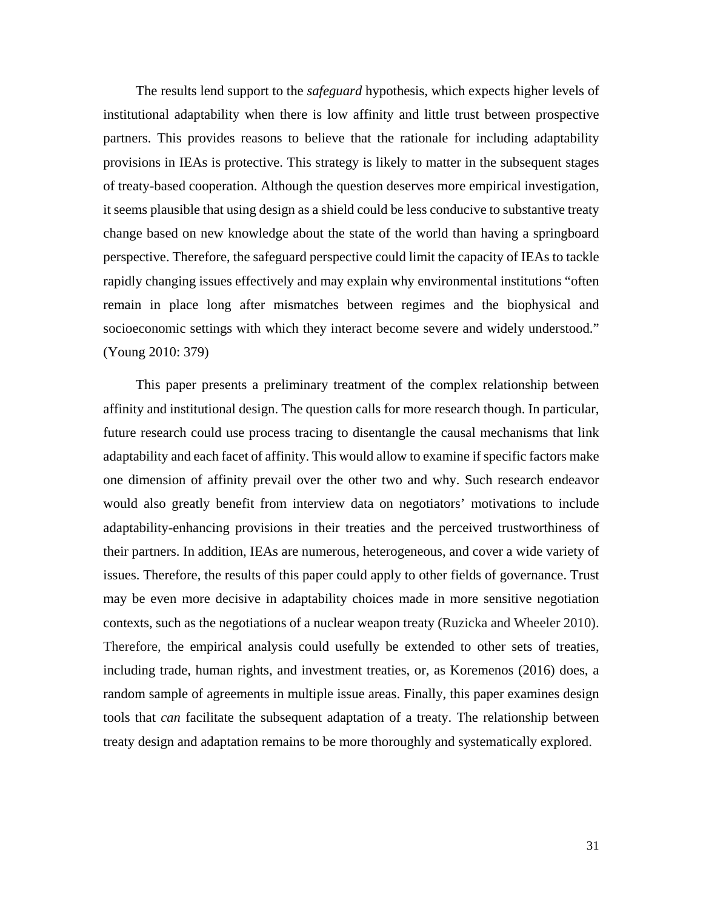The results lend support to the *safeguard* hypothesis, which expects higher levels of institutional adaptability when there is low affinity and little trust between prospective partners. This provides reasons to believe that the rationale for including adaptability provisions in IEAs is protective. This strategy is likely to matter in the subsequent stages of treaty-based cooperation. Although the question deserves more empirical investigation, it seems plausible that using design as a shield could be less conducive to substantive treaty change based on new knowledge about the state of the world than having a springboard perspective. Therefore, the safeguard perspective could limit the capacity of IEAs to tackle rapidly changing issues effectively and may explain why environmental institutions "often remain in place long after mismatches between regimes and the biophysical and socioeconomic settings with which they interact become severe and widely understood." (Young 2010: 379)

This paper presents a preliminary treatment of the complex relationship between affinity and institutional design. The question calls for more research though. In particular, future research could use process tracing to disentangle the causal mechanisms that link adaptability and each facet of affinity. This would allow to examine if specific factors make one dimension of affinity prevail over the other two and why. Such research endeavor would also greatly benefit from interview data on negotiators' motivations to include adaptability-enhancing provisions in their treaties and the perceived trustworthiness of their partners. In addition, IEAs are numerous, heterogeneous, and cover a wide variety of issues. Therefore, the results of this paper could apply to other fields of governance. Trust may be even more decisive in adaptability choices made in more sensitive negotiation contexts, such as the negotiations of a nuclear weapon treaty (Ruzicka and Wheeler 2010). Therefore, the empirical analysis could usefully be extended to other sets of treaties, including trade, human rights, and investment treaties, or, as Koremenos (2016) does, a random sample of agreements in multiple issue areas. Finally, this paper examines design tools that *can* facilitate the subsequent adaptation of a treaty. The relationship between treaty design and adaptation remains to be more thoroughly and systematically explored.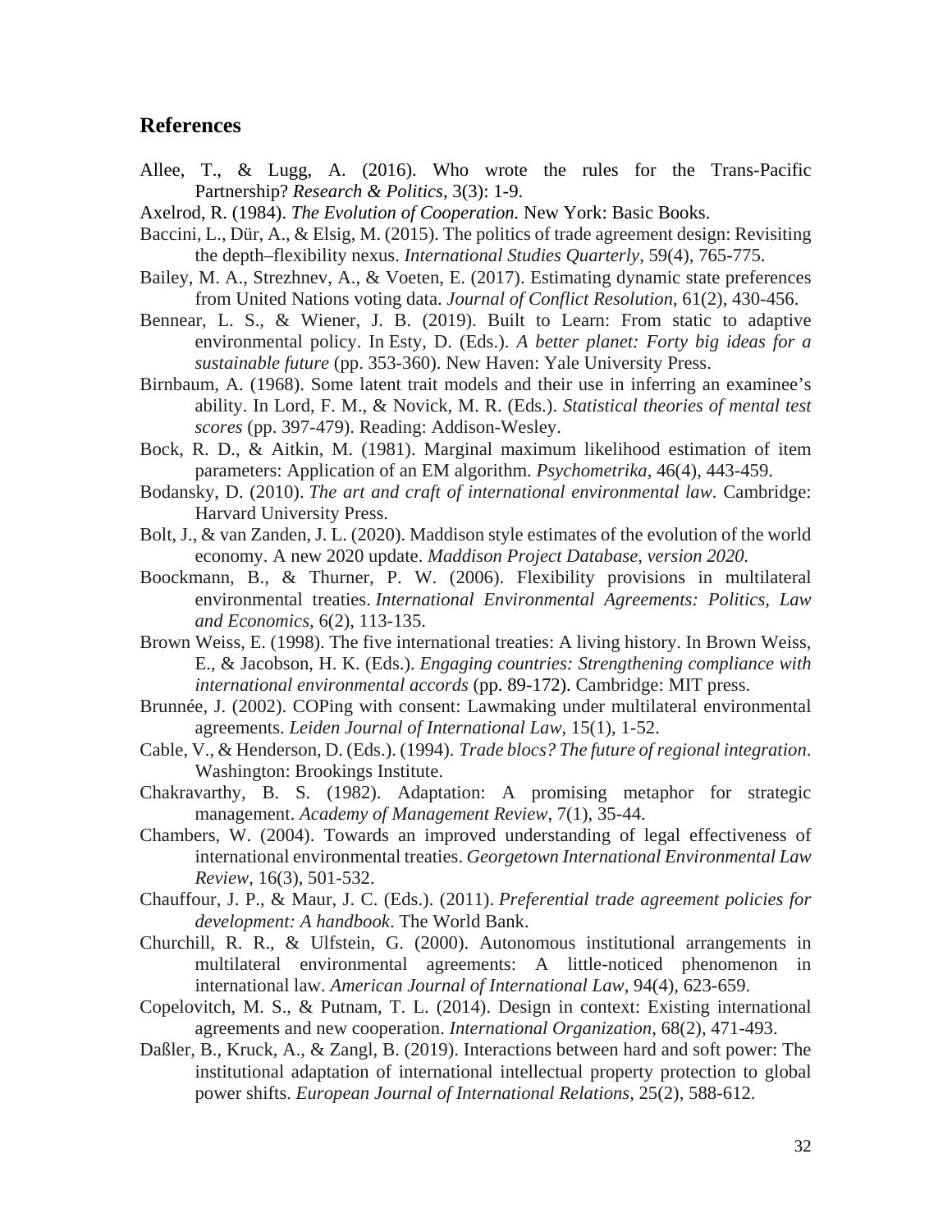## References

Allee, T., & Lugg, A. (2016). Who wrote the rules for the Trans-Pacific Partnership? *Research & Politics*, 3(3): 1-9.

Axelrod, R. (1984). *The Evolution of Cooperation.* New York: Basic Books.

Baccini, L., Dür, A., & Elsig, M. (2015). The politics of trade agreement design: Revisiting the depth–flexibility nexus. *International Studies Quarterly*, 59(4), 765-775.

Bailey, M. A., Strezhnev, A., & Voeten, E. (2017). Estimating dynamic state preferences from United Nations voting data. *Journal of Conflict Resolution*, 61(2), 430-456.

Bennear, L. S., & Wiener, J. B. (2019). Built to Learn: From static to adaptive environmental policy. In Esty, D. (Eds.). *A better planet: Forty big ideas for a sustainable future* (pp. 353-360). New Haven: Yale University Press.

Birnbaum, A. (1968). Some latent trait models and their use in inferring an examinee's ability. In Lord, F. M., & Novick, M. R. (Eds.). *Statistical theories of mental test scores* (pp. 397-479). Reading: Addison-Wesley.

Bock, R. D., & Aitkin, M. (1981). Marginal maximum likelihood estimation of item parameters: Application of an EM algorithm. *Psychometrika*, 46(4), 443-459.

Bodansky, D. (2010). *The art and craft of international environmental law*. Cambridge: Harvard University Press.

Bolt, J., & van Zanden, J. L. (2020). Maddison style estimates of the evolution of the world economy. A new 2020 update. *Maddison Project Database, version 2020.*

Boockmann, B., & Thurner, P. W. (2006). Flexibility provisions in multilateral environmental treaties. *International Environmental Agreements: Politics, Law and Economics*, 6(2), 113-135.

Brown Weiss, E. (1998). The five international treaties: A living history. In Brown Weiss, E., & Jacobson, H. K. (Eds.). *Engaging countries: Strengthening compliance with international environmental accords* (pp. 89-172). Cambridge: MIT press.

Brunnée, J. (2002). COPing with consent: Lawmaking under multilateral environmental agreements. *Leiden Journal of International Law*, 15(1), 1-52.

Cable, V., & Henderson, D. (Eds.). (1994). *Trade blocs? The future of regional integration*. Washington: Brookings Institute.

Chakravarthy, B. S. (1982). Adaptation: A promising metaphor for strategic management. *Academy of Management Review*, 7(1), 35-44.

Chambers, W. (2004). Towards an improved understanding of legal effectiveness of international environmental treaties. *Georgetown International Environmental Law Review*, 16(3), 501-532.

Chauffour, J. P., & Maur, J. C. (Eds.). (2011). *Preferential trade agreement policies for development: A handbook*. The World Bank.

Churchill, R. R., & Ulfstein, G. (2000). Autonomous institutional arrangements in multilateral environmental agreements: A little-noticed phenomenon in international law. *American Journal of International Law*, 94(4), 623-659.

Copelovitch, M. S., & Putnam, T. L. (2014). Design in context: Existing international agreements and new cooperation. *International Organization*, 68(2), 471-493.

Daßler, B., Kruck, A., & Zangl, B. (2019). Interactions between hard and soft power: The institutional adaptation of international intellectual property protection to global power shifts. *European Journal of International Relations*, 25(2), 588-612.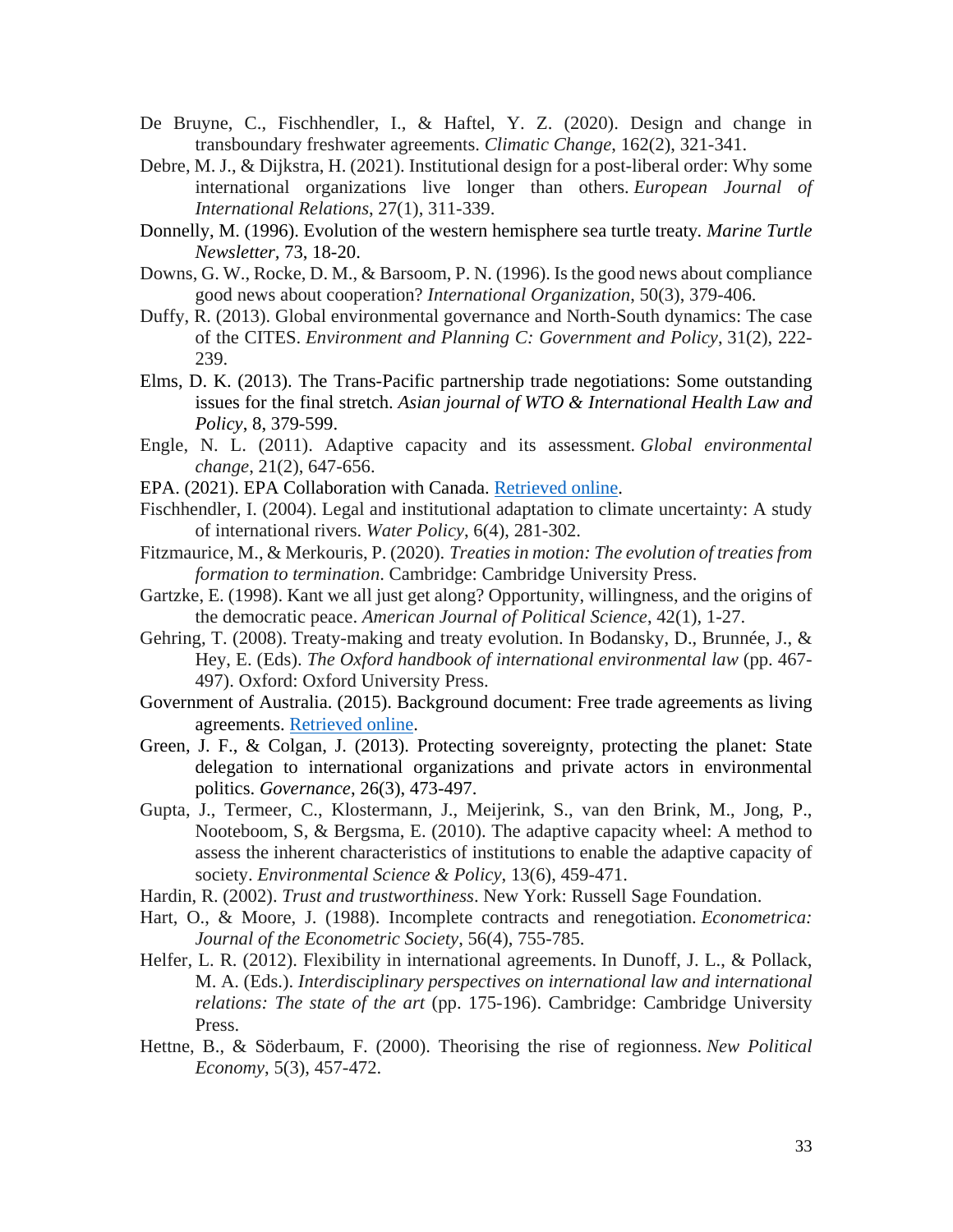De Bruyne, C., Fischhendler, I., & Haftel, Y. Z. (2020). Design and change in transboundary freshwater agreements. *Climatic Change*, 162(2), 321-341.

Debre, M. J., & Dijkstra, H. (2021). Institutional design for a post-liberal order: Why some international organizations live longer than others. *European Journal of International Relations*, 27(1), 311-339.

Donnelly, M. (1996). Evolution of the western hemisphere sea turtle treaty. *Marine Turtle Newsletter*, 73, 18-20.

Downs, G. W., Rocke, D. M., & Barsoom, P. N. (1996). Is the good news about compliance good news about cooperation? *International Organization*, 50(3), 379-406.

Duffy, R. (2013). Global environmental governance and North-South dynamics: The case of the CITES. *Environment and Planning C: Government and Policy*, 31(2), 222-239.

Elms, D. K. (2013). The Trans-Pacific partnership trade negotiations: Some outstanding issues for the final stretch. *Asian journal of WTO & International Health Law and Policy*, 8, 379-599.

Engle, N. L. (2011). Adaptive capacity and its assessment. *Global environmental change*, 21(2), 647-656.

EPA. (2021). EPA Collaboration with Canada. Retrieved online.

Fischhendler, I. (2004). Legal and institutional adaptation to climate uncertainty: A study of international rivers. *Water Policy*, 6(4), 281-302.

Fitzmaurice, M., & Merkouris, P. (2020). *Treaties in motion: The evolution of treaties from formation to termination*. Cambridge: Cambridge University Press.

Gartzke, E. (1998). Kant we all just get along? Opportunity, willingness, and the origins of the democratic peace. *American Journal of Political Science*, 42(1), 1-27.

Gehring, T. (2008). Treaty-making and treaty evolution. In Bodansky, D., Brunnée, J., & Hey, E. (Eds). *The Oxford handbook of international environmental law* (pp. 467-497). Oxford: Oxford University Press.

Government of Australia. (2015). Background document: Free trade agreements as living agreements. Retrieved online.

Green, J. F., & Colgan, J. (2013). Protecting sovereignty, protecting the planet: State delegation to international organizations and private actors in environmental politics. *Governance*, 26(3), 473-497.

Gupta, J., Termeer, C., Klostermann, J., Meijerink, S., van den Brink, M., Jong, P., Nooteboom, S, & Bergsma, E. (2010). The adaptive capacity wheel: A method to assess the inherent characteristics of institutions to enable the adaptive capacity of society. *Environmental Science & Policy*, 13(6), 459-471.

Hardin, R. (2002). *Trust and trustworthiness*. New York: Russell Sage Foundation.

Hart, O., & Moore, J. (1988). Incomplete contracts and renegotiation. *Econometrica: Journal of the Econometric Society*, 56(4), 755-785.

Helfer, L. R. (2012). Flexibility in international agreements. In Dunoff, J. L., & Pollack, M. A. (Eds.). *Interdisciplinary perspectives on international law and international relations: The state of the art* (pp. 175-196). Cambridge: Cambridge University Press.

Hettne, B., & Söderbaum, F. (2000). Theorising the rise of regionness. *New Political Economy*, 5(3), 457-472.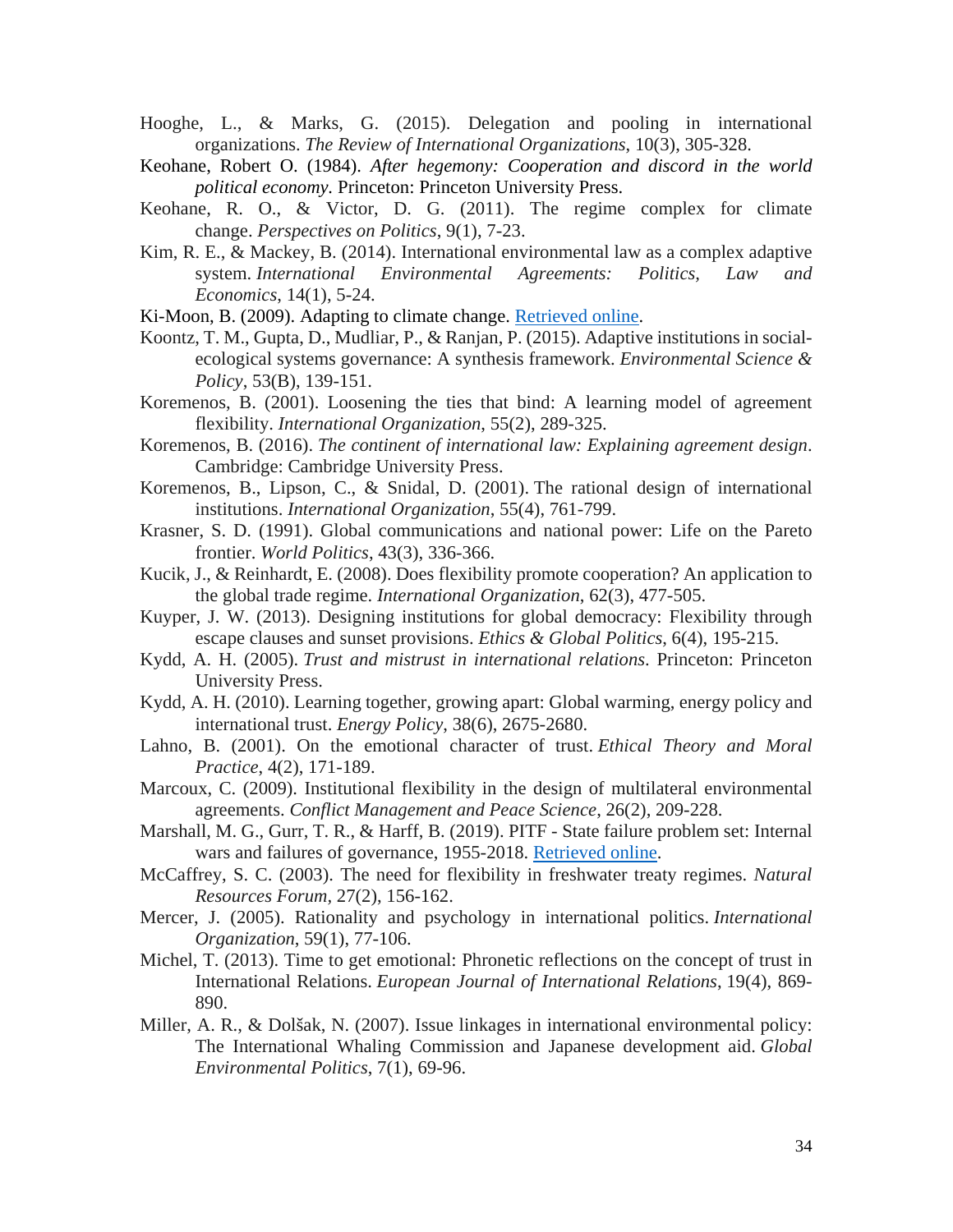Hooghe, L., & Marks, G. (2015). Delegation and pooling in international organizations. *The Review of International Organizations*, 10(3), 305-328.

Keohane, Robert O. (1984). *After hegemony: Cooperation and discord in the world political economy*. Princeton: Princeton University Press.

Keohane, R. O., & Victor, D. G. (2011). The regime complex for climate change. *Perspectives on Politics*, 9(1), 7-23.

Kim, R. E., & Mackey, B. (2014). International environmental law as a complex adaptive system. *International Environmental Agreements: Politics, Law and Economics*, 14(1), 5-24.

Ki-Moon, B. (2009). Adapting to climate change. Retrieved online.

Koontz, T. M., Gupta, D., Mudliar, P., & Ranjan, P. (2015). Adaptive institutions in social-ecological systems governance: A synthesis framework. *Environmental Science & Policy*, 53(B), 139-151.

Koremenos, B. (2001). Loosening the ties that bind: A learning model of agreement flexibility. *International Organization*, 55(2), 289-325.

Koremenos, B. (2016). *The continent of international law: Explaining agreement design*. Cambridge: Cambridge University Press.

Koremenos, B., Lipson, C., & Snidal, D. (2001). The rational design of international institutions. *International Organization*, 55(4), 761-799.

Krasner, S. D. (1991). Global communications and national power: Life on the Pareto frontier. *World Politics*, 43(3), 336-366.

Kucik, J., & Reinhardt, E. (2008). Does flexibility promote cooperation? An application to the global trade regime. *International Organization*, 62(3), 477-505.

Kuyper, J. W. (2013). Designing institutions for global democracy: Flexibility through escape clauses and sunset provisions. *Ethics & Global Politics*, 6(4), 195-215.

Kydd, A. H. (2005). *Trust and mistrust in international relations*. Princeton: Princeton University Press.

Kydd, A. H. (2010). Learning together, growing apart: Global warming, energy policy and international trust. *Energy Policy*, 38(6), 2675-2680.

Lahno, B. (2001). On the emotional character of trust. *Ethical Theory and Moral Practice*, 4(2), 171-189.

Marcoux, C. (2009). Institutional flexibility in the design of multilateral environmental agreements. *Conflict Management and Peace Science*, 26(2), 209-228.

Marshall, M. G., Gurr, T. R., & Harff, B. (2019). PITF - State failure problem set: Internal wars and failures of governance, 1955-2018. Retrieved online.

McCaffrey, S. C. (2003). The need for flexibility in freshwater treaty regimes. *Natural Resources Forum*, 27(2), 156-162.

Mercer, J. (2005). Rationality and psychology in international politics. *International Organization*, 59(1), 77-106.

Michel, T. (2013). Time to get emotional: Phronetic reflections on the concept of trust in International Relations. *European Journal of International Relations*, 19(4), 869-890.

Miller, A. R., & Dolšak, N. (2007). Issue linkages in international environmental policy: The International Whaling Commission and Japanese development aid. *Global Environmental Politics*, 7(1), 69-96.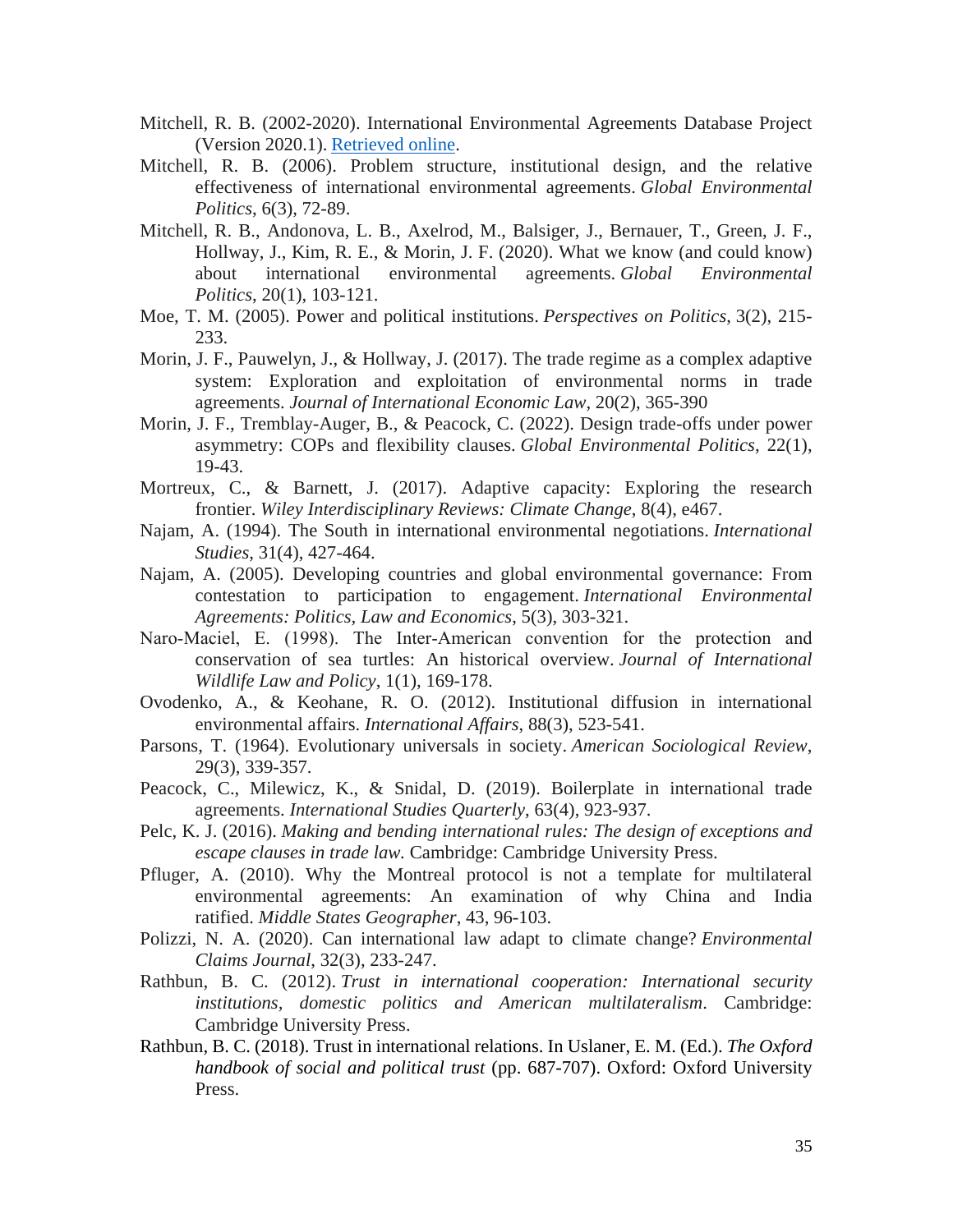Mitchell, R. B. (2002-2020). International Environmental Agreements Database Project (Version 2020.1). Retrieved online.

Mitchell, R. B. (2006). Problem structure, institutional design, and the relative effectiveness of international environmental agreements. *Global Environmental Politics*, 6(3), 72-89.

Mitchell, R. B., Andonova, L. B., Axelrod, M., Balsiger, J., Bernauer, T., Green, J. F., Hollway, J., Kim, R. E., & Morin, J. F. (2020). What we know (and could know) about international environmental agreements. *Global Environmental Politics*, 20(1), 103-121.

Moe, T. M. (2005). Power and political institutions. *Perspectives on Politics*, 3(2), 215-233.

Morin, J. F., Pauwelyn, J., & Hollway, J. (2017). The trade regime as a complex adaptive system: Exploration and exploitation of environmental norms in trade agreements. *Journal of International Economic Law*, 20(2), 365-390

Morin, J. F., Tremblay-Auger, B., & Peacock, C. (2022). Design trade-offs under power asymmetry: COPs and flexibility clauses. *Global Environmental Politics*, 22(1), 19-43.

Mortreux, C., & Barnett, J. (2017). Adaptive capacity: Exploring the research frontier. *Wiley Interdisciplinary Reviews: Climate Change*, 8(4), e467.

Najam, A. (1994). The South in international environmental negotiations. *International Studies*, 31(4), 427-464.

Najam, A. (2005). Developing countries and global environmental governance: From contestation to participation to engagement. *International Environmental Agreements: Politics, Law and Economics*, 5(3), 303-321.

Naro-Maciel, E. (1998). The Inter-American convention for the protection and conservation of sea turtles: An historical overview. *Journal of International Wildlife Law and Policy*, 1(1), 169-178.

Ovodenko, A., & Keohane, R. O. (2012). Institutional diffusion in international environmental affairs. *International Affairs*, 88(3), 523-541.

Parsons, T. (1964). Evolutionary universals in society. *American Sociological Review*, 29(3), 339-357.

Peacock, C., Milewicz, K., & Snidal, D. (2019). Boilerplate in international trade agreements. *International Studies Quarterly*, 63(4), 923-937.

Pelc, K. J. (2016). *Making and bending international rules: The design of exceptions and escape clauses in trade law.* Cambridge: Cambridge University Press.

Pfluger, A. (2010). Why the Montreal protocol is not a template for multilateral environmental agreements: An examination of why China and India ratified. *Middle States Geographer*, 43, 96-103.

Polizzi, N. A. (2020). Can international law adapt to climate change? *Environmental Claims Journal*, 32(3), 233-247.

Rathbun, B. C. (2012). *Trust in international cooperation: International security institutions, domestic politics and American multilateralism*. Cambridge: Cambridge University Press.

Rathbun, B. C. (2018). Trust in international relations. In Uslaner, E. M. (Ed.). *The Oxford handbook of social and political trust* (pp. 687-707). Oxford: Oxford University Press.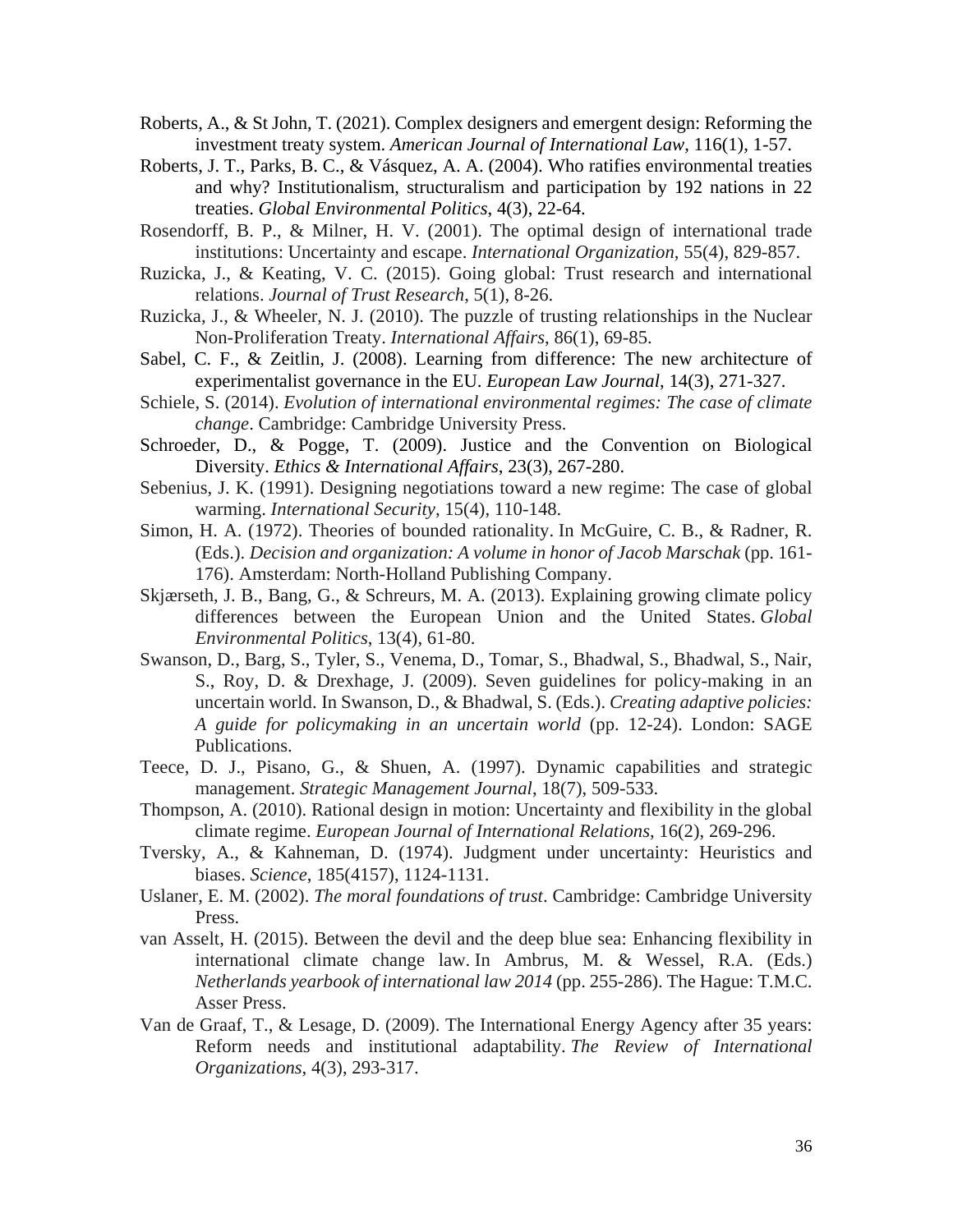Roberts, A., & St John, T. (2021). Complex designers and emergent design: Reforming the investment treaty system. *American Journal of International Law*, 116(1), 1-57.

Roberts, J. T., Parks, B. C., & Vásquez, A. A. (2004). Who ratifies environmental treaties and why? Institutionalism, structuralism and participation by 192 nations in 22 treaties. *Global Environmental Politics*, 4(3), 22-64.

Rosendorff, B. P., & Milner, H. V. (2001). The optimal design of international trade institutions: Uncertainty and escape. *International Organization*, 55(4), 829-857.

Ruzicka, J., & Keating, V. C. (2015). Going global: Trust research and international relations. *Journal of Trust Research*, 5(1), 8-26.

Ruzicka, J., & Wheeler, N. J. (2010). The puzzle of trusting relationships in the Nuclear Non-Proliferation Treaty. *International Affairs*, 86(1), 69-85.

Sabel, C. F., & Zeitlin, J. (2008). Learning from difference: The new architecture of experimentalist governance in the EU. *European Law Journal*, 14(3), 271-327.

Schiele, S. (2014). *Evolution of international environmental regimes: The case of climate change*. Cambridge: Cambridge University Press.

Schroeder, D., & Pogge, T. (2009). Justice and the Convention on Biological Diversity. *Ethics & International Affairs*, 23(3), 267-280.

Sebenius, J. K. (1991). Designing negotiations toward a new regime: The case of global warming. *International Security*, 15(4), 110-148.

Simon, H. A. (1972). Theories of bounded rationality. In McGuire, C. B., & Radner, R. (Eds.). *Decision and organization: A volume in honor of Jacob Marschak* (pp. 161-176). Amsterdam: North-Holland Publishing Company.

Skjærseth, J. B., Bang, G., & Schreurs, M. A. (2013). Explaining growing climate policy differences between the European Union and the United States. *Global Environmental Politics*, 13(4), 61-80.

Swanson, D., Barg, S., Tyler, S., Venema, D., Tomar, S., Bhadwal, S., Bhadwal, S., Nair, S., Roy, D. & Drexhage, J. (2009). Seven guidelines for policy-making in an uncertain world. In Swanson, D., & Bhadwal, S. (Eds.). *Creating adaptive policies: A guide for policymaking in an uncertain world* (pp. 12-24). London: SAGE Publications.

Teece, D. J., Pisano, G., & Shuen, A. (1997). Dynamic capabilities and strategic management. *Strategic Management Journal*, 18(7), 509-533.

Thompson, A. (2010). Rational design in motion: Uncertainty and flexibility in the global climate regime. *European Journal of International Relations*, 16(2), 269-296.

Tversky, A., & Kahneman, D. (1974). Judgment under uncertainty: Heuristics and biases. *Science*, 185(4157), 1124-1131.

Uslaner, E. M. (2002). *The moral foundations of trust*. Cambridge: Cambridge University Press.

van Asselt, H. (2015). Between the devil and the deep blue sea: Enhancing flexibility in international climate change law. In Ambrus, M. & Wessel, R.A. (Eds.) *Netherlands yearbook of international law 2014* (pp. 255-286). The Hague: T.M.C. Asser Press.

Van de Graaf, T., & Lesage, D. (2009). The International Energy Agency after 35 years: Reform needs and institutional adaptability. *The Review of International Organizations*, 4(3), 293-317.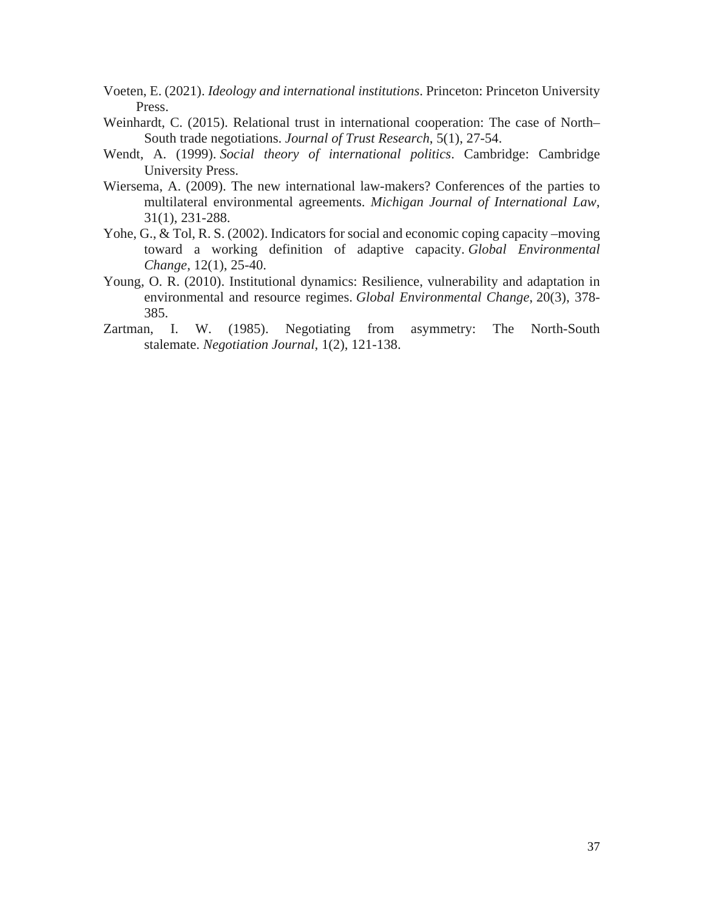Voeten, E. (2021). *Ideology and international institutions*. Princeton: Princeton University Press.

Weinhardt, C. (2015). Relational trust in international cooperation: The case of North–South trade negotiations. *Journal of Trust Research*, 5(1), 27-54.

Wendt, A. (1999). *Social theory of international politics*. Cambridge: Cambridge University Press.

Wiersema, A. (2009). The new international law-makers? Conferences of the parties to multilateral environmental agreements. *Michigan Journal of International Law*, 31(1), 231-288.

Yohe, G., & Tol, R. S. (2002). Indicators for social and economic coping capacity –moving toward a working definition of adaptive capacity. *Global Environmental Change*, 12(1), 25-40.

Young, O. R. (2010). Institutional dynamics: Resilience, vulnerability and adaptation in environmental and resource regimes. *Global Environmental Change*, 20(3), 378-385.

Zartman, I. W. (1985). Negotiating from asymmetry: The North-South stalemate. *Negotiation Journal*, 1(2), 121-138.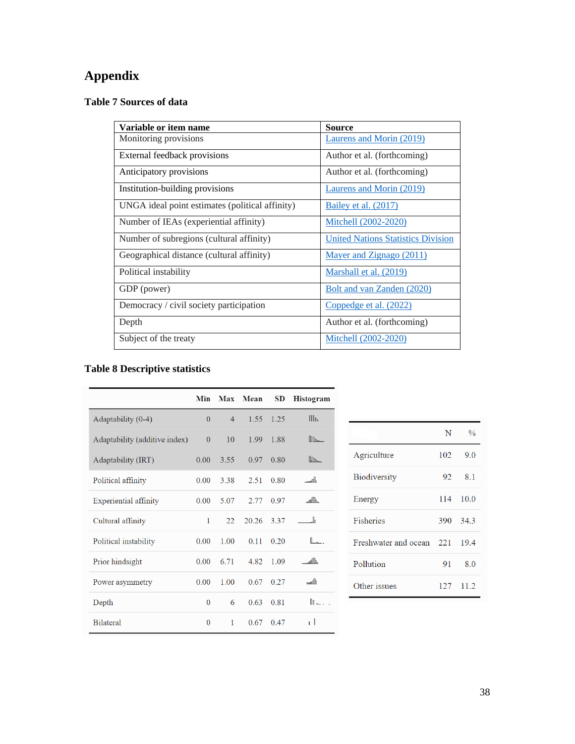# Appendix

## Table 7 Sources of data

| Variable or item name | Source |
| --- | --- |
| Monitoring provisions | Laurens and Morin (2019) |
| External feedback provisions | Author et al. (forthcoming) |
| Anticipatory provisions | Author et al. (forthcoming) |
| Institution-building provisions | Laurens and Morin (2019) |
| UNGA ideal point estimates (political affinity) | Bailey et al. (2017) |
| Number of IEAs (experiential affinity) | Mitchell (2002-2020) |
| Number of subregions (cultural affinity) | United Nations Statistics Division |
| Geographical distance (cultural affinity) | Mayer and Zignago (2011) |
| Political instability | Marshall et al. (2019) |
| GDP (power) | Bolt and van Zanden (2020) |
| Democracy / civil society participation | Coppedge et al. (2022) |
| Depth | Author et al. (forthcoming) |
| Subject of the treaty | Mitchell (2002-2020) |

## Table 8 Descriptive statistics

|  | Min | Max | Mean | SD | Histogram |
| --- | --- | --- | --- | --- | --- |
| Adaptability (0-4) | 0 | 4 | 1.55 | 1.25 | |
| Adaptability (additive index) | 0 | 10 | 1.99 | 1.88 | |
| Adaptability (IRT) | 0.00 | 3.55 | 0.97 | 0.80 | |
| Political affinity | 0.00 | 3.38 | 2.51 | 0.80 | |
| Experiential affinity | 0.00 | 5.07 | 2.77 | 0.97 | |
| Cultural affinity | 1 | 22 | 20.26 | 3.37 | |
| Political instability | 0.00 | 1.00 | 0.11 | 0.20 | |
| Prior hindsight | 0.00 | 6.71 | 4.82 | 1.09 | |
| Power asymmetry | 0.00 | 1.00 | 0.67 | 0.27 | |
| Depth | 0 | 6 | 0.63 | 0.81 | |
| Bilateral | 0 | 1 | 0.67 | 0.47 | |

|  | N | % |
| --- | --- | --- |
| Agriculture | 102 | 9.0 |
| Biodiversity | 92 | 8.1 |
| Energy | 114 | 10.0 |
| Fisheries | 390 | 34.3 |
| Freshwater and ocean | 221 | 19.4 |
| Pollution | 91 | 8.0 |
| Other issues | 127 | 11.2 |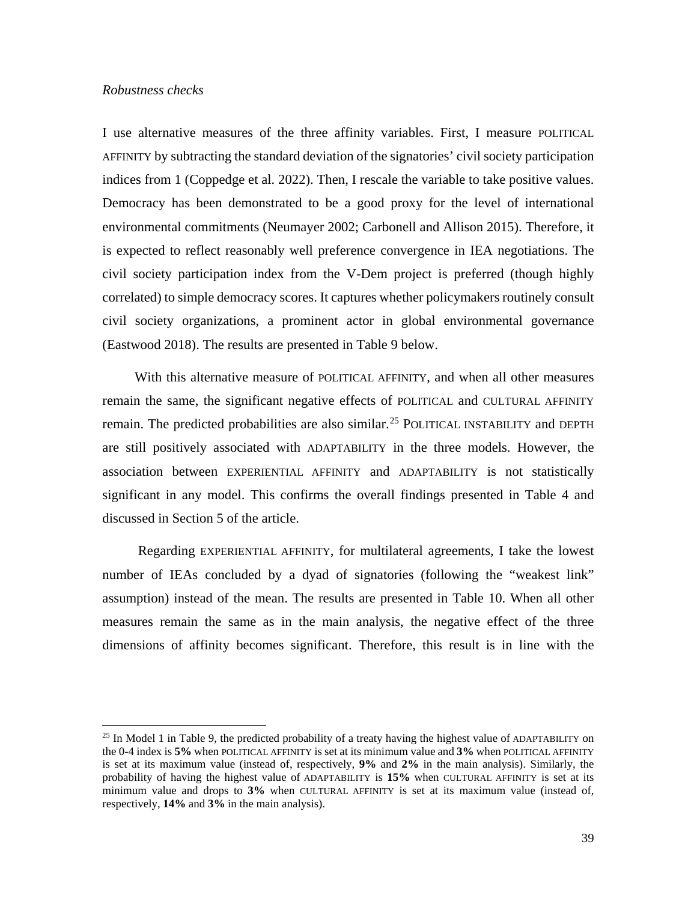*Robustness checks*

I use alternative measures of the three affinity variables. First, I measure POLITICAL AFFINITY by subtracting the standard deviation of the signatories' civil society participation indices from 1 (Coppedge et al. 2022). Then, I rescale the variable to take positive values. Democracy has been demonstrated to be a good proxy for the level of international environmental commitments (Neumayer 2002; Carbonell and Allison 2015). Therefore, it is expected to reflect reasonably well preference convergence in IEA negotiations. The civil society participation index from the V-Dem project is preferred (though highly correlated) to simple democracy scores. It captures whether policymakers routinely consult civil society organizations, a prominent actor in global environmental governance (Eastwood 2018). The results are presented in Table 9 below.

With this alternative measure of POLITICAL AFFINITY, and when all other measures remain the same, the significant negative effects of POLITICAL and CULTURAL AFFINITY remain. The predicted probabilities are also similar.[25] POLITICAL INSTABILITY and DEPTH are still positively associated with ADAPTABILITY in the three models. However, the association between EXPERIENTIAL AFFINITY and ADAPTABILITY is not statistically significant in any model. This confirms the overall findings presented in Table 4 and discussed in Section 5 of the article.

Regarding EXPERIENTIAL AFFINITY, for multilateral agreements, I take the lowest number of IEAs concluded by a dyad of signatories (following the "weakest link" assumption) instead of the mean. The results are presented in Table 10. When all other measures remain the same as in the main analysis, the negative effect of the three dimensions of affinity becomes significant. Therefore, this result is in line with the

[25] In Model 1 in Table 9, the predicted probability of a treaty having the highest value of ADAPTABILITY on the 0-4 index is **5%** when POLITICAL AFFINITY is set at its minimum value and **3%** when POLITICAL AFFINITY is set at its maximum value (instead of, respectively, **9%** and **2%** in the main analysis). Similarly, the probability of having the highest value of ADAPTABILITY is **15%** when CULTURAL AFFINITY is set at its minimum value and drops to **3%** when CULTURAL AFFINITY is set at its maximum value (instead of, respectively, **14%** and **3%** in the main analysis).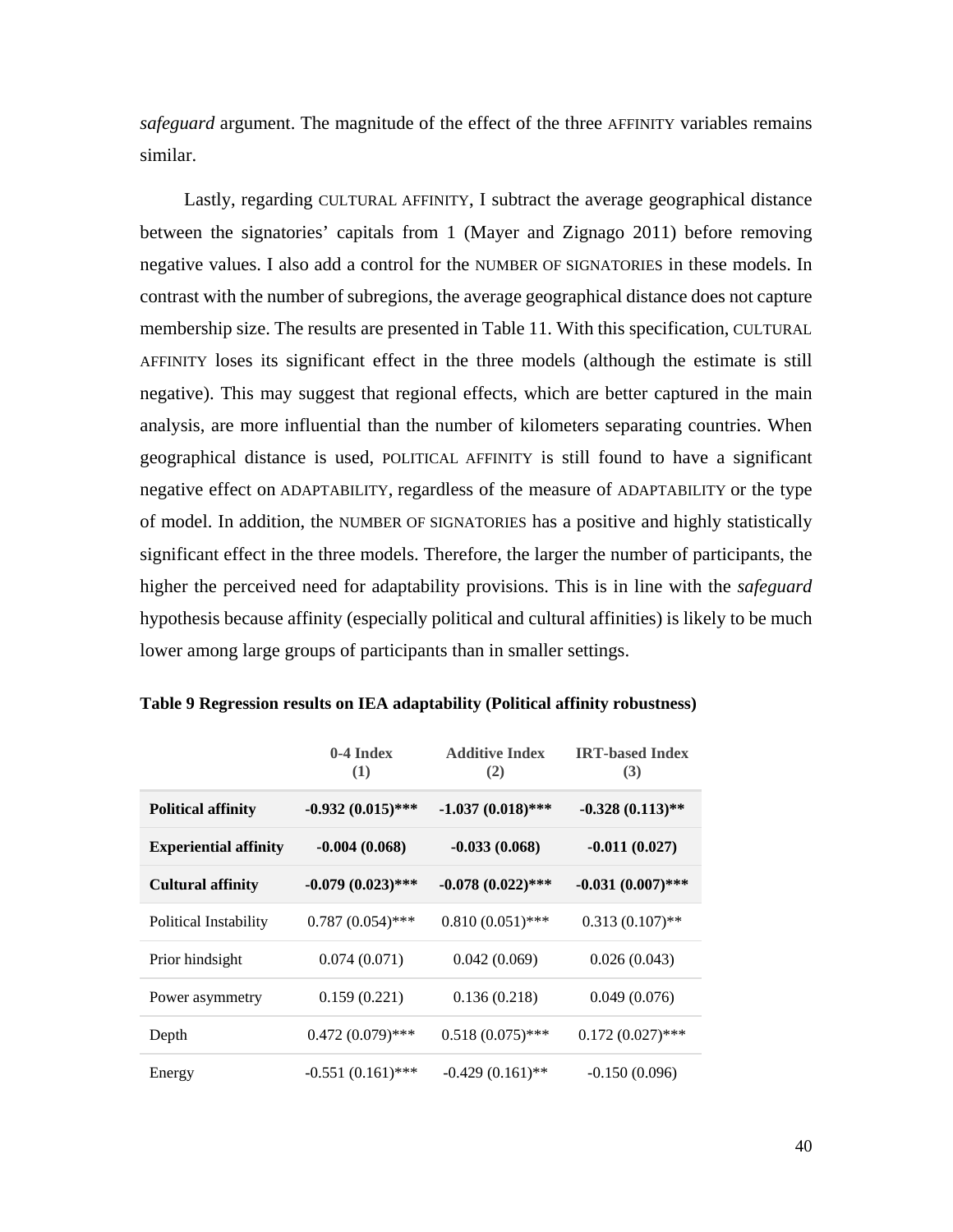*safeguard* argument. The magnitude of the effect of the three AFFINITY variables remains similar.

Lastly, regarding CULTURAL AFFINITY, I subtract the average geographical distance between the signatories' capitals from 1 (Mayer and Zignago 2011) before removing negative values. I also add a control for the NUMBER OF SIGNATORIES in these models. In contrast with the number of subregions, the average geographical distance does not capture membership size. The results are presented in Table 11. With this specification, CULTURAL AFFINITY loses its significant effect in the three models (although the estimate is still negative). This may suggest that regional effects, which are better captured in the main analysis, are more influential than the number of kilometers separating countries. When geographical distance is used, POLITICAL AFFINITY is still found to have a significant negative effect on ADAPTABILITY, regardless of the measure of ADAPTABILITY or the type of model. In addition, the NUMBER OF SIGNATORIES has a positive and highly statistically significant effect in the three models. Therefore, the larger the number of participants, the higher the perceived need for adaptability provisions. This is in line with the *safeguard* hypothesis because affinity (especially political and cultural affinities) is likely to be much lower among large groups of participants than in smaller settings.

**Table 9 Regression results on IEA adaptability (Political affinity robustness)**

| | 0-4 Index (1) | Additive Index (2) | IRT-based Index (3) |
|---|---|---|---|
| **Political affinity** | **-0.932 (0.015)*** ** | **-1.037 (0.018)*** ** | **-0.328 (0.113)** ** |
| **Experiential affinity** | **-0.004 (0.068)** | **-0.033 (0.068)** | **-0.011 (0.027)** |
| **Cultural affinity** | **-0.079 (0.023)*** ** | **-0.078 (0.022)*** ** | **-0.031 (0.007)*** ** |
| Political Instability | 0.787 (0.054)*** | 0.810 (0.051)*** | 0.313 (0.107)** |
| Prior hindsight | 0.074 (0.071) | 0.042 (0.069) | 0.026 (0.043) |
| Power asymmetry | 0.159 (0.221) | 0.136 (0.218) | 0.049 (0.076) |
| Depth | 0.472 (0.079)*** | 0.518 (0.075)*** | 0.172 (0.027)*** |
| Energy | -0.551 (0.161)*** | -0.429 (0.161)** | -0.150 (0.096) |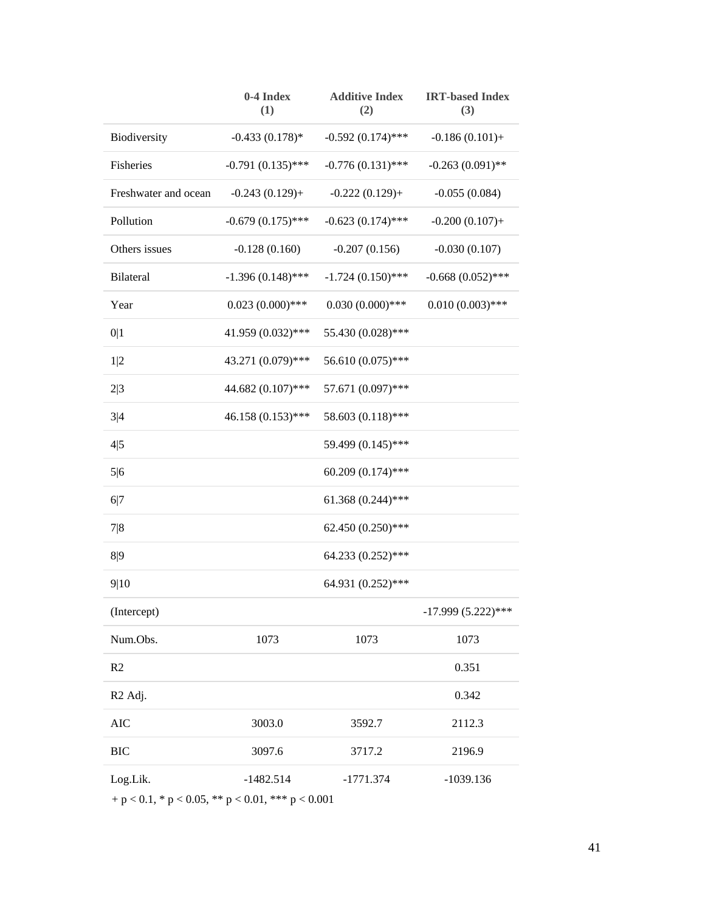| | 0-4 Index<br>(1) | Additive Index<br>(2) | IRT-based Index<br>(3) |
|---|---|---|---|
| Biodiversity | -0.433 (0.178)* | -0.592 (0.174)*** | -0.186 (0.101)+ |
| Fisheries | -0.791 (0.135)*** | -0.776 (0.131)*** | -0.263 (0.091)** |
| Freshwater and ocean | -0.243 (0.129)+ | -0.222 (0.129)+ | -0.055 (0.084) |
| Pollution | -0.679 (0.175)*** | -0.623 (0.174)*** | -0.200 (0.107)+ |
| Others issues | -0.128 (0.160) | -0.207 (0.156) | -0.030 (0.107) |
| Bilateral | -1.396 (0.148)*** | -1.724 (0.150)*** | -0.668 (0.052)*** |
| Year | 0.023 (0.000)*** | 0.030 (0.000)*** | 0.010 (0.003)*** |
| 0\|1 | 41.959 (0.032)*** | 55.430 (0.028)*** | |
| 1\|2 | 43.271 (0.079)*** | 56.610 (0.075)*** | |
| 2\|3 | 44.682 (0.107)*** | 57.671 (0.097)*** | |
| 3\|4 | 46.158 (0.153)*** | 58.603 (0.118)*** | |
| 4\|5 | | 59.499 (0.145)*** | |
| 5\|6 | | 60.209 (0.174)*** | |
| 6\|7 | | 61.368 (0.244)*** | |
| 7\|8 | | 62.450 (0.250)*** | |
| 8\|9 | | 64.233 (0.252)*** | |
| 9\|10 | | 64.931 (0.252)*** | |
| (Intercept) | | | -17.999 (5.222)*** |
| Num.Obs. | 1073 | 1073 | 1073 |
| R2 | | | 0.351 |
| R2 Adj. | | | 0.342 |
| AIC | 3003.0 | 3592.7 | 2112.3 |
| BIC | 3097.6 | 3717.2 | 2196.9 |
| Log.Lik. | -1482.514 | -1771.374 | -1039.136 |

+ $p < 0.1$, * $p < 0.05$, ** $p < 0.01$, *** $p < 0.001$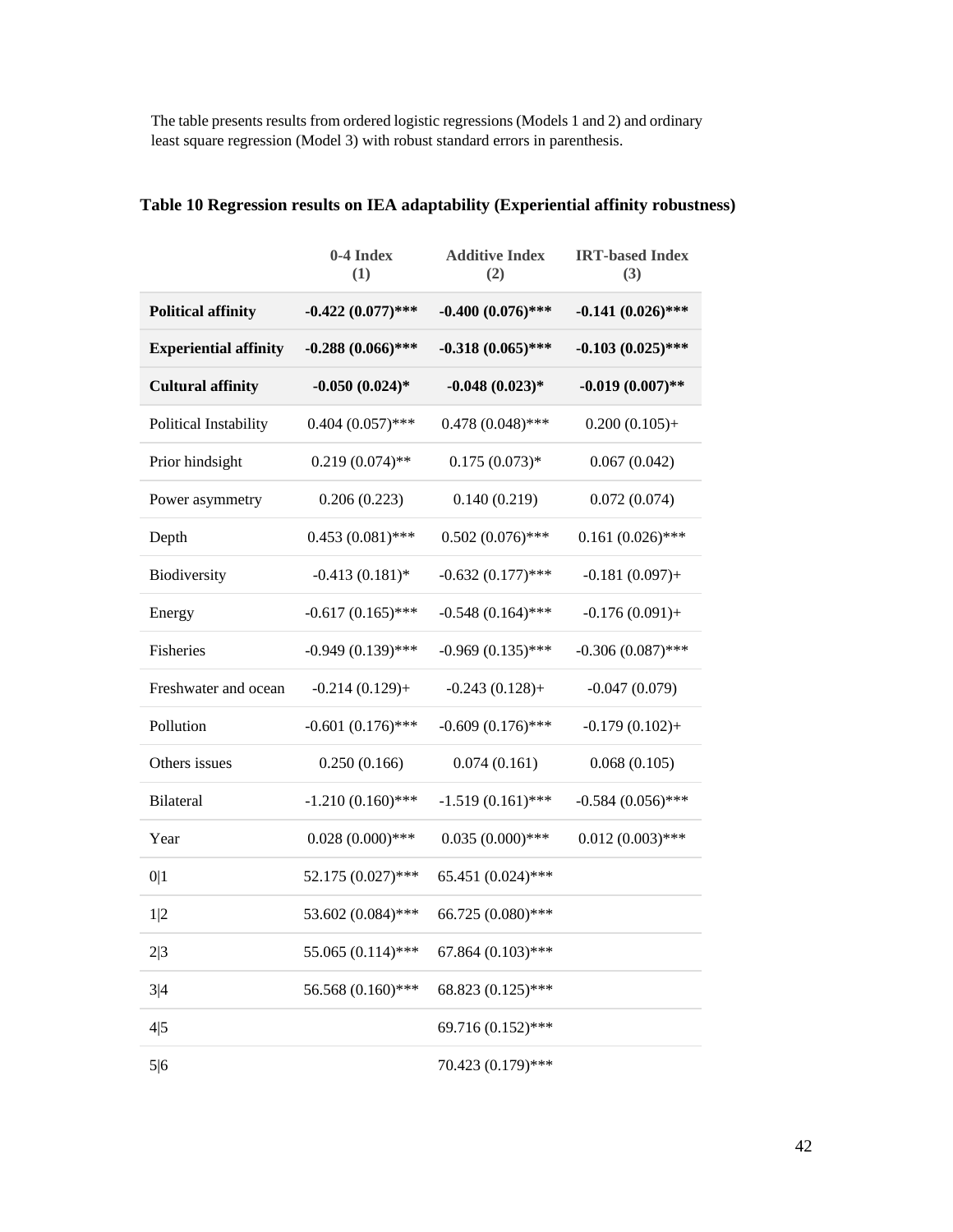The table presents results from ordered logistic regressions (Models 1 and 2) and ordinary least square regression (Model 3) with robust standard errors in parenthesis.

**Table 10 Regression results on IEA adaptability (Experiential affinity robustness)**

| | 0-4 Index (1) | Additive Index (2) | IRT-based Index (3) |
|---|---|---|---|
| **Political affinity** | **-0.422 (0.077)*** ** | **-0.400 (0.076)*** ** | **-0.141 (0.026)*** ** |
| **Experiential affinity** | **-0.288 (0.066)*** ** | **-0.318 (0.065)*** ** | **-0.103 (0.025)*** ** |
| **Cultural affinity** | **-0.050 (0.024)* ** | **-0.048 (0.023)* ** | **-0.019 (0.007)** ** |
| Political Instability | 0.404 (0.057)*** | 0.478 (0.048)*** | 0.200 (0.105)+ |
| Prior hindsight | 0.219 (0.074)** | 0.175 (0.073)* | 0.067 (0.042) |
| Power asymmetry | 0.206 (0.223) | 0.140 (0.219) | 0.072 (0.074) |
| Depth | 0.453 (0.081)*** | 0.502 (0.076)*** | 0.161 (0.026)*** |
| Biodiversity | -0.413 (0.181)* | -0.632 (0.177)*** | -0.181 (0.097)+ |
| Energy | -0.617 (0.165)*** | -0.548 (0.164)*** | -0.176 (0.091)+ |
| Fisheries | -0.949 (0.139)*** | -0.969 (0.135)*** | -0.306 (0.087)*** |
| Freshwater and ocean | -0.214 (0.129)+ | -0.243 (0.128)+ | -0.047 (0.079) |
| Pollution | -0.601 (0.176)*** | -0.609 (0.176)*** | -0.179 (0.102)+ |
| Others issues | 0.250 (0.166) | 0.074 (0.161) | 0.068 (0.105) |
| Bilateral | -1.210 (0.160)*** | -1.519 (0.161)*** | -0.584 (0.056)*** |
| Year | 0.028 (0.000)*** | 0.035 (0.000)*** | 0.012 (0.003)*** |
| 0\|1 | 52.175 (0.027)*** | 65.451 (0.024)*** | |
| 1\|2 | 53.602 (0.084)*** | 66.725 (0.080)*** | |
| 2\|3 | 55.065 (0.114)*** | 67.864 (0.103)*** | |
| 3\|4 | 56.568 (0.160)*** | 68.823 (0.125)*** | |
| 4\|5 | | 69.716 (0.152)*** | |
| 5\|6 | | 70.423 (0.179)*** | |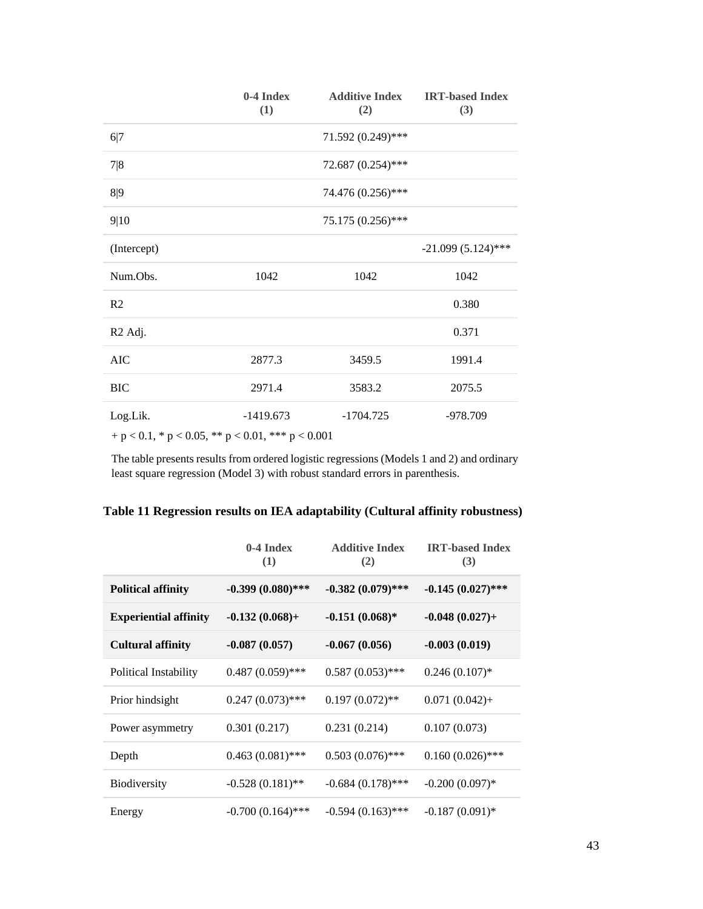|  | 0-4 Index (1) | Additive Index (2) | IRT-based Index (3) |
|---|---|---|---|
| 6\|7 |  | 71.592 (0.249)*** |  |
| 7\|8 |  | 72.687 (0.254)*** |  |
| 8\|9 |  | 74.476 (0.256)*** |  |
| 9\|10 |  | 75.175 (0.256)*** |  |
| (Intercept) |  |  | -21.099 (5.124)*** |
| Num.Obs. | 1042 | 1042 | 1042 |
| R2 |  |  | 0.380 |
| R2 Adj. |  |  | 0.371 |
| AIC | 2877.3 | 3459.5 | 1991.4 |
| BIC | 2971.4 | 3583.2 | 2075.5 |
| Log.Lik. | -1419.673 | -1704.725 | -978.709 |

+ p < 0.1, * p < 0.05, ** p < 0.01, *** p < 0.001

The table presents results from ordered logistic regressions (Models 1 and 2) and ordinary least square regression (Model 3) with robust standard errors in parenthesis.

**Table 11 Regression results on IEA adaptability (Cultural affinity robustness)**

|  | 0-4 Index (1) | Additive Index (2) | IRT-based Index (3) |
|---|---|---|---|
| **Political affinity** | **-0.399 (0.080)*** ** | **-0.382 (0.079)*** ** | **-0.145 (0.027)*** ** |
| **Experiential affinity** | **-0.132 (0.068)+** | **-0.151 (0.068)*** | **-0.048 (0.027)+** |
| **Cultural affinity** | **-0.087 (0.057)** | **-0.067 (0.056)** | **-0.003 (0.019)** |
| Political Instability | 0.487 (0.059)*** | 0.587 (0.053)*** | 0.246 (0.107)* |
| Prior hindsight | 0.247 (0.073)*** | 0.197 (0.072)** | 0.071 (0.042)+ |
| Power asymmetry | 0.301 (0.217) | 0.231 (0.214) | 0.107 (0.073) |
| Depth | 0.463 (0.081)*** | 0.503 (0.076)*** | 0.160 (0.026)*** |
| Biodiversity | -0.528 (0.181)** | -0.684 (0.178)*** | -0.200 (0.097)* |
| Energy | -0.700 (0.164)*** | -0.594 (0.163)*** | -0.187 (0.091)* |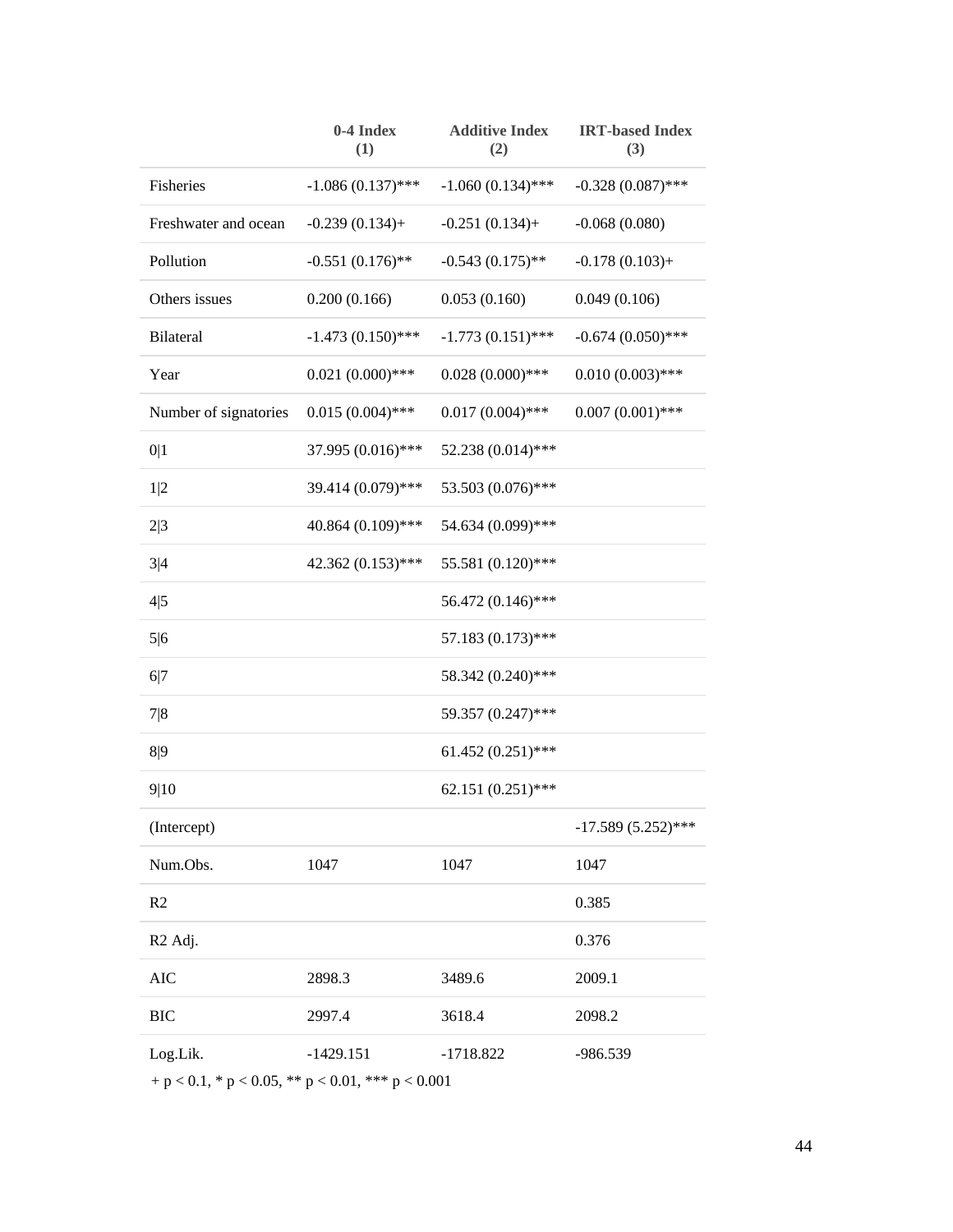| | 0-4 Index (1) | Additive Index (2) | IRT-based Index (3) |
|---|---|---|---|
| Fisheries | -1.086 (0.137)*** | -1.060 (0.134)*** | -0.328 (0.087)*** |
| Freshwater and ocean | -0.239 (0.134)+ | -0.251 (0.134)+ | -0.068 (0.080) |
| Pollution | -0.551 (0.176)** | -0.543 (0.175)** | -0.178 (0.103)+ |
| Others issues | 0.200 (0.166) | 0.053 (0.160) | 0.049 (0.106) |
| Bilateral | -1.473 (0.150)*** | -1.773 (0.151)*** | -0.674 (0.050)*** |
| Year | 0.021 (0.000)*** | 0.028 (0.000)*** | 0.010 (0.003)*** |
| Number of signatories | 0.015 (0.004)*** | 0.017 (0.004)*** | 0.007 (0.001)*** |
| 0\|1 | 37.995 (0.016)*** | 52.238 (0.014)*** | |
| 1\|2 | 39.414 (0.079)*** | 53.503 (0.076)*** | |
| 2\|3 | 40.864 (0.109)*** | 54.634 (0.099)*** | |
| 3\|4 | 42.362 (0.153)*** | 55.581 (0.120)*** | |
| 4\|5 | | 56.472 (0.146)*** | |
| 5\|6 | | 57.183 (0.173)*** | |
| 6\|7 | | 58.342 (0.240)*** | |
| 7\|8 | | 59.357 (0.247)*** | |
| 8\|9 | | 61.452 (0.251)*** | |
| 9\|10 | | 62.151 (0.251)*** | |
| (Intercept) | | | -17.589 (5.252)*** |
| Num.Obs. | 1047 | 1047 | 1047 |
| R2 | | | 0.385 |
| R2 Adj. | | | 0.376 |
| AIC | 2898.3 | 3489.6 | 2009.1 |
| BIC | 2997.4 | 3618.4 | 2098.2 |
| Log.Lik. | -1429.151 | -1718.822 | -986.539 |

+ $p < 0.1$, * $p < 0.05$, ** $p < 0.01$, *** $p < 0.001$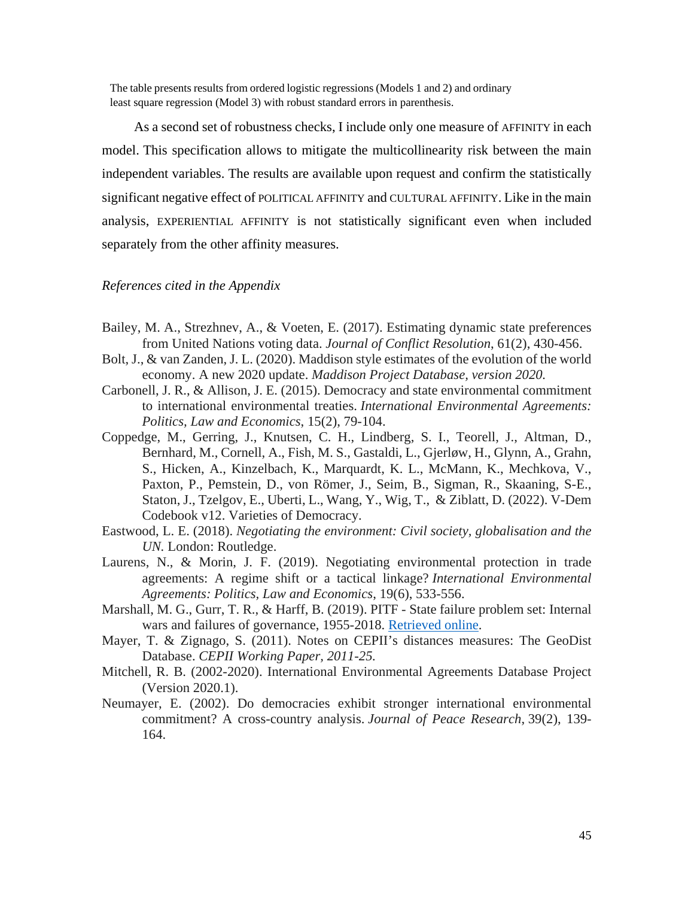The table presents results from ordered logistic regressions (Models 1 and 2) and ordinary least square regression (Model 3) with robust standard errors in parenthesis.

As a second set of robustness checks, I include only one measure of AFFINITY in each model. This specification allows to mitigate the multicollinearity risk between the main independent variables. The results are available upon request and confirm the statistically significant negative effect of POLITICAL AFFINITY and CULTURAL AFFINITY. Like in the main analysis, EXPERIENTIAL AFFINITY is not statistically significant even when included separately from the other affinity measures.

*References cited in the Appendix*

Bailey, M. A., Strezhnev, A., & Voeten, E. (2017). Estimating dynamic state preferences from United Nations voting data. *Journal of Conflict Resolution*, 61(2), 430-456.

Bolt, J., & van Zanden, J. L. (2020). Maddison style estimates of the evolution of the world economy. A new 2020 update. *Maddison Project Database, version 2020.*

Carbonell, J. R., & Allison, J. E. (2015). Democracy and state environmental commitment to international environmental treaties. *International Environmental Agreements: Politics, Law and Economics*, 15(2), 79-104.

Coppedge, M., Gerring, J., Knutsen, C. H., Lindberg, S. I., Teorell, J., Altman, D., Bernhard, M., Cornell, A., Fish, M. S., Gastaldi, L., Gjerløw, H., Glynn, A., Grahn, S., Hicken, A., Kinzelbach, K., Marquardt, K. L., McMann, K., Mechkova, V., Paxton, P., Pemstein, D., von Römer, J., Seim, B., Sigman, R., Skaaning, S-E., Staton, J., Tzelgov, E., Uberti, L., Wang, Y., Wig, T., & Ziblatt, D. (2022). V-Dem Codebook v12. Varieties of Democracy.

Eastwood, L. E. (2018). *Negotiating the environment: Civil society, globalisation and the UN.* London: Routledge.

Laurens, N., & Morin, J. F. (2019). Negotiating environmental protection in trade agreements: A regime shift or a tactical linkage? *International Environmental Agreements: Politics, Law and Economics*, 19(6), 533-556.

Marshall, M. G., Gurr, T. R., & Harff, B. (2019). PITF - State failure problem set: Internal wars and failures of governance, 1955-2018. Retrieved online.

Mayer, T. & Zignago, S. (2011). Notes on CEPII's distances measures: The GeoDist Database. *CEPII Working Paper, 2011-25.*

Mitchell, R. B. (2002-2020). International Environmental Agreements Database Project (Version 2020.1).

Neumayer, E. (2002). Do democracies exhibit stronger international environmental commitment? A cross-country analysis. *Journal of Peace Research*, 39(2), 139-164.